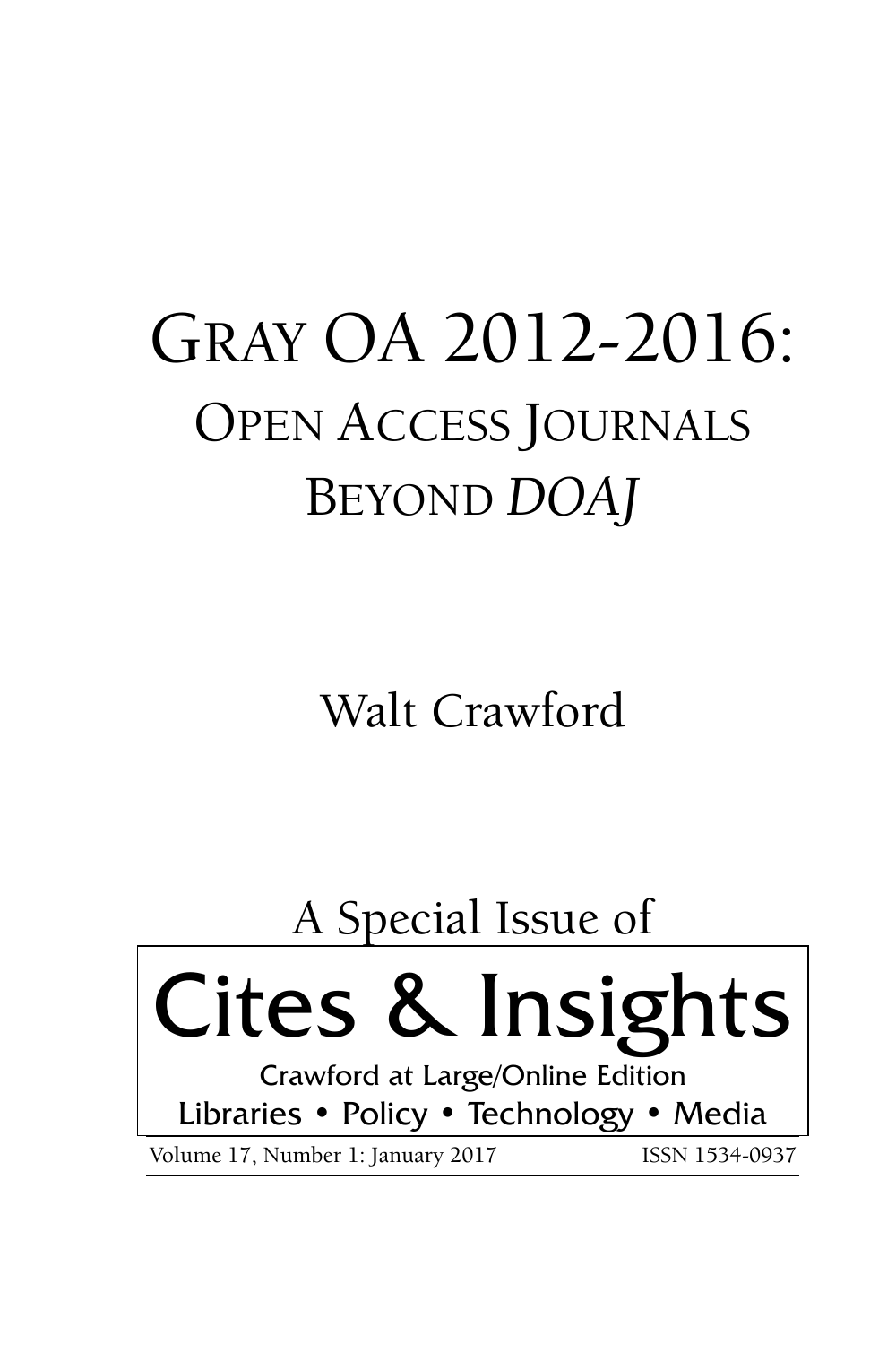# Gray OA 2012-2016: Open Access Journals Beyond *DOAJ*

Walt Crawford

A Special Issue of

**Cites & Insights**

Crawford at Large/Online Edition

Libraries • Policy • Technology • Media

Volume 17, Number 1: January 2017 ISSN 1534-0937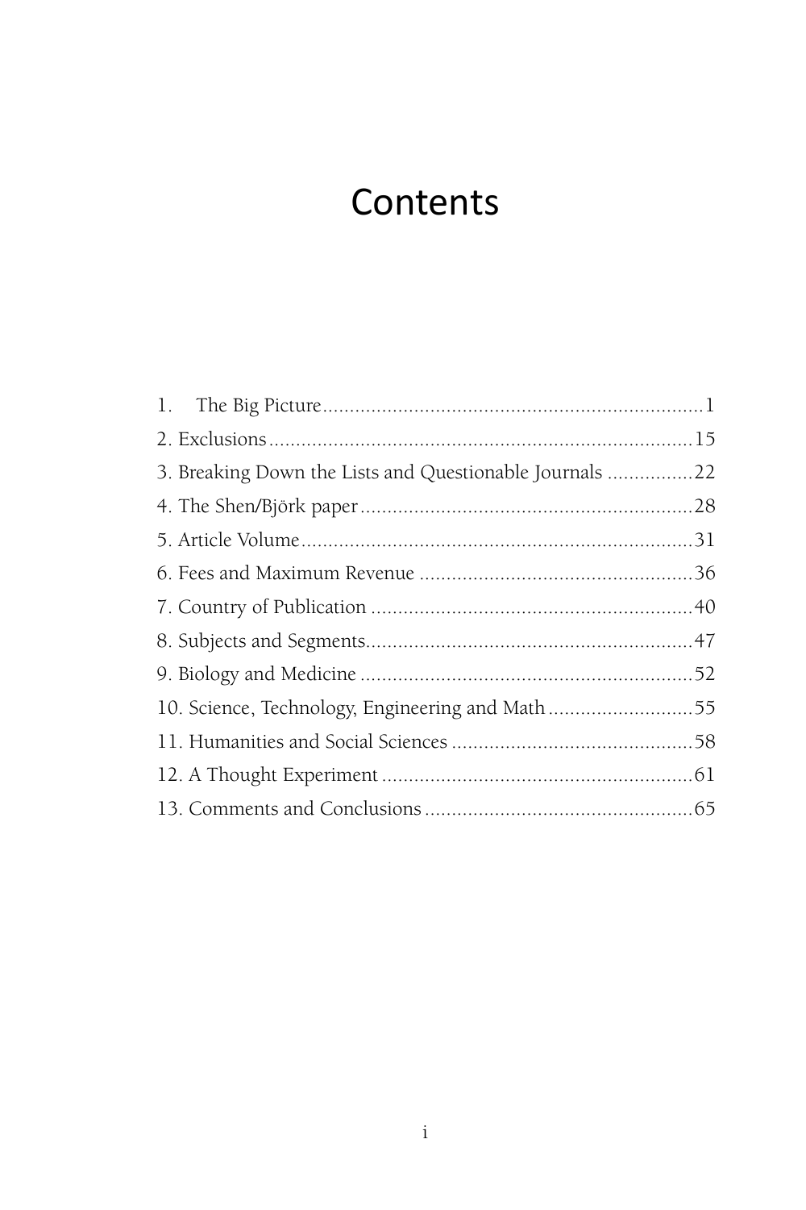# Contents

1. The Big Picture ... 1
2. Exclusions ... 15
3. Breaking Down the Lists and Questionable Journals ... 22
4. The Shen/Björk paper ... 28
5. Article Volume ... 31
6. Fees and Maximum Revenue ... 36
7. Country of Publication ... 40
8. Subjects and Segments ... 47
9. Biology and Medicine ... 52
10. Science, Technology, Engineering and Math ... 55
11. Humanities and Social Sciences ... 58
12. A Thought Experiment ... 61
13. Comments and Conclusions ... 65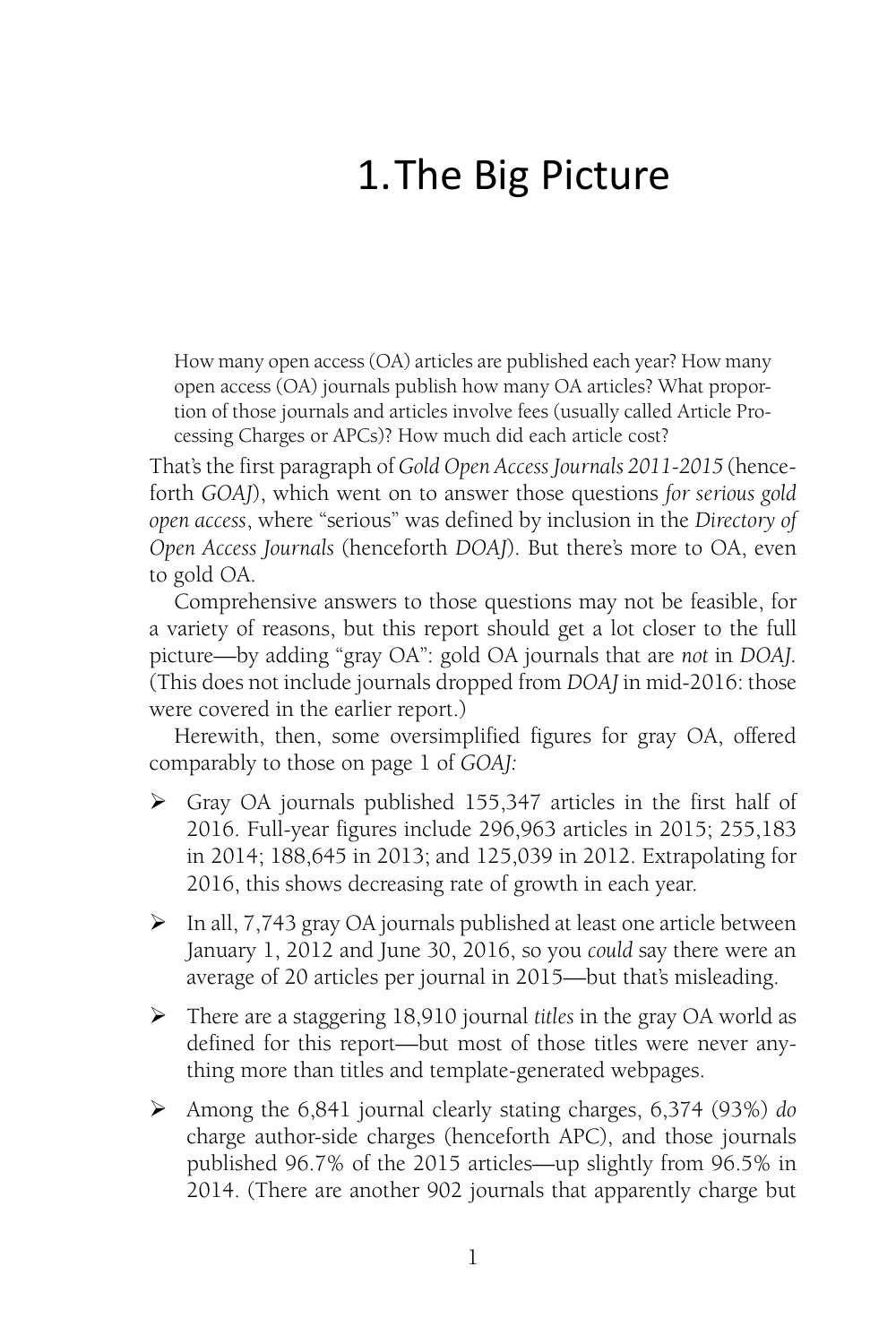# 1. The Big Picture

> How many open access (OA) articles are published each year? How many open access (OA) journals publish how many OA articles? What proportion of those journals and articles involve fees (usually called Article Processing Charges or APCs)? How much did each article cost?

That's the first paragraph of *Gold Open Access Journals 2011-2015* (henceforth *GOAJ*), which went on to answer those questions *for serious gold open access*, where "serious" was defined by inclusion in the *Directory of Open Access Journals* (henceforth *DOAJ*). But there's more to OA, even to gold OA.

Comprehensive answers to those questions may not be feasible, for a variety of reasons, but this report should get a lot closer to the full picture—by adding "gray OA": gold OA journals that are *not* in *DOAJ*. (This does not include journals dropped from *DOAJ* in mid-2016: those were covered in the earlier report.)

Herewith, then, some oversimplified figures for gray OA, offered comparably to those on page 1 of *GOAJ:*

- Gray OA journals published 155,347 articles in the first half of 2016. Full-year figures include 296,963 articles in 2015; 255,183 in 2014; 188,645 in 2013; and 125,039 in 2012. Extrapolating for 2016, this shows decreasing rate of growth in each year.
- In all, 7,743 gray OA journals published at least one article between January 1, 2012 and June 30, 2016, so you *could* say there were an average of 20 articles per journal in 2015—but that's misleading.
- There are a staggering 18,910 journal *titles* in the gray OA world as defined for this report—but most of those titles were never anything more than titles and template-generated webpages.
- Among the 6,841 journal clearly stating charges, 6,374 (93%) *do* charge author-side charges (henceforth APC), and those journals published 96.7% of the 2015 articles—up slightly from 96.5% in 2014. (There are another 902 journals that apparently charge but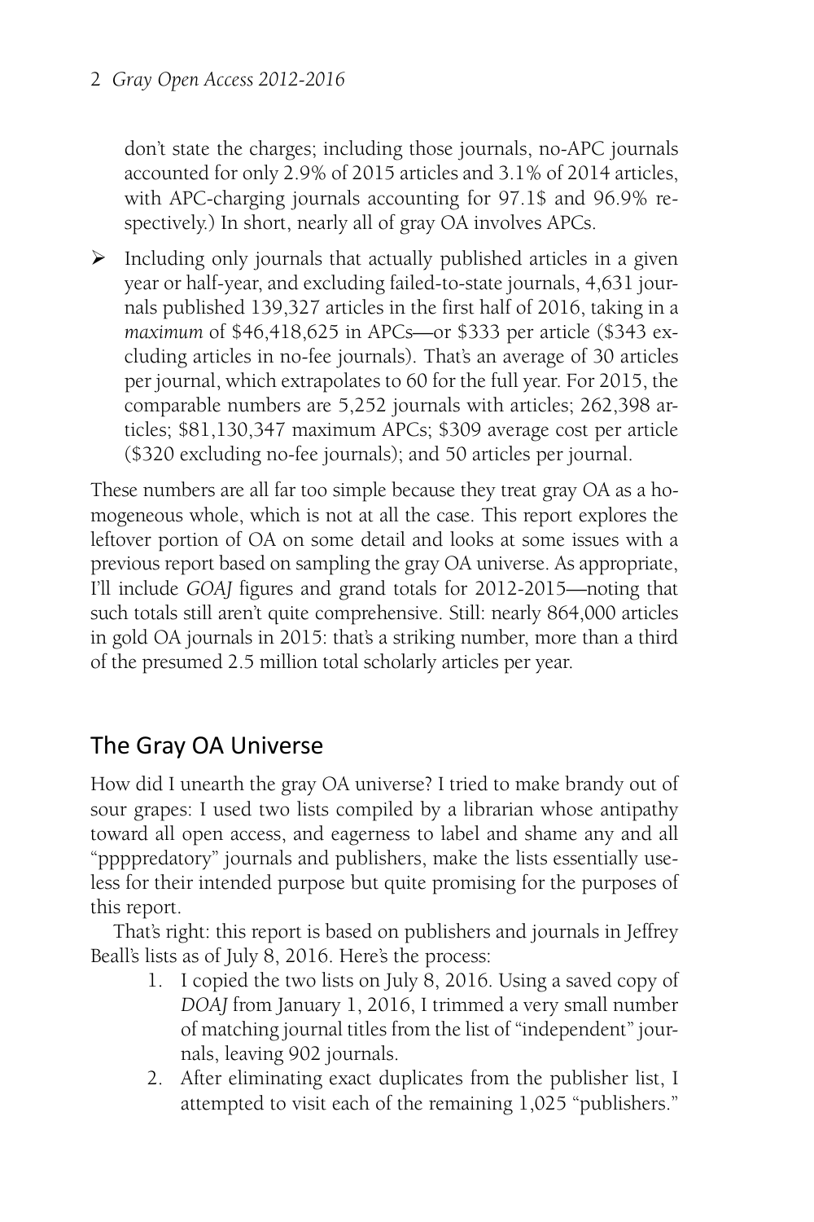don't state the charges; including those journals, no-APC journals accounted for only 2.9% of 2015 articles and 3.1% of 2014 articles, with APC-charging journals accounting for 97.1$ and 96.9% respectively.) In short, nearly all of gray OA involves APCs.

- Including only journals that actually published articles in a given year or half-year, and excluding failed-to-state journals, 4,631 journals published 139,327 articles in the first half of 2016, taking in a *maximum* of $46,418,625 in APCs—or $333 per article ($343 excluding articles in no-fee journals). That's an average of 30 articles per journal, which extrapolates to 60 for the full year. For 2015, the comparable numbers are 5,252 journals with articles; 262,398 articles; $81,130,347 maximum APCs; $309 average cost per article ($320 excluding no-fee journals); and 50 articles per journal.

These numbers are all far too simple because they treat gray OA as a homogeneous whole, which is not at all the case. This report explores the leftover portion of OA on some detail and looks at some issues with a previous report based on sampling the gray OA universe. As appropriate, I'll include *GOAJ* figures and grand totals for 2012-2015—noting that such totals still aren't quite comprehensive. Still: nearly 864,000 articles in gold OA journals in 2015: that's a striking number, more than a third of the presumed 2.5 million total scholarly articles per year.

## The Gray OA Universe

How did I unearth the gray OA universe? I tried to make brandy out of sour grapes: I used two lists compiled by a librarian whose antipathy toward all open access, and eagerness to label and shame any and all "ppppredatory" journals and publishers, make the lists essentially useless for their intended purpose but quite promising for the purposes of this report.

That's right: this report is based on publishers and journals in Jeffrey Beall's lists as of July 8, 2016. Here's the process:

1. I copied the two lists on July 8, 2016. Using a saved copy of *DOAJ* from January 1, 2016, I trimmed a very small number of matching journal titles from the list of "independent" journals, leaving 902 journals.
2. After eliminating exact duplicates from the publisher list, I attempted to visit each of the remaining 1,025 "publishers."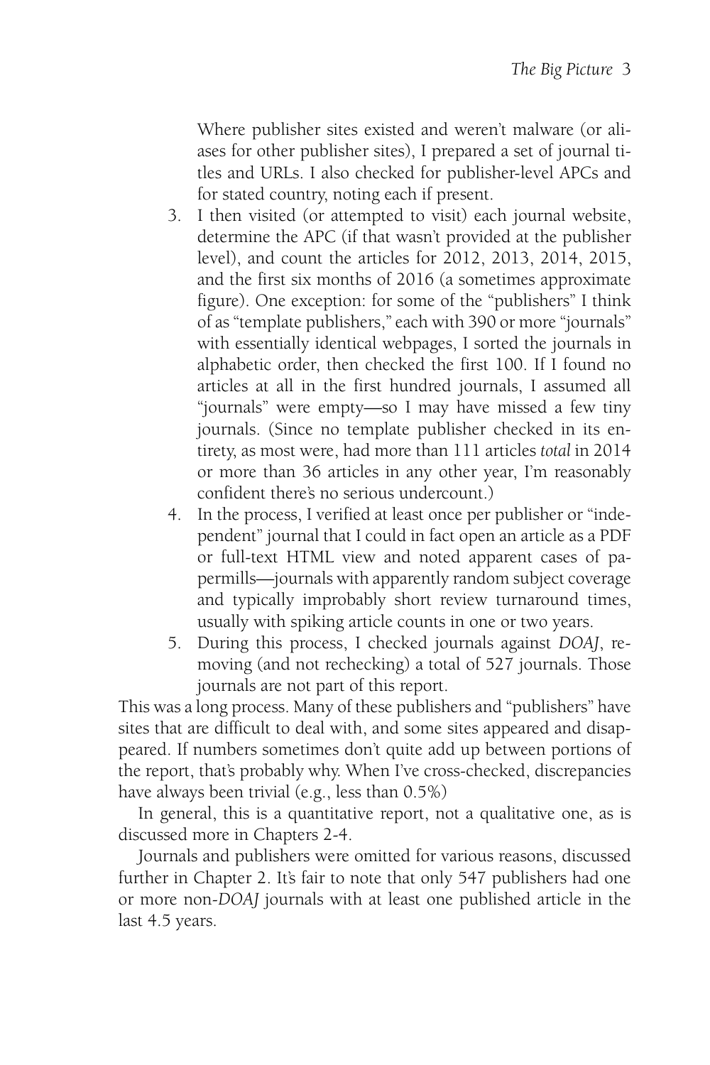Where publisher sites existed and weren't malware (or aliases for other publisher sites), I prepared a set of journal titles and URLs. I also checked for publisher-level APCs and for stated country, noting each if present.

3. I then visited (or attempted to visit) each journal website, determine the APC (if that wasn't provided at the publisher level), and count the articles for 2012, 2013, 2014, 2015, and the first six months of 2016 (a sometimes approximate figure). One exception: for some of the "publishers" I think of as "template publishers," each with 390 or more "journals" with essentially identical webpages, I sorted the journals in alphabetic order, then checked the first 100. If I found no articles at all in the first hundred journals, I assumed all "journals" were empty—so I may have missed a few tiny journals. (Since no template publisher checked in its entirety, as most were, had more than 111 articles *total* in 2014 or more than 36 articles in any other year, I'm reasonably confident there's no serious undercount.)
4. In the process, I verified at least once per publisher or "independent" journal that I could in fact open an article as a PDF or full-text HTML view and noted apparent cases of papermills—journals with apparently random subject coverage and typically improbably short review turnaround times, usually with spiking article counts in one or two years.
5. During this process, I checked journals against *DOAJ*, removing (and not rechecking) a total of 527 journals. Those journals are not part of this report.

This was a long process. Many of these publishers and "publishers" have sites that are difficult to deal with, and some sites appeared and disappeared. If numbers sometimes don't quite add up between portions of the report, that's probably why. When I've cross-checked, discrepancies have always been trivial (e.g., less than 0.5%)

In general, this is a quantitative report, not a qualitative one, as is discussed more in Chapters 2-4.

Journals and publishers were omitted for various reasons, discussed further in Chapter 2. It's fair to note that only 547 publishers had one or more non-*DOAJ* journals with at least one published article in the last 4.5 years.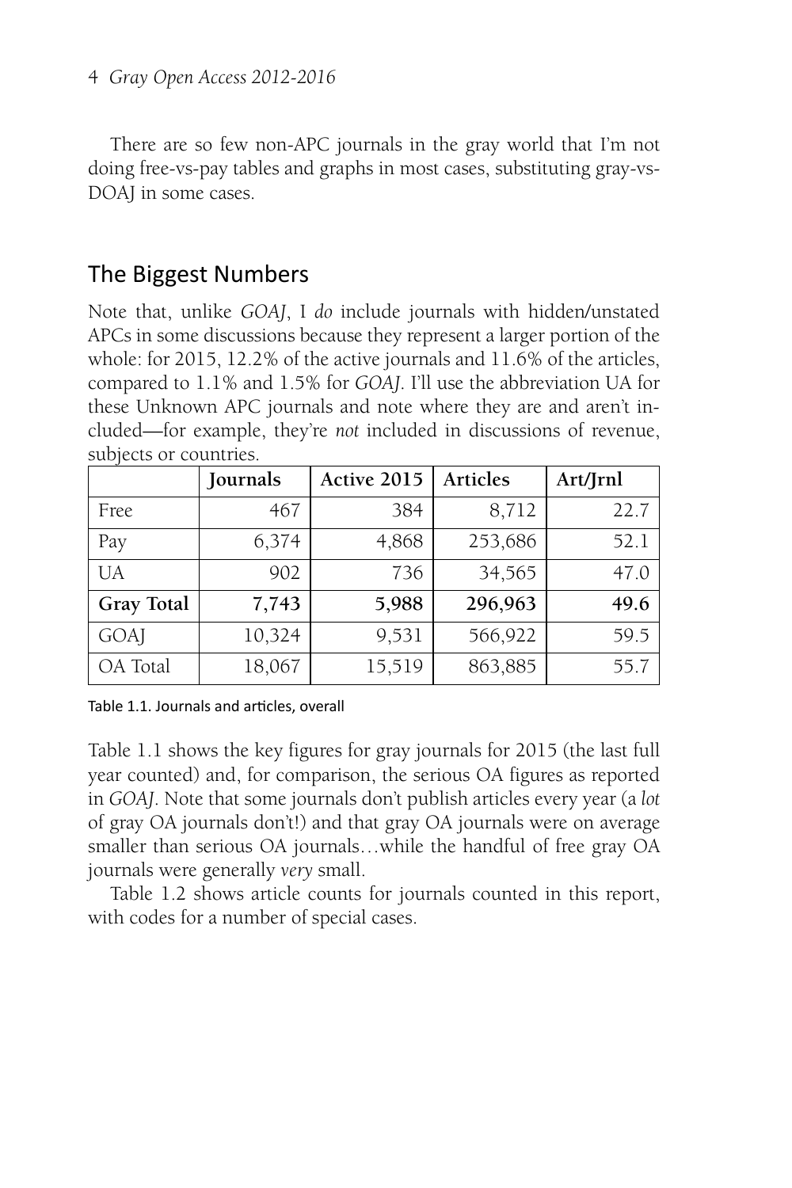There are so few non-APC journals in the gray world that I'm not doing free-vs-pay tables and graphs in most cases, substituting gray-vs-DOAJ in some cases.

## The Biggest Numbers

Note that, unlike *GOAJ*, I *do* include journals with hidden/unstated APCs in some discussions because they represent a larger portion of the whole: for 2015, 12.2% of the active journals and 11.6% of the articles, compared to 1.1% and 1.5% for *GOAJ*. I'll use the abbreviation UA for these Unknown APC journals and note where they are and aren't included—for example, they're *not* included in discussions of revenue, subjects or countries.

| | **Journals** | **Active 2015** | **Articles** | **Art/Jrnl** |
|---|---|---|---|---|
| Free | 467 | 384 | 8,712 | 22.7 |
| Pay | 6,374 | 4,868 | 253,686 | 52.1 |
| UA | 902 | 736 | 34,565 | 47.0 |
| **Gray Total** | **7,743** | **5,988** | **296,963** | **49.6** |
| GOAJ | 10,324 | 9,531 | 566,922 | 59.5 |
| OA Total | 18,067 | 15,519 | 863,885 | 55.7 |

Table 1.1. Journals and articles, overall

Table 1.1 shows the key figures for gray journals for 2015 (the last full year counted) and, for comparison, the serious OA figures as reported in *GOAJ*. Note that some journals don't publish articles every year (a *lot* of gray OA journals don't!) and that gray OA journals were on average smaller than serious OA journals…while the handful of free gray OA journals were generally *very* small.

Table 1.2 shows article counts for journals counted in this report, with codes for a number of special cases.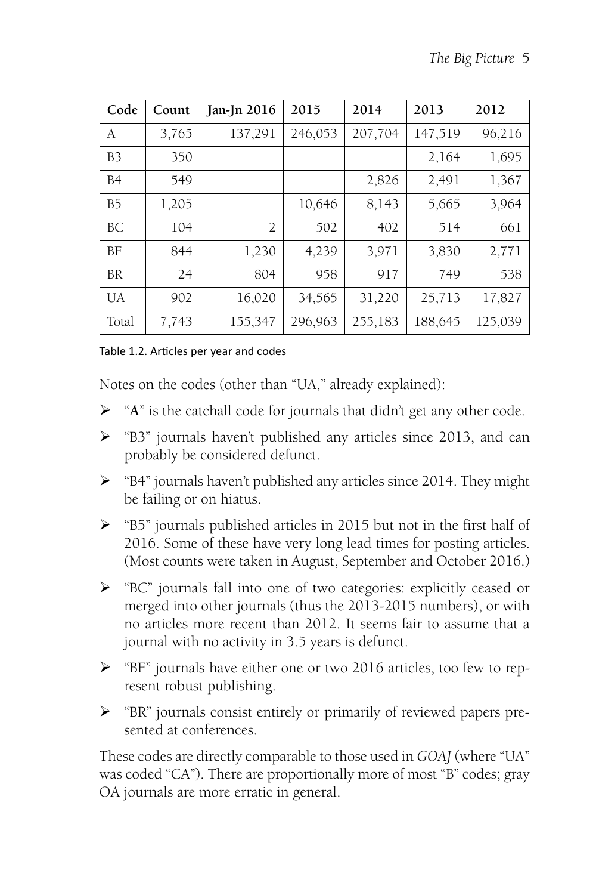| Code | Count | Jan-Jn 2016 | 2015 | 2014 | 2013 | 2012 |
|---|---|---|---|---|---|---|
| A | 3,765 | 137,291 | 246,053 | 207,704 | 147,519 | 96,216 |
| B3 | 350 | | | | 2,164 | 1,695 |
| B4 | 549 | | | 2,826 | 2,491 | 1,367 |
| B5 | 1,205 | | 10,646 | 8,143 | 5,665 | 3,964 |
| BC | 104 | 2 | 502 | 402 | 514 | 661 |
| BF | 844 | 1,230 | 4,239 | 3,971 | 3,830 | 2,771 |
| BR | 24 | 804 | 958 | 917 | 749 | 538 |
| UA | 902 | 16,020 | 34,565 | 31,220 | 25,713 | 17,827 |
| Total | 7,743 | 155,347 | 296,963 | 255,183 | 188,645 | 125,039 |

Table 1.2. Articles per year and codes

Notes on the codes (other than "UA," already explained):

- "**A**" is the catchall code for journals that didn't get any other code.
- "B3" journals haven't published any articles since 2013, and can probably be considered defunct.
- "B4" journals haven't published any articles since 2014. They might be failing or on hiatus.
- "B5" journals published articles in 2015 but not in the first half of 2016. Some of these have very long lead times for posting articles. (Most counts were taken in August, September and October 2016.)
- "BC" journals fall into one of two categories: explicitly ceased or merged into other journals (thus the 2013-2015 numbers), or with no articles more recent than 2012. It seems fair to assume that a journal with no activity in 3.5 years is defunct.
- "BF" journals have either one or two 2016 articles, too few to represent robust publishing.
- "BR" journals consist entirely or primarily of reviewed papers presented at conferences.

These codes are directly comparable to those used in *GOAJ* (where "UA" was coded "CA"). There are proportionally more of most "B" codes; gray OA journals are more erratic in general.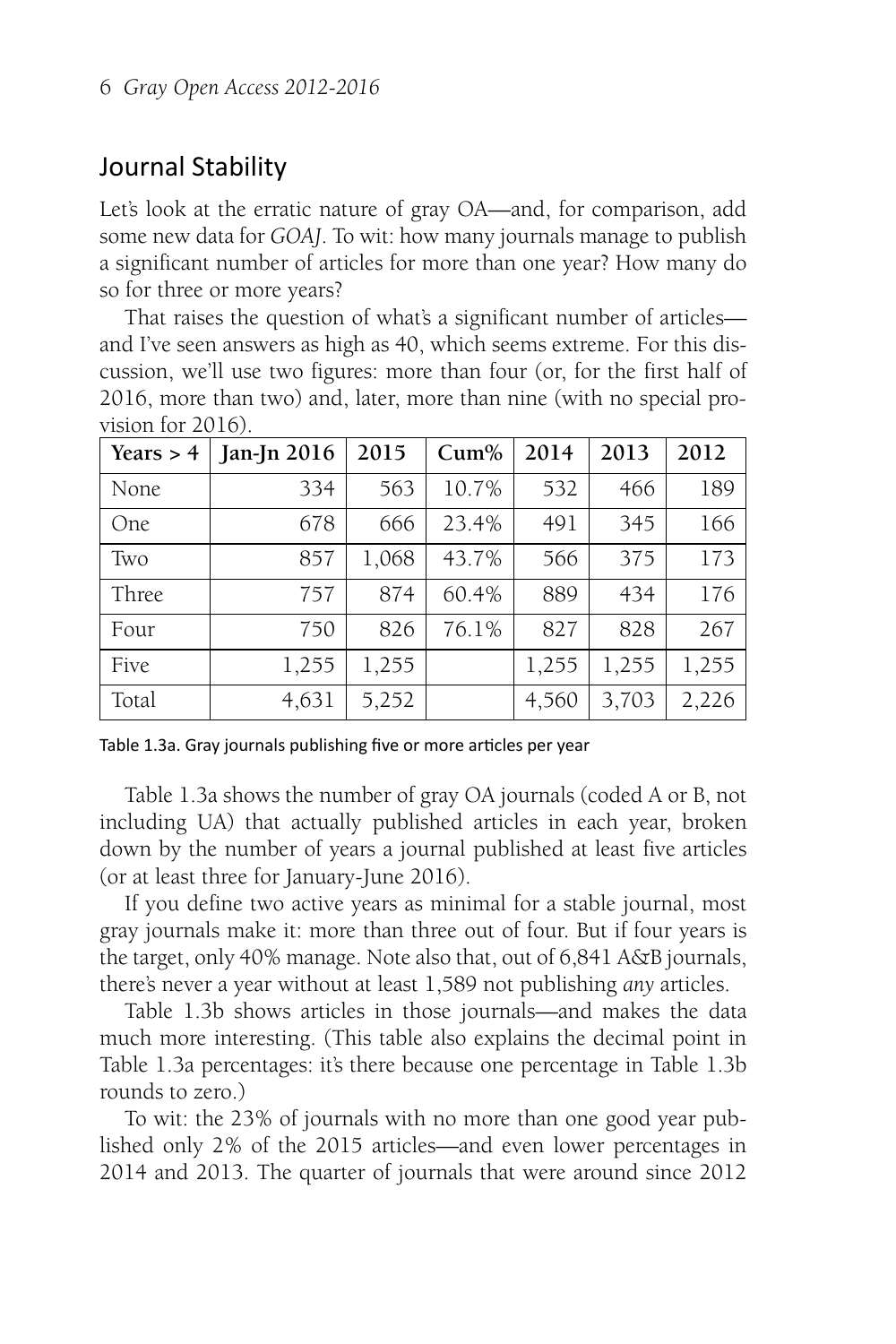## Journal Stability

Let's look at the erratic nature of gray OA—and, for comparison, add some new data for *GOAJ*. To wit: how many journals manage to publish a significant number of articles for more than one year? How many do so for three or more years?

That raises the question of what's a significant number of articles—and I've seen answers as high as 40, which seems extreme. For this discussion, we'll use two figures: more than four (or, for the first half of 2016, more than two) and, later, more than nine (with no special provision for 2016).

| Years > 4 | Jan-Jn 2016 | 2015 | Cum% | 2014 | 2013 | 2012 |
|---|---|---|---|---|---|---|
| None | 334 | 563 | 10.7% | 532 | 466 | 189 |
| One | 678 | 666 | 23.4% | 491 | 345 | 166 |
| Two | 857 | 1,068 | 43.7% | 566 | 375 | 173 |
| Three | 757 | 874 | 60.4% | 889 | 434 | 176 |
| Four | 750 | 826 | 76.1% | 827 | 828 | 267 |
| Five | 1,255 | 1,255 | | 1,255 | 1,255 | 1,255 |
| Total | 4,631 | 5,252 | | 4,560 | 3,703 | 2,226 |

Table 1.3a. Gray journals publishing five or more articles per year

Table 1.3a shows the number of gray OA journals (coded A or B, not including UA) that actually published articles in each year, broken down by the number of years a journal published at least five articles (or at least three for January-June 2016).

If you define two active years as minimal for a stable journal, most gray journals make it: more than three out of four. But if four years is the target, only 40% manage. Note also that, out of 6,841 A&B journals, there's never a year without at least 1,589 not publishing *any* articles.

Table 1.3b shows articles in those journals—and makes the data much more interesting. (This table also explains the decimal point in Table 1.3a percentages: it's there because one percentage in Table 1.3b rounds to zero.)

To wit: the 23% of journals with no more than one good year published only 2% of the 2015 articles—and even lower percentages in 2014 and 2013. The quarter of journals that were around since 2012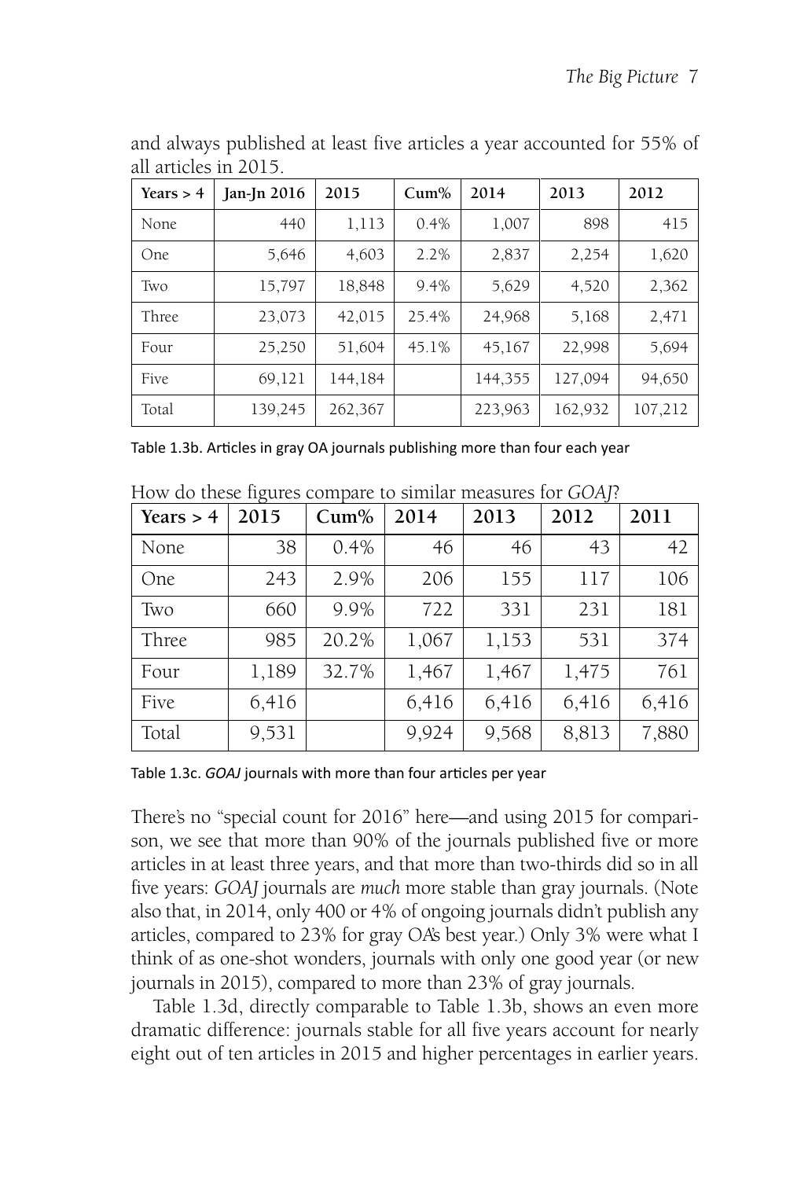and always published at least five articles a year accounted for 55% of all articles in 2015.

| Years > 4 | Jan-Jn 2016 | 2015 | Cum% | 2014 | 2013 | 2012 |
|---|---|---|---|---|---|---|
| None | 440 | 1,113 | 0.4% | 1,007 | 898 | 415 |
| One | 5,646 | 4,603 | 2.2% | 2,837 | 2,254 | 1,620 |
| Two | 15,797 | 18,848 | 9.4% | 5,629 | 4,520 | 2,362 |
| Three | 23,073 | 42,015 | 25.4% | 24,968 | 5,168 | 2,471 |
| Four | 25,250 | 51,604 | 45.1% | 45,167 | 22,998 | 5,694 |
| Five | 69,121 | 144,184 | | 144,355 | 127,094 | 94,650 |
| Total | 139,245 | 262,367 | | 223,963 | 162,932 | 107,212 |

Table 1.3b. Articles in gray OA journals publishing more than four each year

How do these figures compare to similar measures for *GOAJ*?

| Years > 4 | 2015 | Cum% | 2014 | 2013 | 2012 | 2011 |
|---|---|---|---|---|---|---|
| None | 38 | 0.4% | 46 | 46 | 43 | 42 |
| One | 243 | 2.9% | 206 | 155 | 117 | 106 |
| Two | 660 | 9.9% | 722 | 331 | 231 | 181 |
| Three | 985 | 20.2% | 1,067 | 1,153 | 531 | 374 |
| Four | 1,189 | 32.7% | 1,467 | 1,467 | 1,475 | 761 |
| Five | 6,416 | | 6,416 | 6,416 | 6,416 | 6,416 |
| Total | 9,531 | | 9,924 | 9,568 | 8,813 | 7,880 |

Table 1.3c. *GOAJ* journals with more than four articles per year

There's no "special count for 2016" here—and using 2015 for comparison, we see that more than 90% of the journals published five or more articles in at least three years, and that more than two-thirds did so in all five years: *GOAJ* journals are *much* more stable than gray journals. (Note also that, in 2014, only 400 or 4% of ongoing journals didn't publish any articles, compared to 23% for gray OA's best year.) Only 3% were what I think of as one-shot wonders, journals with only one good year (or new journals in 2015), compared to more than 23% of gray journals.

Table 1.3d, directly comparable to Table 1.3b, shows an even more dramatic difference: journals stable for all five years account for nearly eight out of ten articles in 2015 and higher percentages in earlier years.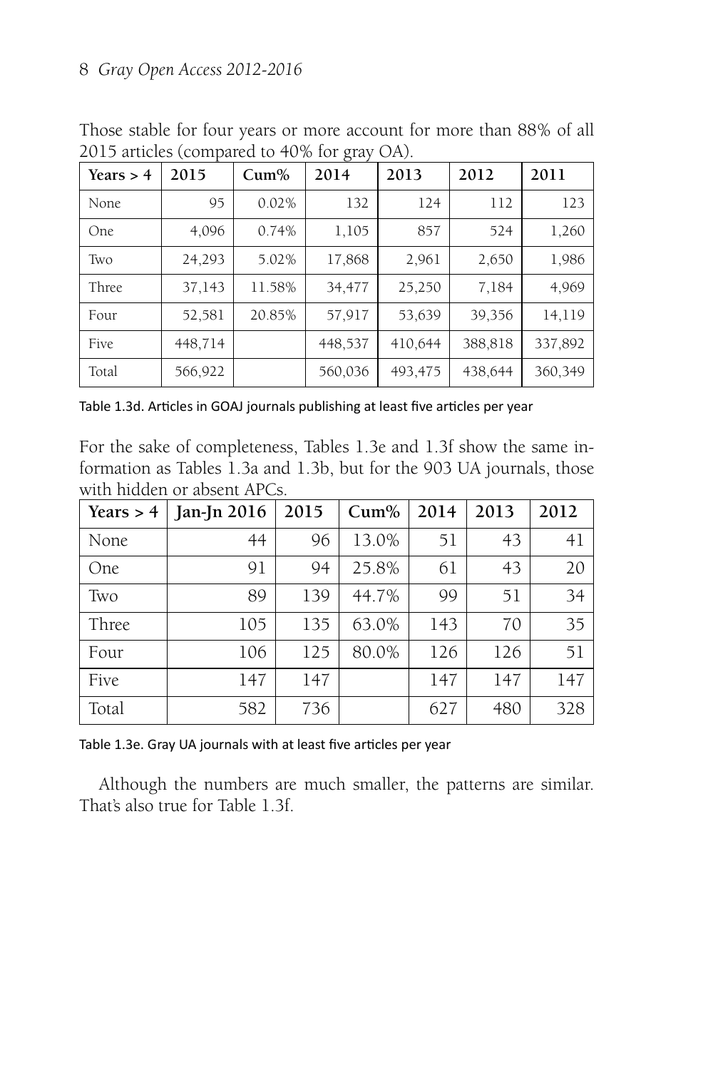Those stable for four years or more account for more than 88% of all 2015 articles (compared to 40% for gray OA).

| Years > 4 | 2015 | Cum% | 2014 | 2013 | 2012 | 2011 |
|---|---|---|---|---|---|---|
| None | 95 | 0.02% | 132 | 124 | 112 | 123 |
| One | 4,096 | 0.74% | 1,105 | 857 | 524 | 1,260 |
| Two | 24,293 | 5.02% | 17,868 | 2,961 | 2,650 | 1,986 |
| Three | 37,143 | 11.58% | 34,477 | 25,250 | 7,184 | 4,969 |
| Four | 52,581 | 20.85% | 57,917 | 53,639 | 39,356 | 14,119 |
| Five | 448,714 | | 448,537 | 410,644 | 388,818 | 337,892 |
| Total | 566,922 | | 560,036 | 493,475 | 438,644 | 360,349 |

Table 1.3d. Articles in GOAJ journals publishing at least five articles per year

For the sake of completeness, Tables 1.3e and 1.3f show the same information as Tables 1.3a and 1.3b, but for the 903 UA journals, those with hidden or absent APCs.

| Years > 4 | Jan-Jn 2016 | 2015 | Cum% | 2014 | 2013 | 2012 |
|---|---|---|---|---|---|---|
| None | 44 | 96 | 13.0% | 51 | 43 | 41 |
| One | 91 | 94 | 25.8% | 61 | 43 | 20 |
| Two | 89 | 139 | 44.7% | 99 | 51 | 34 |
| Three | 105 | 135 | 63.0% | 143 | 70 | 35 |
| Four | 106 | 125 | 80.0% | 126 | 126 | 51 |
| Five | 147 | 147 | | 147 | 147 | 147 |
| Total | 582 | 736 | | 627 | 480 | 328 |

Table 1.3e. Gray UA journals with at least five articles per year

Although the numbers are much smaller, the patterns are similar. That's also true for Table 1.3f.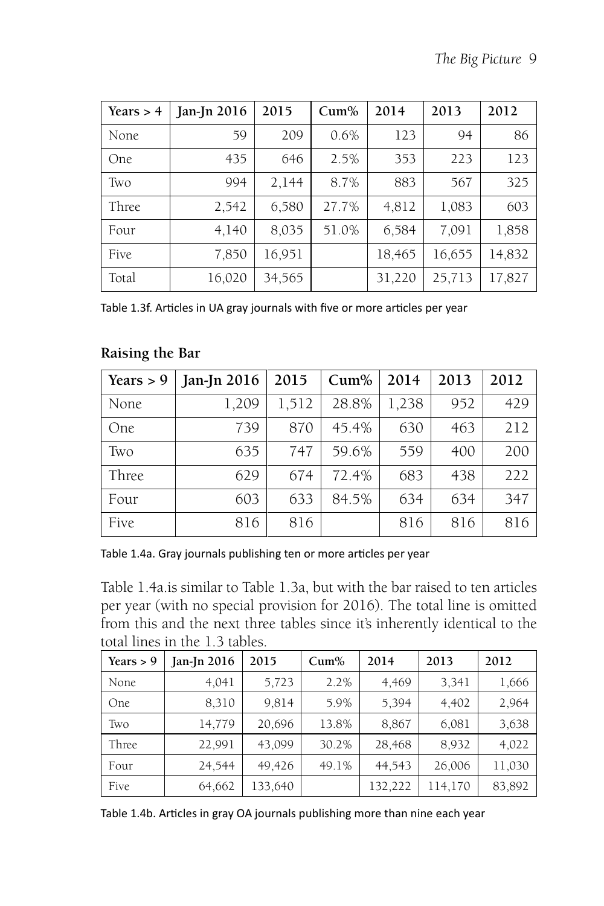| Years > 4 | Jan-Jn 2016 | 2015 | Cum% | 2014 | 2013 | 2012 |
|---|---|---|---|---|---|---|
| None | 59 | 209 | 0.6% | 123 | 94 | 86 |
| One | 435 | 646 | 2.5% | 353 | 223 | 123 |
| Two | 994 | 2,144 | 8.7% | 883 | 567 | 325 |
| Three | 2,542 | 6,580 | 27.7% | 4,812 | 1,083 | 603 |
| Four | 4,140 | 8,035 | 51.0% | 6,584 | 7,091 | 1,858 |
| Five | 7,850 | 16,951 | | 18,465 | 16,655 | 14,832 |
| Total | 16,020 | 34,565 | | 31,220 | 25,713 | 17,827 |

Table 1.3f. Articles in UA gray journals with five or more articles per year

## Raising the Bar

| Years > 9 | Jan-Jn 2016 | 2015 | Cum% | 2014 | 2013 | 2012 |
|---|---|---|---|---|---|---|
| None | 1,209 | 1,512 | 28.8% | 1,238 | 952 | 429 |
| One | 739 | 870 | 45.4% | 630 | 463 | 212 |
| Two | 635 | 747 | 59.6% | 559 | 400 | 200 |
| Three | 629 | 674 | 72.4% | 683 | 438 | 222 |
| Four | 603 | 633 | 84.5% | 634 | 634 | 347 |
| Five | 816 | 816 | | 816 | 816 | 816 |

Table 1.4a. Gray journals publishing ten or more articles per year

Table 1.4a.is similar to Table 1.3a, but with the bar raised to ten articles per year (with no special provision for 2016). The total line is omitted from this and the next three tables since it's inherently identical to the total lines in the 1.3 tables.

| Years > 9 | Jan-Jn 2016 | 2015 | Cum% | 2014 | 2013 | 2012 |
|---|---|---|---|---|---|---|
| None | 4,041 | 5,723 | 2.2% | 4,469 | 3,341 | 1,666 |
| One | 8,310 | 9,814 | 5.9% | 5,394 | 4,402 | 2,964 |
| Two | 14,779 | 20,696 | 13.8% | 8,867 | 6,081 | 3,638 |
| Three | 22,991 | 43,099 | 30.2% | 28,468 | 8,932 | 4,022 |
| Four | 24,544 | 49,426 | 49.1% | 44,543 | 26,006 | 11,030 |
| Five | 64,662 | 133,640 | | 132,222 | 114,170 | 83,892 |

Table 1.4b. Articles in gray OA journals publishing more than nine each year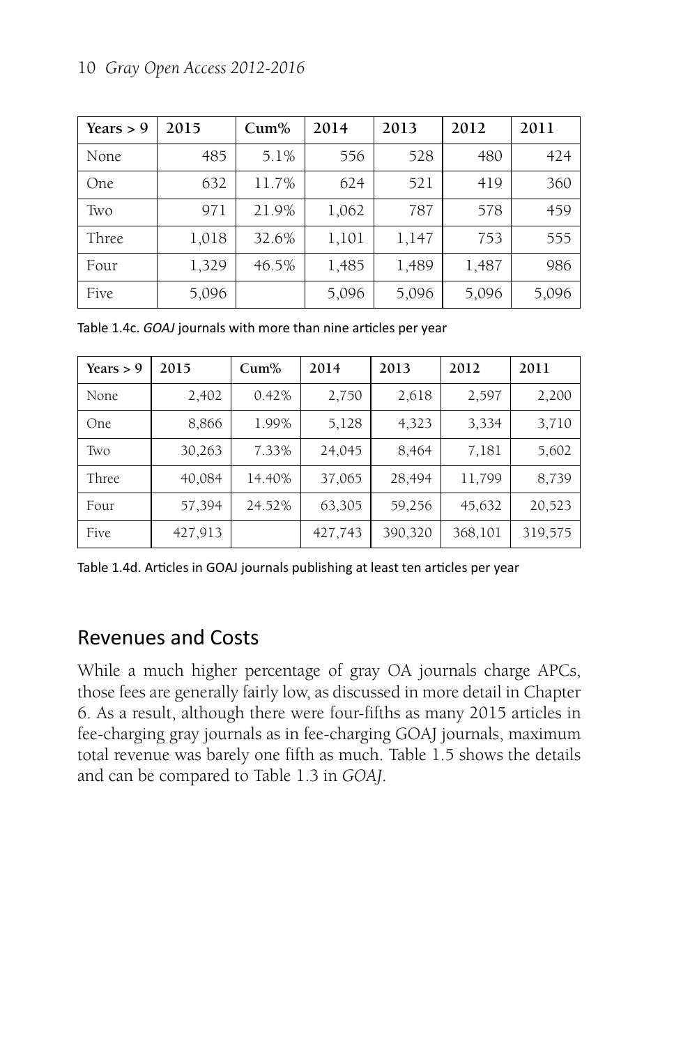| Years > 9 | 2015 | Cum% | 2014 | 2013 | 2012 | 2011 |
|---|---|---|---|---|---|---|
| None | 485 | 5.1% | 556 | 528 | 480 | 424 |
| One | 632 | 11.7% | 624 | 521 | 419 | 360 |
| Two | 971 | 21.9% | 1,062 | 787 | 578 | 459 |
| Three | 1,018 | 32.6% | 1,101 | 1,147 | 753 | 555 |
| Four | 1,329 | 46.5% | 1,485 | 1,489 | 1,487 | 986 |
| Five | 5,096 | | 5,096 | 5,096 | 5,096 | 5,096 |

Table 1.4c. *GOAJ* journals with more than nine articles per year

| Years > 9 | 2015 | Cum% | 2014 | 2013 | 2012 | 2011 |
|---|---|---|---|---|---|---|
| None | 2,402 | 0.42% | 2,750 | 2,618 | 2,597 | 2,200 |
| One | 8,866 | 1.99% | 5,128 | 4,323 | 3,334 | 3,710 |
| Two | 30,263 | 7.33% | 24,045 | 8,464 | 7,181 | 5,602 |
| Three | 40,084 | 14.40% | 37,065 | 28,494 | 11,799 | 8,739 |
| Four | 57,394 | 24.52% | 63,305 | 59,256 | 45,632 | 20,523 |
| Five | 427,913 | | 427,743 | 390,320 | 368,101 | 319,575 |

Table 1.4d. Articles in GOAJ journals publishing at least ten articles per year

## Revenues and Costs

While a much higher percentage of gray OA journals charge APCs, those fees are generally fairly low, as discussed in more detail in Chapter 6. As a result, although there were four-fifths as many 2015 articles in fee-charging gray journals as in fee-charging GOAJ journals, maximum total revenue was barely one fifth as much. Table 1.5 shows the details and can be compared to Table 1.3 in *GOAJ*.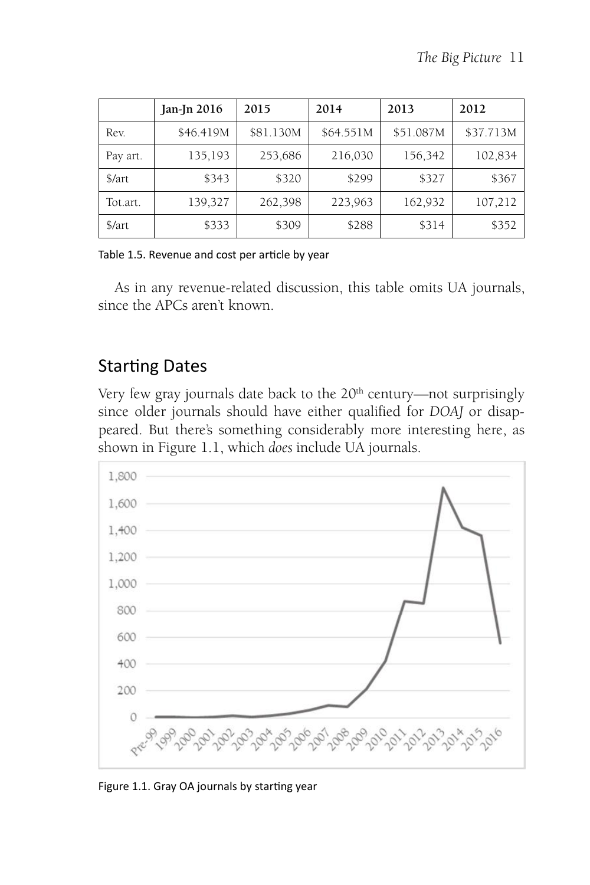| | Jan-Jn 2016 | 2015 | 2014 | 2013 | 2012 |
|---|---|---|---|---|---|
| Rev. | $46.419M | $81.130M | $64.551M | $51.087M | $37.713M |
| Pay art. | 135,193 | 253,686 | 216,030 | 156,342 | 102,834 |
| $/art | $343 | $320 | $299 | $327 | $367 |
| Tot.art. | 139,327 | 262,398 | 223,963 | 162,932 | 107,212 |
| $/art | $333 | $309 | $288 | $314 | $352 |

Table 1.5. Revenue and cost per article by year

As in any revenue-related discussion, this table omits UA journals, since the APCs aren't known.

## Starting Dates

Very few gray journals date back to the 20th century—not surprisingly since older journals should have either qualified for *DOAJ* or disappeared. But there's something considerably more interesting here, as shown in Figure 1.1, which *does* include UA journals.

Figure 1.1. Gray OA journals by starting year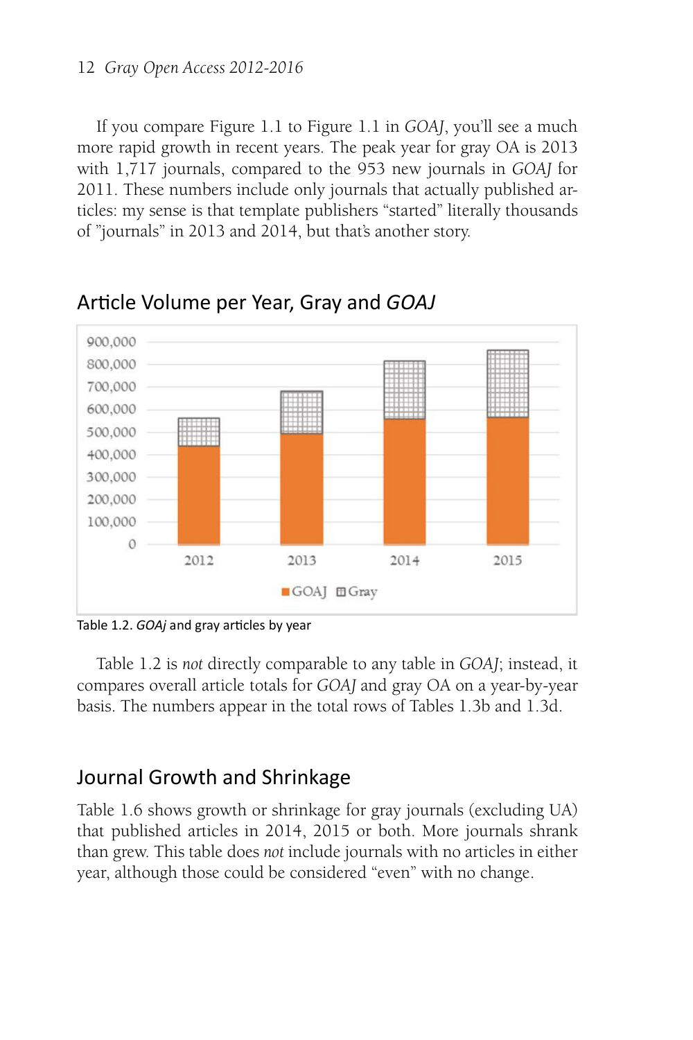If you compare Figure 1.1 to Figure 1.1 in *GOAJ*, you'll see a much more rapid growth in recent years. The peak year for gray OA is 2013 with 1,717 journals, compared to the 953 new journals in *GOAJ* for 2011. These numbers include only journals that actually published articles: my sense is that template publishers "started" literally thousands of "journals" in 2013 and 2014, but that's another story.

## Article Volume per Year, Gray and *GOAJ*

Table 1.2. *GOAj* and gray articles by year

Table 1.2 is *not* directly comparable to any table in *GOAJ*; instead, it compares overall article totals for *GOAJ* and gray OA on a year-by-year basis. The numbers appear in the total rows of Tables 1.3b and 1.3d.

## Journal Growth and Shrinkage

Table 1.6 shows growth or shrinkage for gray journals (excluding UA) that published articles in 2014, 2015 or both. More journals shrank than grew. This table does *not* include journals with no articles in either year, although those could be considered "even" with no change.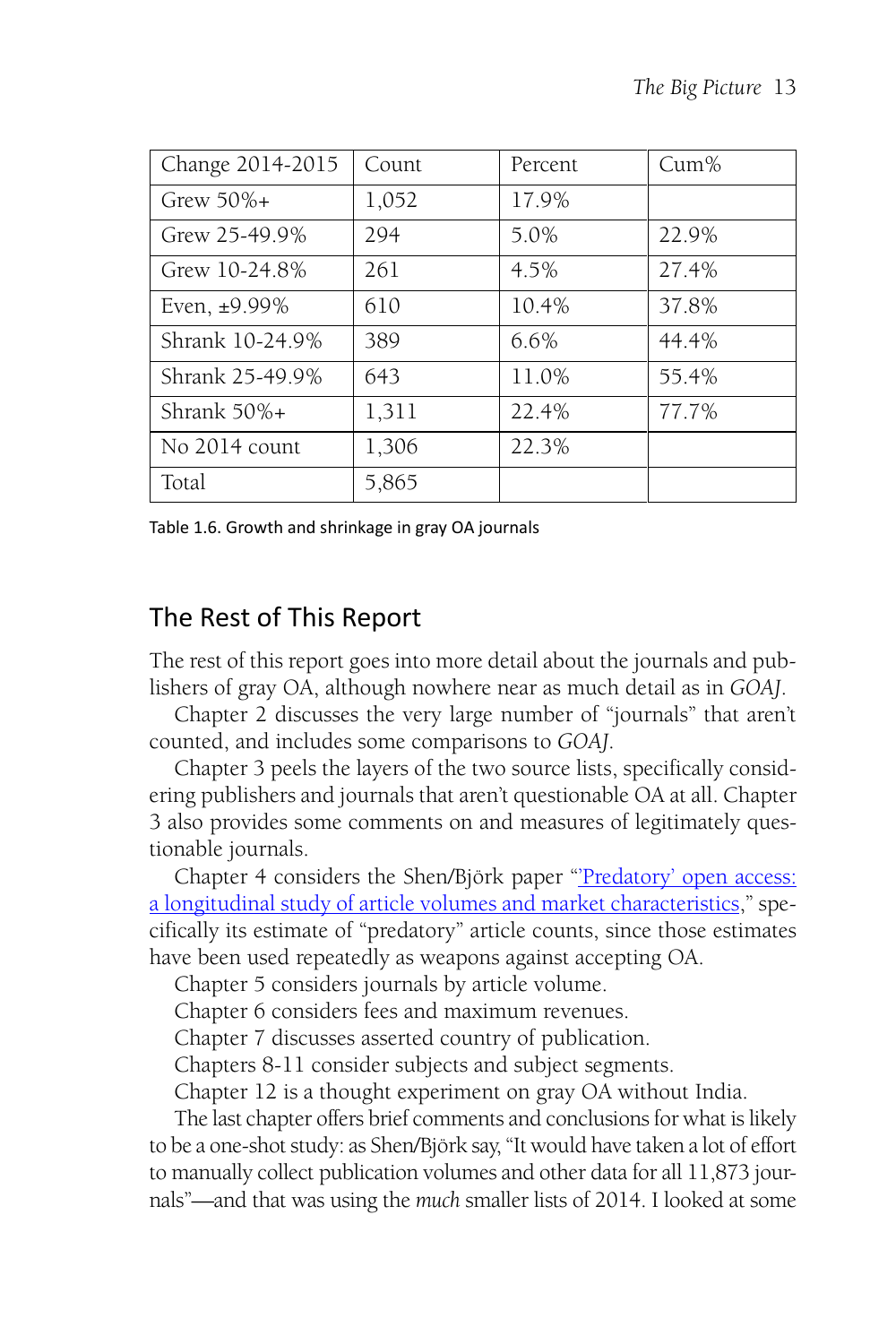| Change 2014-2015 | Count | Percent | Cum% |
|---|---|---|---|
| Grew 50%+ | 1,052 | 17.9% | |
| Grew 25-49.9% | 294 | 5.0% | 22.9% |
| Grew 10-24.8% | 261 | 4.5% | 27.4% |
| Even, ±9.99% | 610 | 10.4% | 37.8% |
| Shrank 10-24.9% | 389 | 6.6% | 44.4% |
| Shrank 25-49.9% | 643 | 11.0% | 55.4% |
| Shrank 50%+ | 1,311 | 22.4% | 77.7% |
| No 2014 count | 1,306 | 22.3% | |
| Total | 5,865 | | |

Table 1.6. Growth and shrinkage in gray OA journals

## The Rest of This Report

The rest of this report goes into more detail about the journals and publishers of gray OA, although nowhere near as much detail as in *GOAJ*.

Chapter 2 discusses the very large number of "journals" that aren't counted, and includes some comparisons to *GOAJ*.

Chapter 3 peels the layers of the two source lists, specifically considering publishers and journals that aren't questionable OA at all. Chapter 3 also provides some comments on and measures of legitimately questionable journals.

Chapter 4 considers the Shen/Björk paper "'Predatory' open access: a longitudinal study of article volumes and market characteristics," specifically its estimate of "predatory" article counts, since those estimates have been used repeatedly as weapons against accepting OA.

Chapter 5 considers journals by article volume.

Chapter 6 considers fees and maximum revenues.

Chapter 7 discusses asserted country of publication.

Chapters 8-11 consider subjects and subject segments.

Chapter 12 is a thought experiment on gray OA without India.

The last chapter offers brief comments and conclusions for what is likely to be a one-shot study: as Shen/Björk say, "It would have taken a lot of effort to manually collect publication volumes and other data for all 11,873 journals"—and that was using the *much* smaller lists of 2014. I looked at some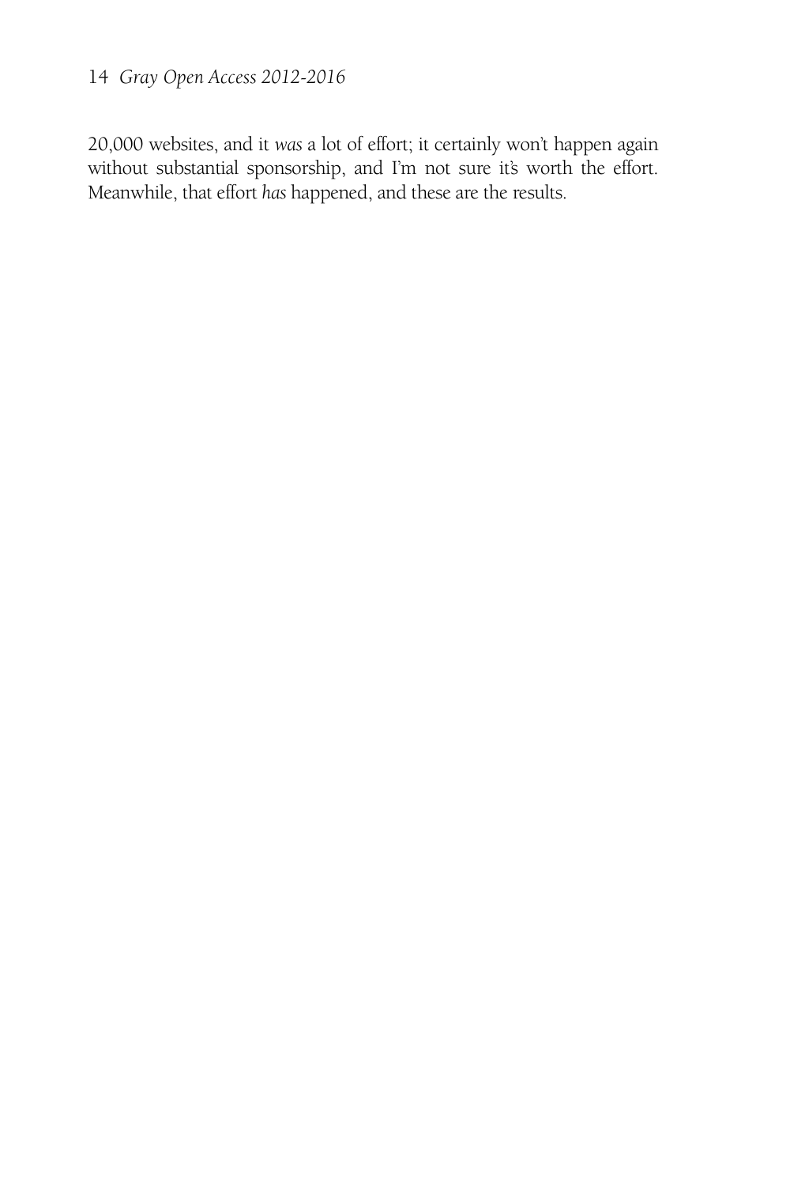20,000 websites, and it *was* a lot of effort; it certainly won't happen again without substantial sponsorship, and I'm not sure it's worth the effort. Meanwhile, that effort *has* happened, and these are the results.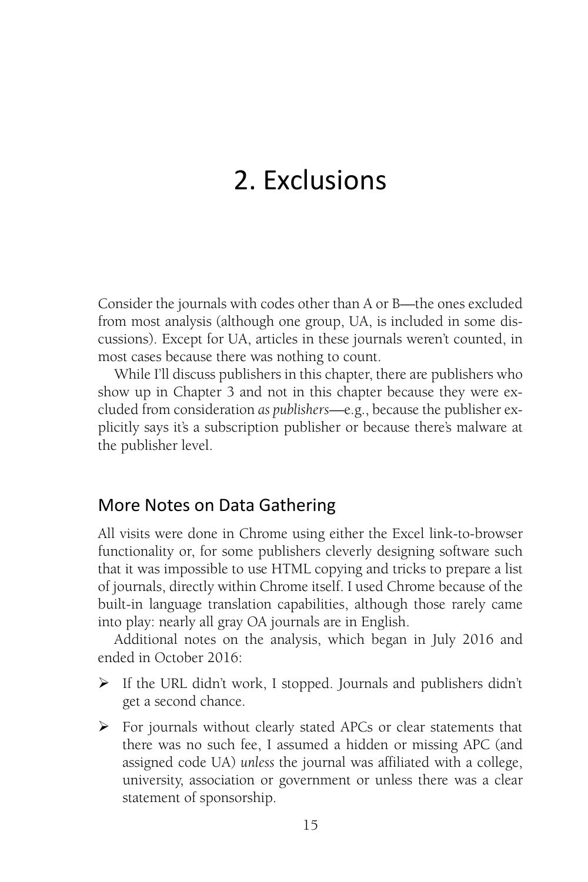# 2. Exclusions

Consider the journals with codes other than A or B—the ones excluded from most analysis (although one group, UA, is included in some discussions). Except for UA, articles in these journals weren't counted, in most cases because there was nothing to count.

While I'll discuss publishers in this chapter, there are publishers who show up in Chapter 3 and not in this chapter because they were excluded from consideration *as publishers*—e.g., because the publisher explicitly says it's a subscription publisher or because there's malware at the publisher level.

## More Notes on Data Gathering

All visits were done in Chrome using either the Excel link-to-browser functionality or, for some publishers cleverly designing software such that it was impossible to use HTML copying and tricks to prepare a list of journals, directly within Chrome itself. I used Chrome because of the built-in language translation capabilities, although those rarely came into play: nearly all gray OA journals are in English.

Additional notes on the analysis, which began in July 2016 and ended in October 2016:

- If the URL didn't work, I stopped. Journals and publishers didn't get a second chance.
- For journals without clearly stated APCs or clear statements that there was no such fee, I assumed a hidden or missing APC (and assigned code UA) *unless* the journal was affiliated with a college, university, association or government or unless there was a clear statement of sponsorship.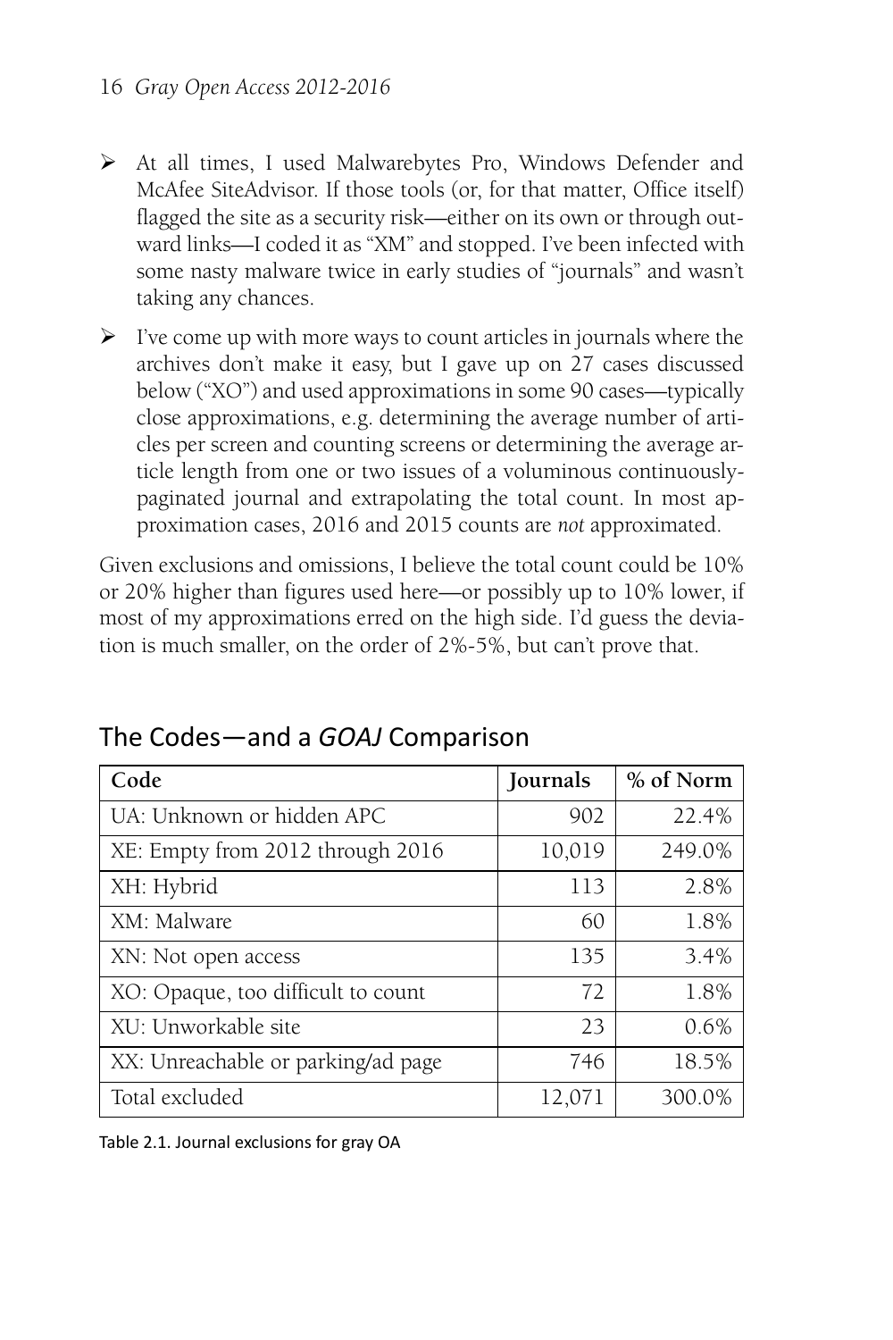- At all times, I used Malwarebytes Pro, Windows Defender and McAfee SiteAdvisor. If those tools (or, for that matter, Office itself) flagged the site as a security risk—either on its own or through outward links—I coded it as "XM" and stopped. I've been infected with some nasty malware twice in early studies of "journals" and wasn't taking any chances.
- I've come up with more ways to count articles in journals where the archives don't make it easy, but I gave up on 27 cases discussed below ("XO") and used approximations in some 90 cases—typically close approximations, e.g. determining the average number of articles per screen and counting screens or determining the average article length from one or two issues of a voluminous continuously-paginated journal and extrapolating the total count. In most approximation cases, 2016 and 2015 counts are *not* approximated.

Given exclusions and omissions, I believe the total count could be 10% or 20% higher than figures used here—or possibly up to 10% lower, if most of my approximations erred on the high side. I'd guess the deviation is much smaller, on the order of 2%-5%, but can't prove that.

## The Codes—and a *GOAJ* Comparison

| Code | Journals | % of Norm |
|---|---|---|
| UA: Unknown or hidden APC | 902 | 22.4% |
| XE: Empty from 2012 through 2016 | 10,019 | 249.0% |
| XH: Hybrid | 113 | 2.8% |
| XM: Malware | 60 | 1.8% |
| XN: Not open access | 135 | 3.4% |
| XO: Opaque, too difficult to count | 72 | 1.8% |
| XU: Unworkable site | 23 | 0.6% |
| XX: Unreachable or parking/ad page | 746 | 18.5% |
| Total excluded | 12,071 | 300.0% |

Table 2.1. Journal exclusions for gray OA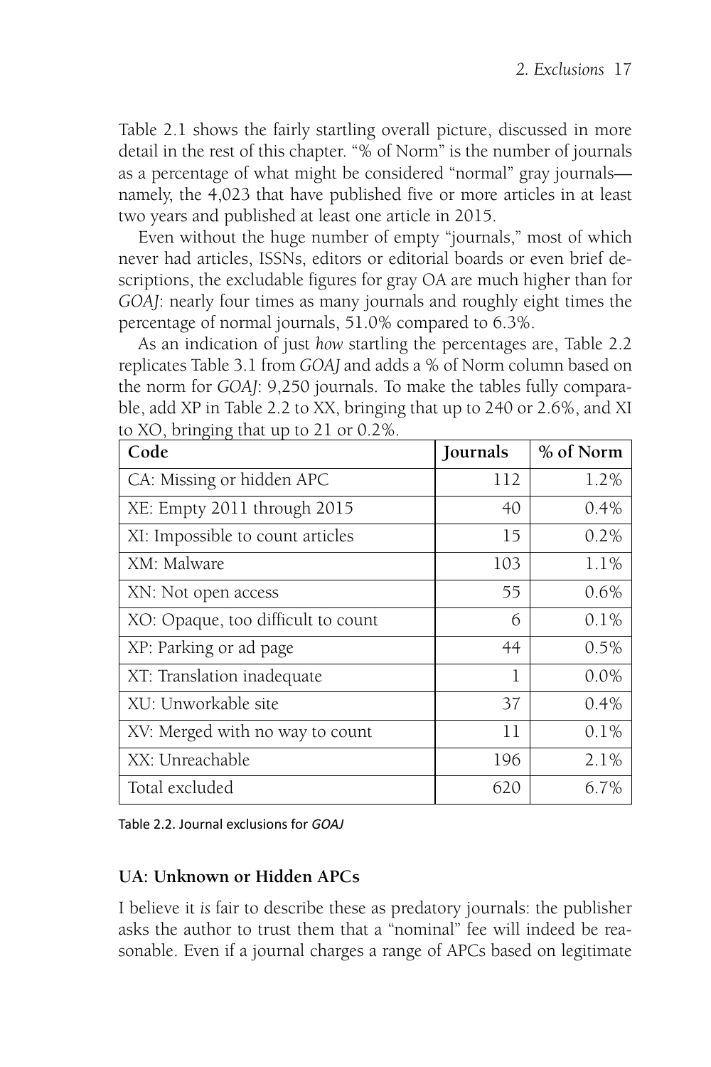Table 2.1 shows the fairly startling overall picture, discussed in more detail in the rest of this chapter. "% of Norm" is the number of journals as a percentage of what might be considered "normal" gray journals—namely, the 4,023 that have published five or more articles in at least two years and published at least one article in 2015.

Even without the huge number of empty "journals," most of which never had articles, ISSNs, editors or editorial boards or even brief descriptions, the excludable figures for gray OA are much higher than for *GOAJ*: nearly four times as many journals and roughly eight times the percentage of normal journals, 51.0% compared to 6.3%.

As an indication of just *how* startling the percentages are, Table 2.2 replicates Table 3.1 from *GOAJ* and adds a % of Norm column based on the norm for *GOAJ*: 9,250 journals. To make the tables fully comparable, add XP in Table 2.2 to XX, bringing that up to 240 or 2.6%, and XI to XO, bringing that up to 21 or 0.2%.

| Code | Journals | % of Norm |
|---|---|---|
| CA: Missing or hidden APC | 112 | 1.2% |
| XE: Empty 2011 through 2015 | 40 | 0.4% |
| XI: Impossible to count articles | 15 | 0.2% |
| XM: Malware | 103 | 1.1% |
| XN: Not open access | 55 | 0.6% |
| XO: Opaque, too difficult to count | 6 | 0.1% |
| XP: Parking or ad page | 44 | 0.5% |
| XT: Translation inadequate | 1 | 0.0% |
| XU: Unworkable site | 37 | 0.4% |
| XV: Merged with no way to count | 11 | 0.1% |
| XX: Unreachable | 196 | 2.1% |
| Total excluded | 620 | 6.7% |

Table 2.2. Journal exclusions for *GOAJ*

### UA: Unknown or Hidden APCs

I believe it *is* fair to describe these as predatory journals: the publisher asks the author to trust them that a "nominal" fee will indeed be reasonable. Even if a journal charges a range of APCs based on legitimate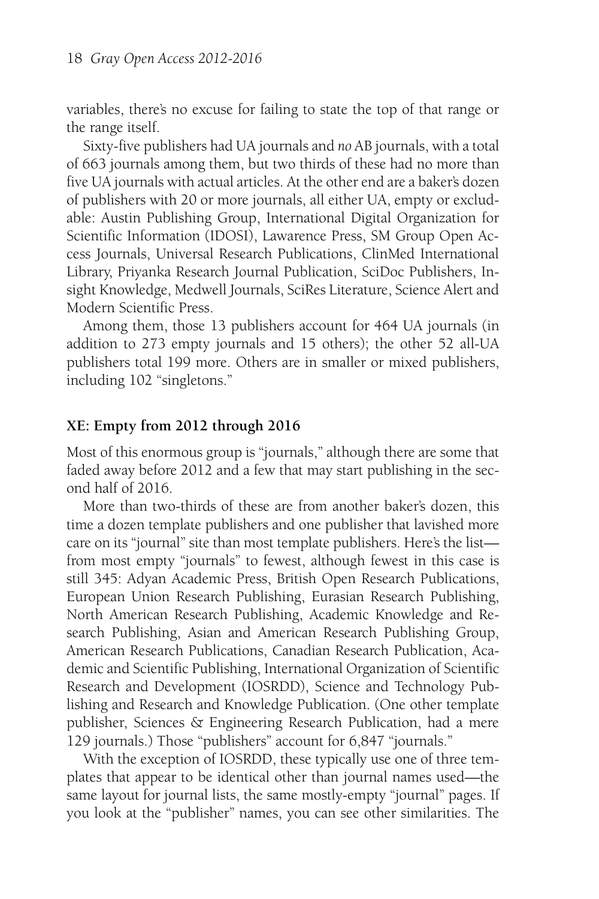variables, there's no excuse for failing to state the top of that range or the range itself.

Sixty-five publishers had UA journals and *no* AB journals, with a total of 663 journals among them, but two thirds of these had no more than five UA journals with actual articles. At the other end are a baker's dozen of publishers with 20 or more journals, all either UA, empty or excludable: Austin Publishing Group, International Digital Organization for Scientific Information (IDOSI), Lawarence Press, SM Group Open Access Journals, Universal Research Publications, ClinMed International Library, Priyanka Research Journal Publication, SciDoc Publishers, Insight Knowledge, Medwell Journals, SciRes Literature, Science Alert and Modern Scientific Press.

Among them, those 13 publishers account for 464 UA journals (in addition to 273 empty journals and 15 others); the other 52 all-UA publishers total 199 more. Others are in smaller or mixed publishers, including 102 "singletons."

### XE: Empty from 2012 through 2016

Most of this enormous group is "journals," although there are some that faded away before 2012 and a few that may start publishing in the second half of 2016.

More than two-thirds of these are from another baker's dozen, this time a dozen template publishers and one publisher that lavished more care on its "journal" site than most template publishers. Here's the list—from most empty "journals" to fewest, although fewest in this case is still 345: Adyan Academic Press, British Open Research Publications, European Union Research Publishing, Eurasian Research Publishing, North American Research Publishing, Academic Knowledge and Research Publishing, Asian and American Research Publishing Group, American Research Publications, Canadian Research Publication, Academic and Scientific Publishing, International Organization of Scientific Research and Development (IOSRDD), Science and Technology Publishing and Research and Knowledge Publication. (One other template publisher, Sciences & Engineering Research Publication, had a mere 129 journals.) Those "publishers" account for 6,847 "journals."

With the exception of IOSRDD, these typically use one of three templates that appear to be identical other than journal names used—the same layout for journal lists, the same mostly-empty "journal" pages. If you look at the "publisher" names, you can see other similarities. The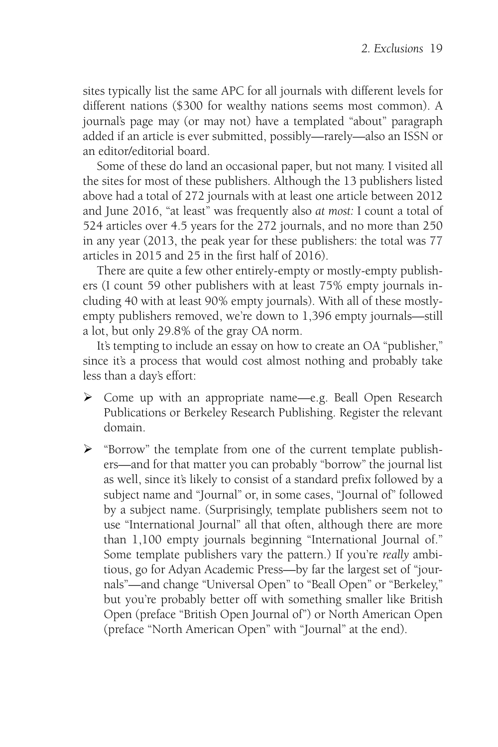sites typically list the same APC for all journals with different levels for different nations ($300 for wealthy nations seems most common). A journal's page may (or may not) have a templated "about" paragraph added if an article is ever submitted, possibly—rarely—also an ISSN or an editor/editorial board.

Some of these do land an occasional paper, but not many. I visited all the sites for most of these publishers. Although the 13 publishers listed above had a total of 272 journals with at least one article between 2012 and June 2016, "at least" was frequently also *at most:* I count a total of 524 articles over 4.5 years for the 272 journals, and no more than 250 in any year (2013, the peak year for these publishers: the total was 77 articles in 2015 and 25 in the first half of 2016).

There are quite a few other entirely-empty or mostly-empty publishers (I count 59 other publishers with at least 75% empty journals including 40 with at least 90% empty journals). With all of these mostly-empty publishers removed, we're down to 1,396 empty journals—still a lot, but only 29.8% of the gray OA norm.

It's tempting to include an essay on how to create an OA "publisher," since it's a process that would cost almost nothing and probably take less than a day's effort:

- Come up with an appropriate name—e.g. Beall Open Research Publications or Berkeley Research Publishing. Register the relevant domain.
- "Borrow" the template from one of the current template publishers—and for that matter you can probably "borrow" the journal list as well, since it's likely to consist of a standard prefix followed by a subject name and "Journal" or, in some cases, "Journal of" followed by a subject name. (Surprisingly, template publishers seem not to use "International Journal" all that often, although there are more than 1,100 empty journals beginning "International Journal of." Some template publishers vary the pattern.) If you're *really* ambitious, go for Adyan Academic Press—by far the largest set of "journals"—and change "Universal Open" to "Beall Open" or "Berkeley," but you're probably better off with something smaller like British Open (preface "British Open Journal of") or North American Open (preface "North American Open" with "Journal" at the end).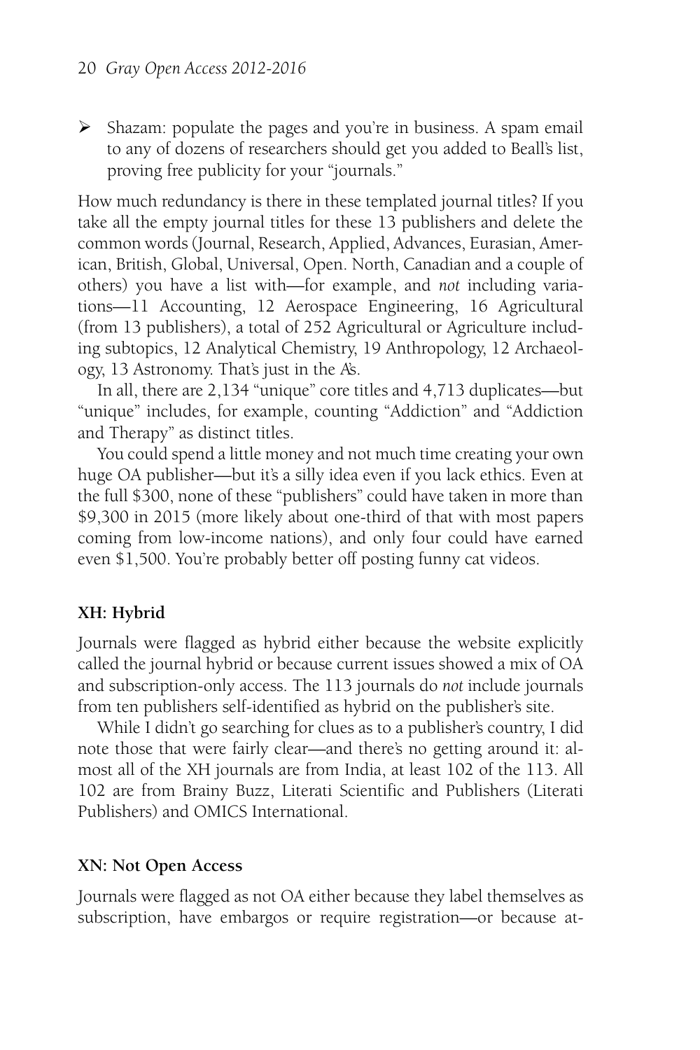- Shazam: populate the pages and you're in business. A spam email to any of dozens of researchers should get you added to Beall's list, proving free publicity for your "journals."

How much redundancy is there in these templated journal titles? If you take all the empty journal titles for these 13 publishers and delete the common words (Journal, Research, Applied, Advances, Eurasian, American, British, Global, Universal, Open. North, Canadian and a couple of others) you have a list with—for example, and *not* including variations—11 Accounting, 12 Aerospace Engineering, 16 Agricultural (from 13 publishers), a total of 252 Agricultural or Agriculture including subtopics, 12 Analytical Chemistry, 19 Anthropology, 12 Archaeology, 13 Astronomy. That's just in the A's.

In all, there are 2,134 "unique" core titles and 4,713 duplicates—but "unique" includes, for example, counting "Addiction" and "Addiction and Therapy" as distinct titles.

You could spend a little money and not much time creating your own huge OA publisher—but it's a silly idea even if you lack ethics. Even at the full $300, none of these "publishers" could have taken in more than $9,300 in 2015 (more likely about one-third of that with most papers coming from low-income nations), and only four could have earned even $1,500. You're probably better off posting funny cat videos.

### XH: Hybrid

Journals were flagged as hybrid either because the website explicitly called the journal hybrid or because current issues showed a mix of OA and subscription-only access. The 113 journals do *not* include journals from ten publishers self-identified as hybrid on the publisher's site.

While I didn't go searching for clues as to a publisher's country, I did note those that were fairly clear—and there's no getting around it: almost all of the XH journals are from India, at least 102 of the 113. All 102 are from Brainy Buzz, Literati Scientific and Publishers (Literati Publishers) and OMICS International.

### XN: Not Open Access

Journals were flagged as not OA either because they label themselves as subscription, have embargos or require registration—or because at-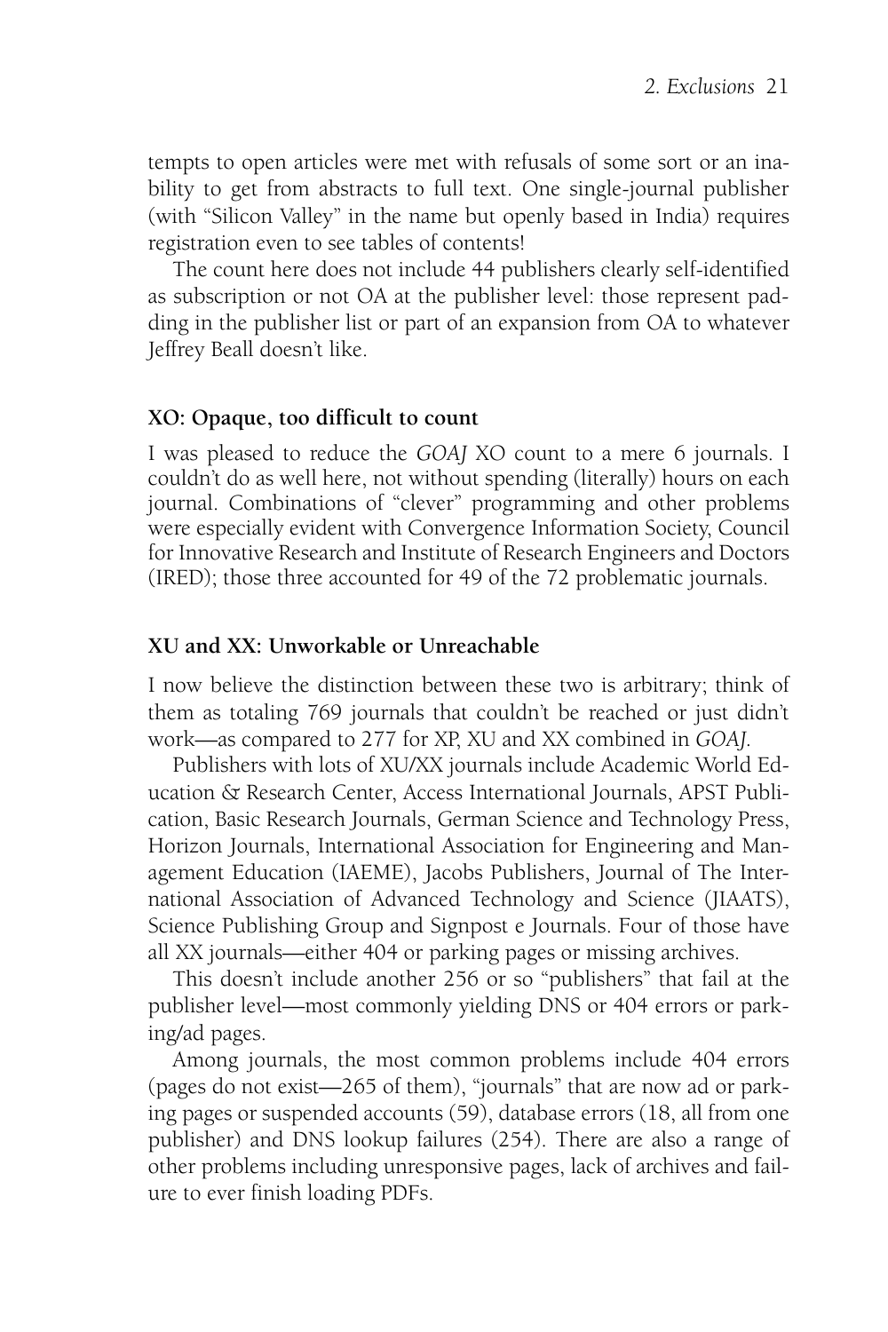tempts to open articles were met with refusals of some sort or an inability to get from abstracts to full text. One single-journal publisher (with "Silicon Valley" in the name but openly based in India) requires registration even to see tables of contents!

The count here does not include 44 publishers clearly self-identified as subscription or not OA at the publisher level: those represent padding in the publisher list or part of an expansion from OA to whatever Jeffrey Beall doesn't like.

### XO: Opaque, too difficult to count

I was pleased to reduce the *GOAJ* XO count to a mere 6 journals. I couldn't do as well here, not without spending (literally) hours on each journal. Combinations of "clever" programming and other problems were especially evident with Convergence Information Society, Council for Innovative Research and Institute of Research Engineers and Doctors (IRED); those three accounted for 49 of the 72 problematic journals.

### XU and XX: Unworkable or Unreachable

I now believe the distinction between these two is arbitrary; think of them as totaling 769 journals that couldn't be reached or just didn't work—as compared to 277 for XP, XU and XX combined in *GOAJ*.

Publishers with lots of XU/XX journals include Academic World Education & Research Center, Access International Journals, APST Publication, Basic Research Journals, German Science and Technology Press, Horizon Journals, International Association for Engineering and Management Education (IAEME), Jacobs Publishers, Journal of The International Association of Advanced Technology and Science (JIAATS), Science Publishing Group and Signpost e Journals. Four of those have all XX journals—either 404 or parking pages or missing archives.

This doesn't include another 256 or so "publishers" that fail at the publisher level—most commonly yielding DNS or 404 errors or parking/ad pages.

Among journals, the most common problems include 404 errors (pages do not exist—265 of them), "journals" that are now ad or parking pages or suspended accounts (59), database errors (18, all from one publisher) and DNS lookup failures (254). There are also a range of other problems including unresponsive pages, lack of archives and failure to ever finish loading PDFs.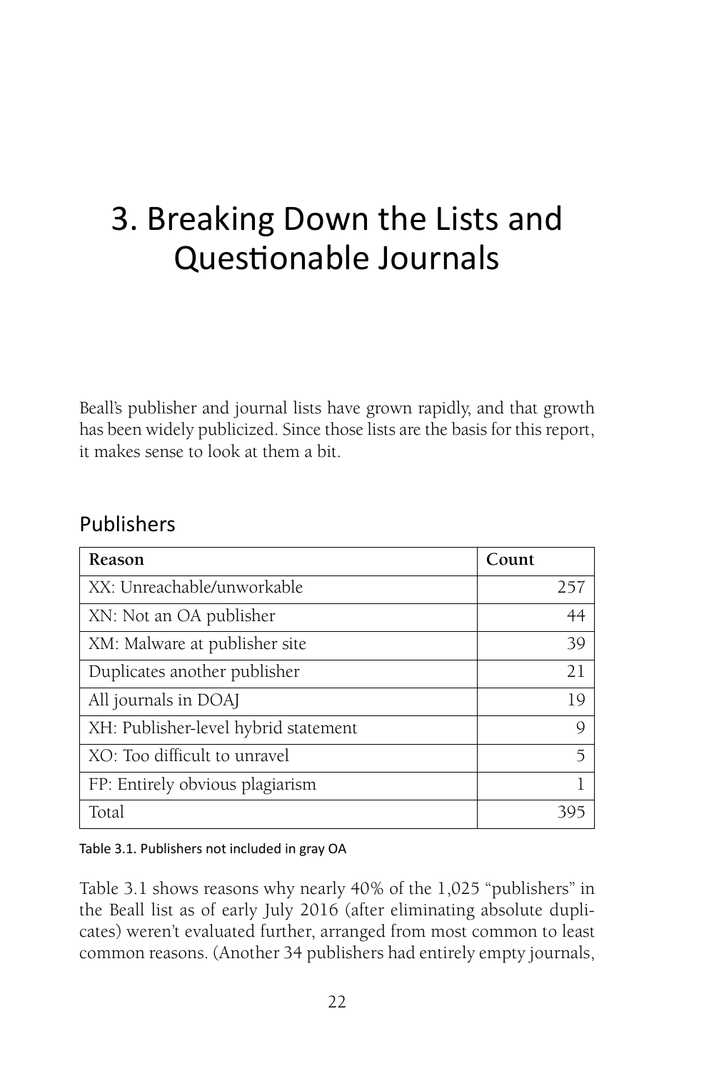# 3. Breaking Down the Lists and Questionable Journals

Beall's publisher and journal lists have grown rapidly, and that growth has been widely publicized. Since those lists are the basis for this report, it makes sense to look at them a bit.

## Publishers

| Reason | Count |
|---|---:|
| XX: Unreachable/unworkable | 257 |
| XN: Not an OA publisher | 44 |
| XM: Malware at publisher site | 39 |
| Duplicates another publisher | 21 |
| All journals in DOAJ | 19 |
| XH: Publisher-level hybrid statement | 9 |
| XO: Too difficult to unravel | 5 |
| FP: Entirely obvious plagiarism | 1 |
| Total | 395 |

Table 3.1. Publishers not included in gray OA

Table 3.1 shows reasons why nearly 40% of the 1,025 "publishers" in the Beall list as of early July 2016 (after eliminating absolute duplicates) weren't evaluated further, arranged from most common to least common reasons. (Another 34 publishers had entirely empty journals,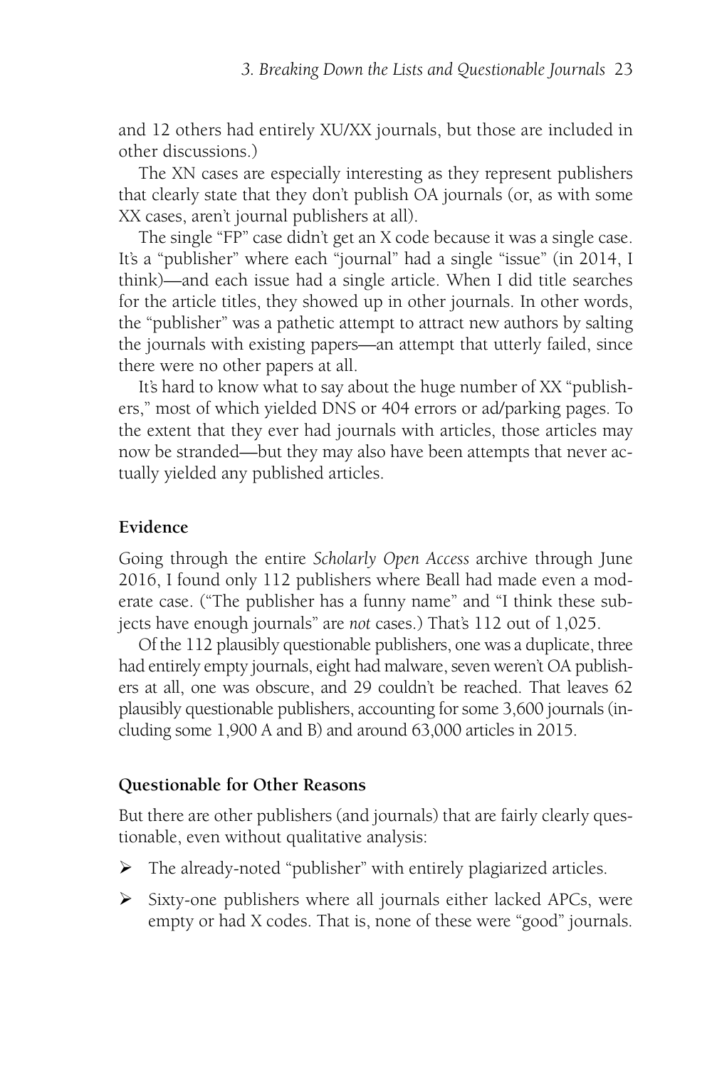and 12 others had entirely XU/XX journals, but those are included in other discussions.)

The XN cases are especially interesting as they represent publishers that clearly state that they don't publish OA journals (or, as with some XX cases, aren't journal publishers at all).

The single "FP" case didn't get an X code because it was a single case. It's a "publisher" where each "journal" had a single "issue" (in 2014, I think)—and each issue had a single article. When I did title searches for the article titles, they showed up in other journals. In other words, the "publisher" was a pathetic attempt to attract new authors by salting the journals with existing papers—an attempt that utterly failed, since there were no other papers at all.

It's hard to know what to say about the huge number of XX "publishers," most of which yielded DNS or 404 errors or ad/parking pages. To the extent that they ever had journals with articles, those articles may now be stranded—but they may also have been attempts that never actually yielded any published articles.

### Evidence

Going through the entire *Scholarly Open Access* archive through June 2016, I found only 112 publishers where Beall had made even a moderate case. ("The publisher has a funny name" and "I think these subjects have enough journals" are *not* cases.) That's 112 out of 1,025.

Of the 112 plausibly questionable publishers, one was a duplicate, three had entirely empty journals, eight had malware, seven weren't OA publishers at all, one was obscure, and 29 couldn't be reached. That leaves 62 plausibly questionable publishers, accounting for some 3,600 journals (including some 1,900 A and B) and around 63,000 articles in 2015.

### Questionable for Other Reasons

But there are other publishers (and journals) that are fairly clearly questionable, even without qualitative analysis:

- The already-noted "publisher" with entirely plagiarized articles.
- Sixty-one publishers where all journals either lacked APCs, were empty or had X codes. That is, none of these were "good" journals.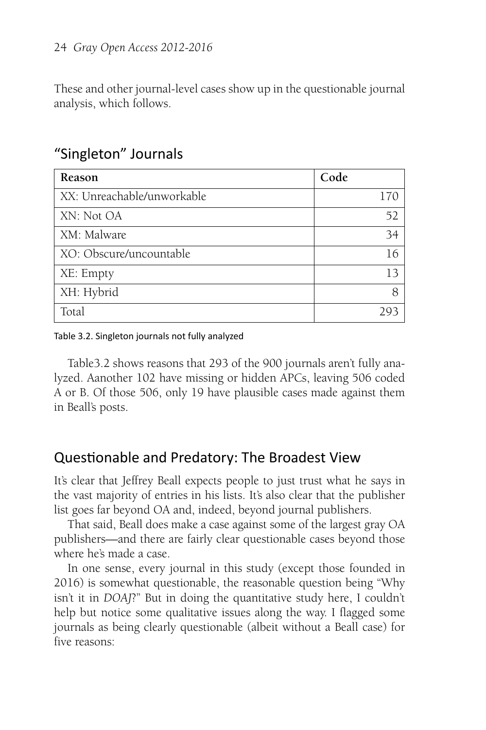These and other journal-level cases show up in the questionable journal analysis, which follows.

## "Singleton" Journals

| Reason | Code |
|---|---|
| XX: Unreachable/unworkable | 170 |
| XN: Not OA | 52 |
| XM: Malware | 34 |
| XO: Obscure/uncountable | 16 |
| XE: Empty | 13 |
| XH: Hybrid | 8 |
| Total | 293 |

Table 3.2. Singleton journals not fully analyzed

Table3.2 shows reasons that 293 of the 900 journals aren't fully analyzed. Aanother 102 have missing or hidden APCs, leaving 506 coded A or B. Of those 506, only 19 have plausible cases made against them in Beall's posts.

## Questionable and Predatory: The Broadest View

It's clear that Jeffrey Beall expects people to just trust what he says in the vast majority of entries in his lists. It's also clear that the publisher list goes far beyond OA and, indeed, beyond journal publishers.

That said, Beall does make a case against some of the largest gray OA publishers—and there are fairly clear questionable cases beyond those where he's made a case.

In one sense, every journal in this study (except those founded in 2016) is somewhat questionable, the reasonable question being "Why isn't it in *DOAJ*?" But in doing the quantitative study here, I couldn't help but notice some qualitative issues along the way. I flagged some journals as being clearly questionable (albeit without a Beall case) for five reasons: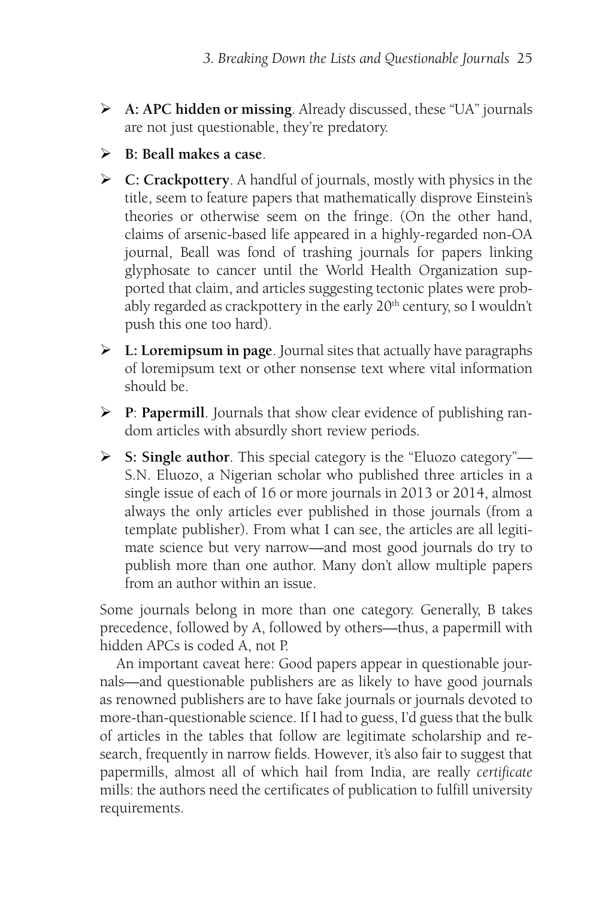- **A: APC hidden or missing**. Already discussed, these "UA" journals are not just questionable, they're predatory.
- **B: Beall makes a case**.
- **C: Crackpottery**. A handful of journals, mostly with physics in the title, seem to feature papers that mathematically disprove Einstein's theories or otherwise seem on the fringe. (On the other hand, claims of arsenic-based life appeared in a highly-regarded non-OA journal, Beall was fond of trashing journals for papers linking glyphosate to cancer until the World Health Organization supported that claim, and articles suggesting tectonic plates were probably regarded as crackpottery in the early 20th century, so I wouldn't push this one too hard).
- **L: Loremipsum in page**. Journal sites that actually have paragraphs of loremipsum text or other nonsense text where vital information should be.
- **P**: **Papermill**. Journals that show clear evidence of publishing random articles with absurdly short review periods.
- **S: Single author**. This special category is the "Eluozo category"—S.N. Eluozo, a Nigerian scholar who published three articles in a single issue of each of 16 or more journals in 2013 or 2014, almost always the only articles ever published in those journals (from a template publisher). From what I can see, the articles are all legitimate science but very narrow—and most good journals do try to publish more than one author. Many don't allow multiple papers from an author within an issue.

Some journals belong in more than one category. Generally, B takes precedence, followed by A, followed by others—thus, a papermill with hidden APCs is coded A, not P.

An important caveat here: Good papers appear in questionable journals—and questionable publishers are as likely to have good journals as renowned publishers are to have fake journals or journals devoted to more-than-questionable science. If I had to guess, I'd guess that the bulk of articles in the tables that follow are legitimate scholarship and research, frequently in narrow fields. However, it's also fair to suggest that papermills, almost all of which hail from India, are really *certificate* mills: the authors need the certificates of publication to fulfill university requirements.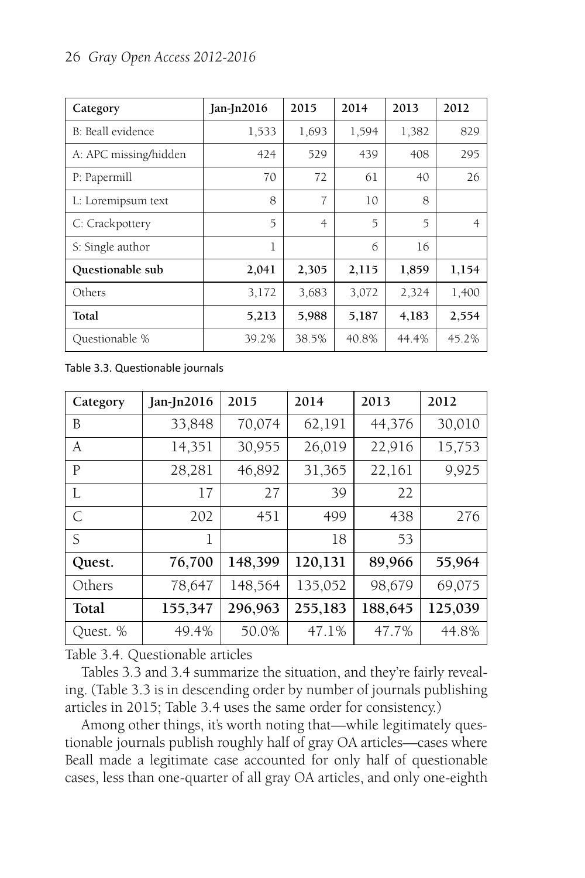| Category | Jan-Jn2016 | 2015 | 2014 | 2013 | 2012 |
|---|---|---|---|---|---|
| B: Beall evidence | 1,533 | 1,693 | 1,594 | 1,382 | 829 |
| A: APC missing/hidden | 424 | 529 | 439 | 408 | 295 |
| P: Papermill | 70 | 72 | 61 | 40 | 26 |
| L: Loremipsum text | 8 | 7 | 10 | 8 | |
| C: Crackpottery | 5 | 4 | 5 | 5 | 4 |
| S: Single author | 1 | | 6 | 16 | |
| **Questionable sub** | **2,041** | **2,305** | **2,115** | **1,859** | **1,154** |
| Others | 3,172 | 3,683 | 3,072 | 2,324 | 1,400 |
| **Total** | **5,213** | **5,988** | **5,187** | **4,183** | **2,554** |
| Questionable % | 39.2% | 38.5% | 40.8% | 44.4% | 45.2% |

Table 3.3. Questionable journals

| Category | Jan-Jn2016 | 2015 | 2014 | 2013 | 2012 |
|---|---|---|---|---|---|
| B | 33,848 | 70,074 | 62,191 | 44,376 | 30,010 |
| A | 14,351 | 30,955 | 26,019 | 22,916 | 15,753 |
| P | 28,281 | 46,892 | 31,365 | 22,161 | 9,925 |
| L | 17 | 27 | 39 | 22 | |
| C | 202 | 451 | 499 | 438 | 276 |
| S | 1 | | 18 | 53 | |
| **Quest.** | **76,700** | **148,399** | **120,131** | **89,966** | **55,964** |
| Others | 78,647 | 148,564 | 135,052 | 98,679 | 69,075 |
| **Total** | **155,347** | **296,963** | **255,183** | **188,645** | **125,039** |
| Quest. % | 49.4% | 50.0% | 47.1% | 47.7% | 44.8% |

Table 3.4. Questionable articles

Tables 3.3 and 3.4 summarize the situation, and they're fairly revealing. (Table 3.3 is in descending order by number of journals publishing articles in 2015; Table 3.4 uses the same order for consistency.)

Among other things, it's worth noting that—while legitimately questionable journals publish roughly half of gray OA articles—cases where Beall made a legitimate case accounted for only half of questionable cases, less than one-quarter of all gray OA articles, and only one-eighth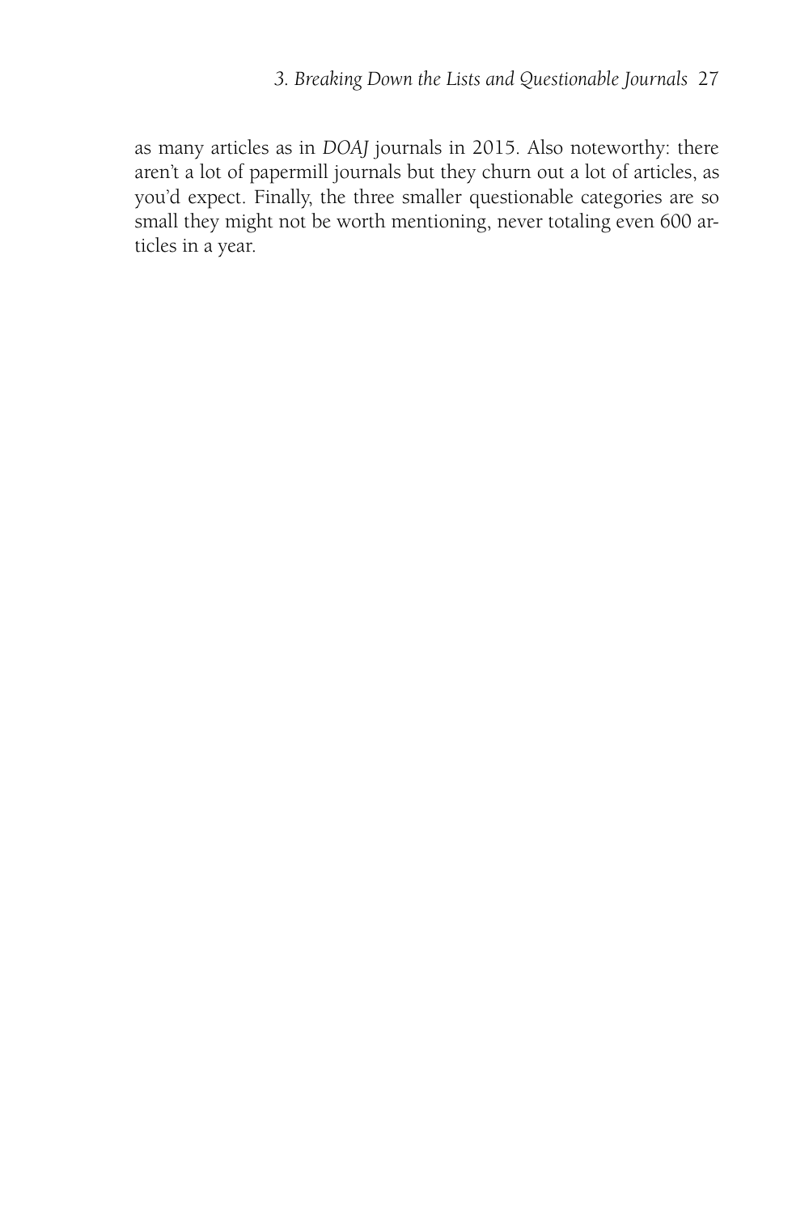as many articles as in *DOAJ* journals in 2015. Also noteworthy: there aren't a lot of papermill journals but they churn out a lot of articles, as you'd expect. Finally, the three smaller questionable categories are so small they might not be worth mentioning, never totaling even 600 articles in a year.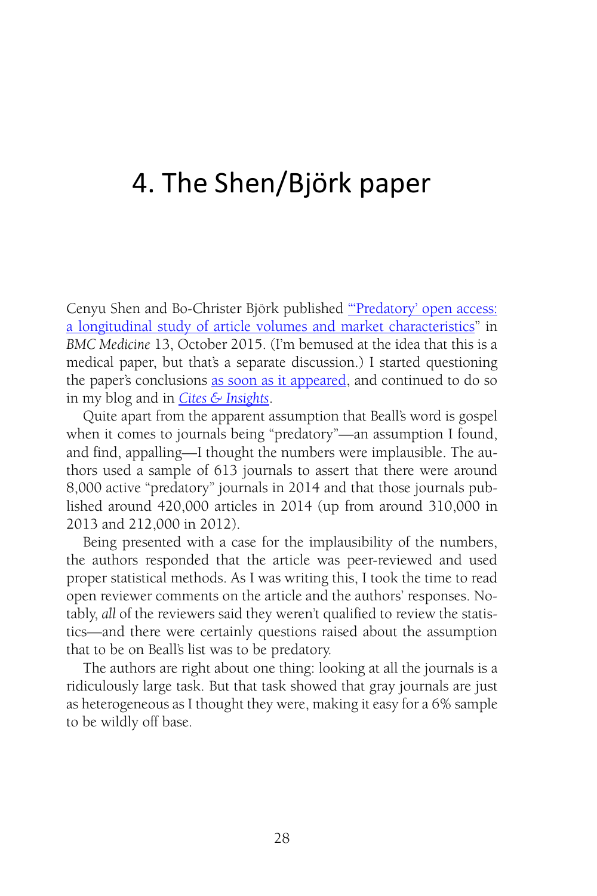# 4. The Shen/Björk paper

Cenyu Shen and Bo-Christer Björk published "'Predatory' open access: a longitudinal study of article volumes and market characteristics" in *BMC Medicine* 13, October 2015. (I'm bemused at the idea that this is a medical paper, but that's a separate discussion.) I started questioning the paper's conclusions as soon as it appeared, and continued to do so in my blog and in *Cites & Insights*.

Quite apart from the apparent assumption that Beall's word is gospel when it comes to journals being "predatory"—an assumption I found, and find, appalling—I thought the numbers were implausible. The authors used a sample of 613 journals to assert that there were around 8,000 active "predatory" journals in 2014 and that those journals published around 420,000 articles in 2014 (up from around 310,000 in 2013 and 212,000 in 2012).

Being presented with a case for the implausibility of the numbers, the authors responded that the article was peer-reviewed and used proper statistical methods. As I was writing this, I took the time to read open reviewer comments on the article and the authors' responses. Notably, *all* of the reviewers said they weren't qualified to review the statistics—and there were certainly questions raised about the assumption that to be on Beall's list was to be predatory.

The authors are right about one thing: looking at all the journals is a ridiculously large task. But that task showed that gray journals are just as heterogeneous as I thought they were, making it easy for a 6% sample to be wildly off base.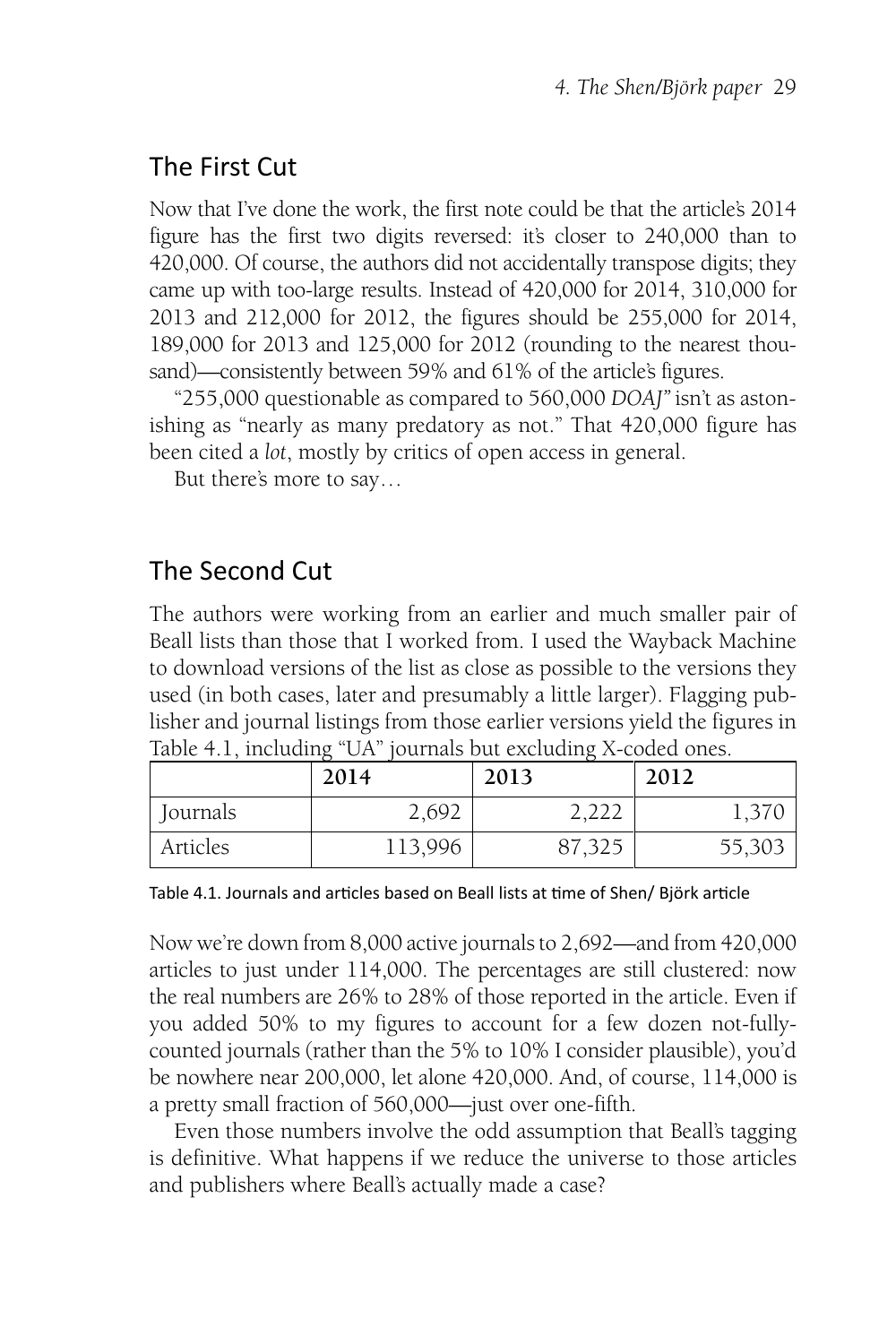## The First Cut

Now that I've done the work, the first note could be that the article's 2014 figure has the first two digits reversed: it's closer to 240,000 than to 420,000. Of course, the authors did not accidentally transpose digits; they came up with too-large results. Instead of 420,000 for 2014, 310,000 for 2013 and 212,000 for 2012, the figures should be 255,000 for 2014, 189,000 for 2013 and 125,000 for 2012 (rounding to the nearest thousand)—consistently between 59% and 61% of the article's figures.

"255,000 questionable as compared to 560,000 *DOAJ*" isn't as astonishing as "nearly as many predatory as not." That 420,000 figure has been cited a *lot*, mostly by critics of open access in general.

But there's more to say…

## The Second Cut

The authors were working from an earlier and much smaller pair of Beall lists than those that I worked from. I used the Wayback Machine to download versions of the list as close as possible to the versions they used (in both cases, later and presumably a little larger). Flagging publisher and journal listings from those earlier versions yield the figures in Table 4.1, including "UA" journals but excluding X-coded ones.

| | 2014 | 2013 | 2012 |
|---|---|---|---|
| Journals | 2,692 | 2,222 | 1,370 |
| Articles | 113,996 | 87,325 | 55,303 |

Table 4.1. Journals and articles based on Beall lists at time of Shen/ Björk article

Now we're down from 8,000 active journals to 2,692—and from 420,000 articles to just under 114,000. The percentages are still clustered: now the real numbers are 26% to 28% of those reported in the article. Even if you added 50% to my figures to account for a few dozen not-fully-counted journals (rather than the 5% to 10% I consider plausible), you'd be nowhere near 200,000, let alone 420,000. And, of course, 114,000 is a pretty small fraction of 560,000—just over one-fifth.

Even those numbers involve the odd assumption that Beall's tagging is definitive. What happens if we reduce the universe to those articles and publishers where Beall's actually made a case?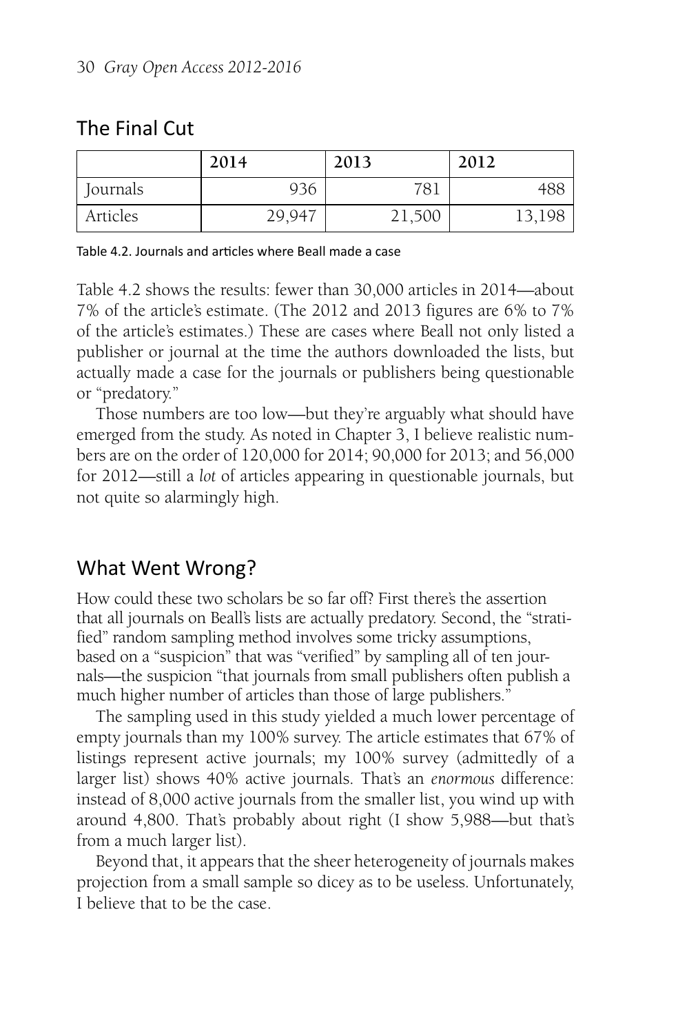## The Final Cut

| | 2014 | 2013 | 2012 |
|---|---|---|---|
| Journals | 936 | 781 | 488 |
| Articles | 29,947 | 21,500 | 13,198 |

Table 4.2. Journals and articles where Beall made a case

Table 4.2 shows the results: fewer than 30,000 articles in 2014—about 7% of the article's estimate. (The 2012 and 2013 figures are 6% to 7% of the article's estimates.) These are cases where Beall not only listed a publisher or journal at the time the authors downloaded the lists, but actually made a case for the journals or publishers being questionable or "predatory."

Those numbers are too low—but they're arguably what should have emerged from the study. As noted in Chapter 3, I believe realistic numbers are on the order of 120,000 for 2014; 90,000 for 2013; and 56,000 for 2012—still a *lot* of articles appearing in questionable journals, but not quite so alarmingly high.

## What Went Wrong?

How could these two scholars be so far off? First there's the assertion that all journals on Beall's lists are actually predatory. Second, the "stratified" random sampling method involves some tricky assumptions, based on a "suspicion" that was "verified" by sampling all of ten journals—the suspicion "that journals from small publishers often publish a much higher number of articles than those of large publishers."

The sampling used in this study yielded a much lower percentage of empty journals than my 100% survey. The article estimates that 67% of listings represent active journals; my 100% survey (admittedly of a larger list) shows 40% active journals. That's an *enormous* difference: instead of 8,000 active journals from the smaller list, you wind up with around 4,800. That's probably about right (I show 5,988—but that's from a much larger list).

Beyond that, it appears that the sheer heterogeneity of journals makes projection from a small sample so dicey as to be useless. Unfortunately, I believe that to be the case.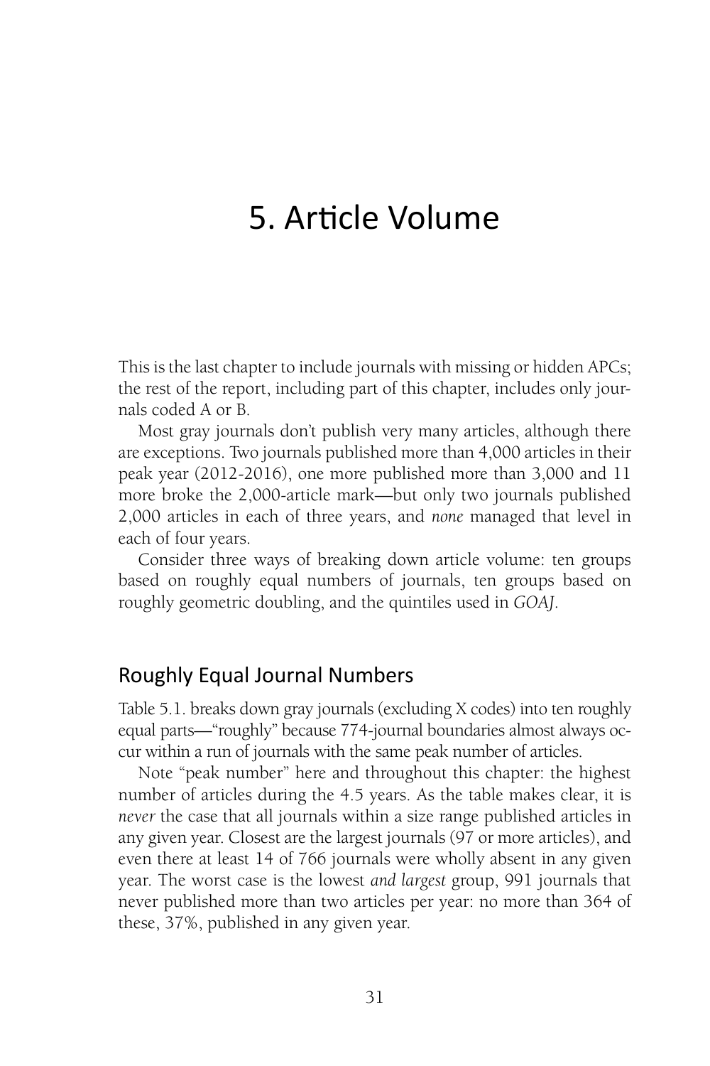# 5. Article Volume

This is the last chapter to include journals with missing or hidden APCs; the rest of the report, including part of this chapter, includes only journals coded A or B.

Most gray journals don't publish very many articles, although there are exceptions. Two journals published more than 4,000 articles in their peak year (2012-2016), one more published more than 3,000 and 11 more broke the 2,000-article mark—but only two journals published 2,000 articles in each of three years, and *none* managed that level in each of four years.

Consider three ways of breaking down article volume: ten groups based on roughly equal numbers of journals, ten groups based on roughly geometric doubling, and the quintiles used in *GOAJ*.

## Roughly Equal Journal Numbers

Table 5.1. breaks down gray journals (excluding X codes) into ten roughly equal parts—"roughly" because 774-journal boundaries almost always occur within a run of journals with the same peak number of articles.

Note "peak number" here and throughout this chapter: the highest number of articles during the 4.5 years. As the table makes clear, it is *never* the case that all journals within a size range published articles in any given year. Closest are the largest journals (97 or more articles), and even there at least 14 of 766 journals were wholly absent in any given year. The worst case is the lowest *and largest* group, 991 journals that never published more than two articles per year: no more than 364 of these, 37%, published in any given year.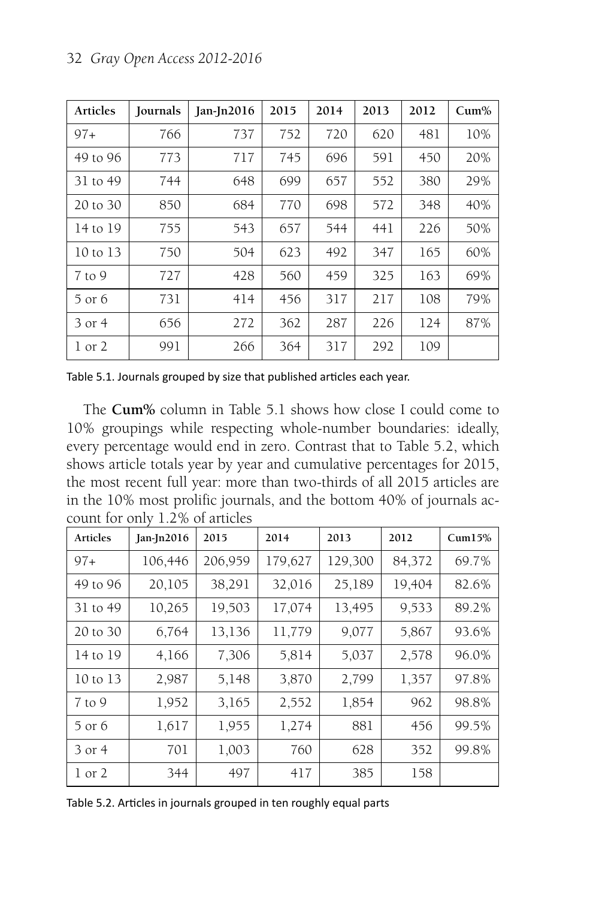| Articles | Journals | Jan-Jn2016 | 2015 | 2014 | 2013 | 2012 | Cum% |
|---|---|---|---|---|---|---|---|
| 97+ | 766 | 737 | 752 | 720 | 620 | 481 | 10% |
| 49 to 96 | 773 | 717 | 745 | 696 | 591 | 450 | 20% |
| 31 to 49 | 744 | 648 | 699 | 657 | 552 | 380 | 29% |
| 20 to 30 | 850 | 684 | 770 | 698 | 572 | 348 | 40% |
| 14 to 19 | 755 | 543 | 657 | 544 | 441 | 226 | 50% |
| 10 to 13 | 750 | 504 | 623 | 492 | 347 | 165 | 60% |
| 7 to 9 | 727 | 428 | 560 | 459 | 325 | 163 | 69% |
| 5 or 6 | 731 | 414 | 456 | 317 | 217 | 108 | 79% |
| 3 or 4 | 656 | 272 | 362 | 287 | 226 | 124 | 87% |
| 1 or 2 | 991 | 266 | 364 | 317 | 292 | 109 | |

Table 5.1. Journals grouped by size that published articles each year.

The **Cum%** column in Table 5.1 shows how close I could come to 10% groupings while respecting whole-number boundaries: ideally, every percentage would end in zero. Contrast that to Table 5.2, which shows article totals year by year and cumulative percentages for 2015, the most recent full year: more than two-thirds of all 2015 articles are in the 10% most prolific journals, and the bottom 40% of journals account for only 1.2% of articles

| Articles | Jan-Jn2016 | 2015 | 2014 | 2013 | 2012 | Cum15% |
|---|---|---|---|---|---|---|
| 97+ | 106,446 | 206,959 | 179,627 | 129,300 | 84,372 | 69.7% |
| 49 to 96 | 20,105 | 38,291 | 32,016 | 25,189 | 19,404 | 82.6% |
| 31 to 49 | 10,265 | 19,503 | 17,074 | 13,495 | 9,533 | 89.2% |
| 20 to 30 | 6,764 | 13,136 | 11,779 | 9,077 | 5,867 | 93.6% |
| 14 to 19 | 4,166 | 7,306 | 5,814 | 5,037 | 2,578 | 96.0% |
| 10 to 13 | 2,987 | 5,148 | 3,870 | 2,799 | 1,357 | 97.8% |
| 7 to 9 | 1,952 | 3,165 | 2,552 | 1,854 | 962 | 98.8% |
| 5 or 6 | 1,617 | 1,955 | 1,274 | 881 | 456 | 99.5% |
| 3 or 4 | 701 | 1,003 | 760 | 628 | 352 | 99.8% |
| 1 or 2 | 344 | 497 | 417 | 385 | 158 | |

Table 5.2. Articles in journals grouped in ten roughly equal parts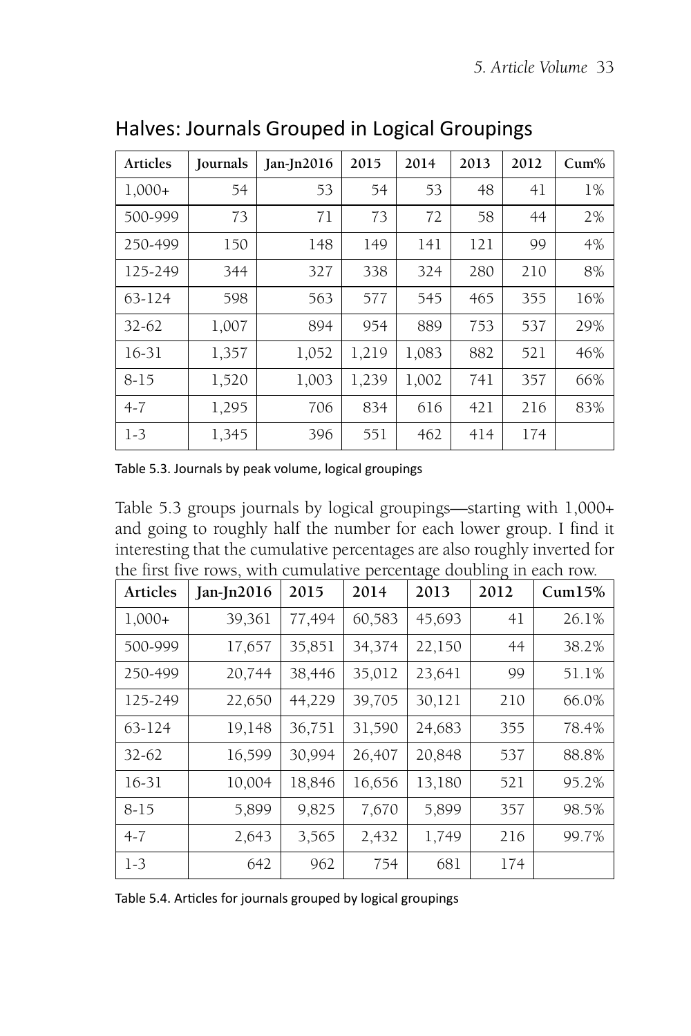## Halves: Journals Grouped in Logical Groupings

| Articles | Journals | Jan-Jn2016 | 2015 | 2014 | 2013 | 2012 | Cum% |
|---|---|---|---|---|---|---|---|
| 1,000+ | 54 | 53 | 54 | 53 | 48 | 41 | 1% |
| 500-999 | 73 | 71 | 73 | 72 | 58 | 44 | 2% |
| 250-499 | 150 | 148 | 149 | 141 | 121 | 99 | 4% |
| 125-249 | 344 | 327 | 338 | 324 | 280 | 210 | 8% |
| 63-124 | 598 | 563 | 577 | 545 | 465 | 355 | 16% |
| 32-62 | 1,007 | 894 | 954 | 889 | 753 | 537 | 29% |
| 16-31 | 1,357 | 1,052 | 1,219 | 1,083 | 882 | 521 | 46% |
| 8-15 | 1,520 | 1,003 | 1,239 | 1,002 | 741 | 357 | 66% |
| 4-7 | 1,295 | 706 | 834 | 616 | 421 | 216 | 83% |
| 1-3 | 1,345 | 396 | 551 | 462 | 414 | 174 | |

Table 5.3. Journals by peak volume, logical groupings

Table 5.3 groups journals by logical groupings—starting with 1,000+ and going to roughly half the number for each lower group. I find it interesting that the cumulative percentages are also roughly inverted for the first five rows, with cumulative percentage doubling in each row.

| Articles | Jan-Jn2016 | 2015 | 2014 | 2013 | 2012 | Cum15% |
|---|---|---|---|---|---|---|
| 1,000+ | 39,361 | 77,494 | 60,583 | 45,693 | 41 | 26.1% |
| 500-999 | 17,657 | 35,851 | 34,374 | 22,150 | 44 | 38.2% |
| 250-499 | 20,744 | 38,446 | 35,012 | 23,641 | 99 | 51.1% |
| 125-249 | 22,650 | 44,229 | 39,705 | 30,121 | 210 | 66.0% |
| 63-124 | 19,148 | 36,751 | 31,590 | 24,683 | 355 | 78.4% |
| 32-62 | 16,599 | 30,994 | 26,407 | 20,848 | 537 | 88.8% |
| 16-31 | 10,004 | 18,846 | 16,656 | 13,180 | 521 | 95.2% |
| 8-15 | 5,899 | 9,825 | 7,670 | 5,899 | 357 | 98.5% |
| 4-7 | 2,643 | 3,565 | 2,432 | 1,749 | 216 | 99.7% |
| 1-3 | 642 | 962 | 754 | 681 | 174 | |

Table 5.4. Articles for journals grouped by logical groupings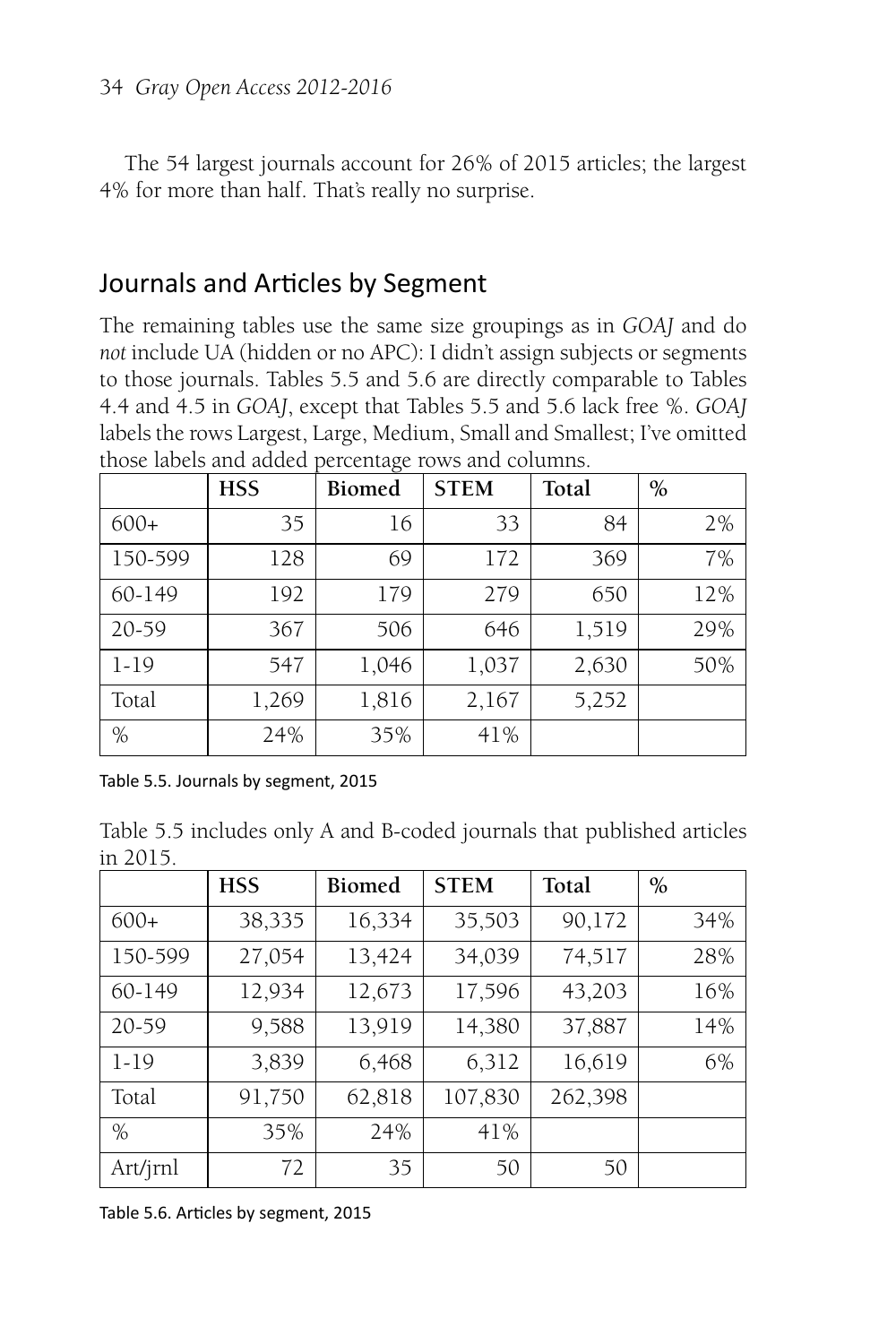The 54 largest journals account for 26% of 2015 articles; the largest 4% for more than half. That's really no surprise.

## Journals and Articles by Segment

The remaining tables use the same size groupings as in *GOAJ* and do *not* include UA (hidden or no APC): I didn't assign subjects or segments to those journals. Tables 5.5 and 5.6 are directly comparable to Tables 4.4 and 4.5 in *GOAJ*, except that Tables 5.5 and 5.6 lack free %. *GOAJ* labels the rows Largest, Large, Medium, Small and Smallest; I've omitted those labels and added percentage rows and columns.

| | HSS | Biomed | STEM | Total | % |
|---|---|---|---|---|---|
| 600+ | 35 | 16 | 33 | 84 | 2% |
| 150-599 | 128 | 69 | 172 | 369 | 7% |
| 60-149 | 192 | 179 | 279 | 650 | 12% |
| 20-59 | 367 | 506 | 646 | 1,519 | 29% |
| 1-19 | 547 | 1,046 | 1,037 | 2,630 | 50% |
| Total | 1,269 | 1,816 | 2,167 | 5,252 | |
| % | 24% | 35% | 41% | | |

Table 5.5. Journals by segment, 2015

Table 5.5 includes only A and B-coded journals that published articles in 2015.

| | HSS | Biomed | STEM | Total | % |
|---|---|---|---|---|---|
| 600+ | 38,335 | 16,334 | 35,503 | 90,172 | 34% |
| 150-599 | 27,054 | 13,424 | 34,039 | 74,517 | 28% |
| 60-149 | 12,934 | 12,673 | 17,596 | 43,203 | 16% |
| 20-59 | 9,588 | 13,919 | 14,380 | 37,887 | 14% |
| 1-19 | 3,839 | 6,468 | 6,312 | 16,619 | 6% |
| Total | 91,750 | 62,818 | 107,830 | 262,398 | |
| % | 35% | 24% | 41% | | |
| Art/jrnl | 72 | 35 | 50 | 50 | |

Table 5.6. Articles by segment, 2015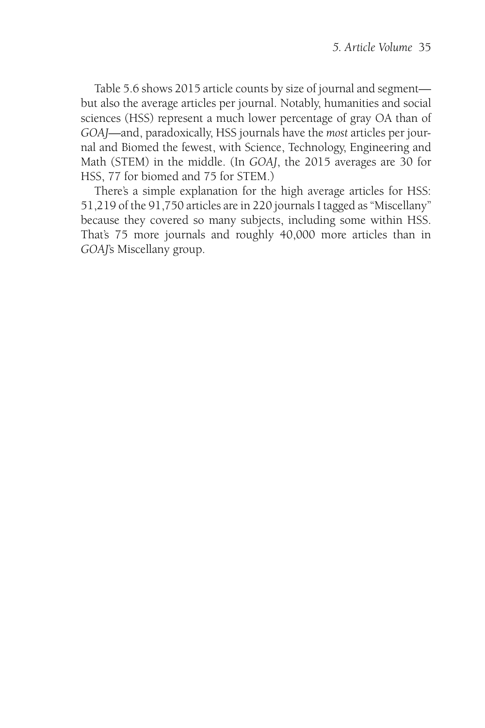Table 5.6 shows 2015 article counts by size of journal and segment—but also the average articles per journal. Notably, humanities and social sciences (HSS) represent a much lower percentage of gray OA than of *GOAJ*—and, paradoxically, HSS journals have the *most* articles per journal and Biomed the fewest, with Science, Technology, Engineering and Math (STEM) in the middle. (In *GOAJ*, the 2015 averages are 30 for HSS, 77 for biomed and 75 for STEM.)

There's a simple explanation for the high average articles for HSS: 51,219 of the 91,750 articles are in 220 journals I tagged as "Miscellany" because they covered so many subjects, including some within HSS. That's 75 more journals and roughly 40,000 more articles than in *GOAJ*'s Miscellany group.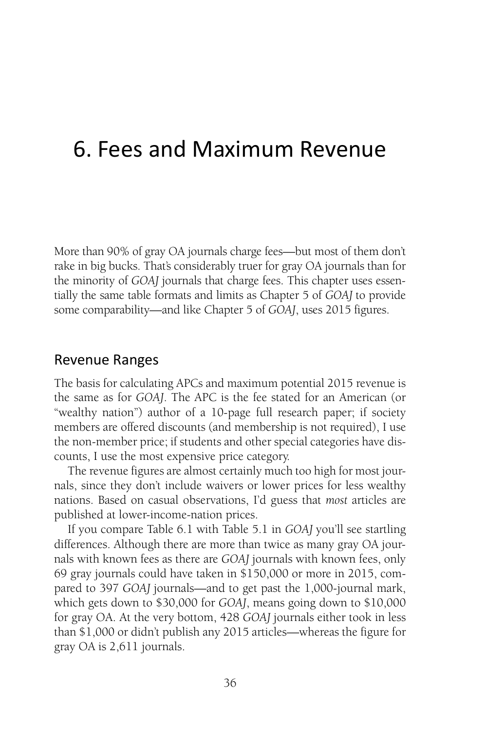# 6. Fees and Maximum Revenue

More than 90% of gray OA journals charge fees—but most of them don't rake in big bucks. That's considerably truer for gray OA journals than for the minority of *GOAJ* journals that charge fees. This chapter uses essentially the same table formats and limits as Chapter 5 of *GOAJ* to provide some comparability—and like Chapter 5 of *GOAJ*, uses 2015 figures.

## Revenue Ranges

The basis for calculating APCs and maximum potential 2015 revenue is the same as for *GOAJ*. The APC is the fee stated for an American (or "wealthy nation") author of a 10-page full research paper; if society members are offered discounts (and membership is not required), I use the non-member price; if students and other special categories have discounts, I use the most expensive price category.

The revenue figures are almost certainly much too high for most journals, since they don't include waivers or lower prices for less wealthy nations. Based on casual observations, I'd guess that *most* articles are published at lower-income-nation prices.

If you compare Table 6.1 with Table 5.1 in *GOAJ* you'll see startling differences. Although there are more than twice as many gray OA journals with known fees as there are *GOAJ* journals with known fees, only 69 gray journals could have taken in $150,000 or more in 2015, compared to 397 *GOAJ* journals—and to get past the 1,000-journal mark, which gets down to $30,000 for *GOAJ*, means going down to $10,000 for gray OA. At the very bottom, 428 *GOAJ* journals either took in less than $1,000 or didn't publish any 2015 articles—whereas the figure for gray OA is 2,611 journals.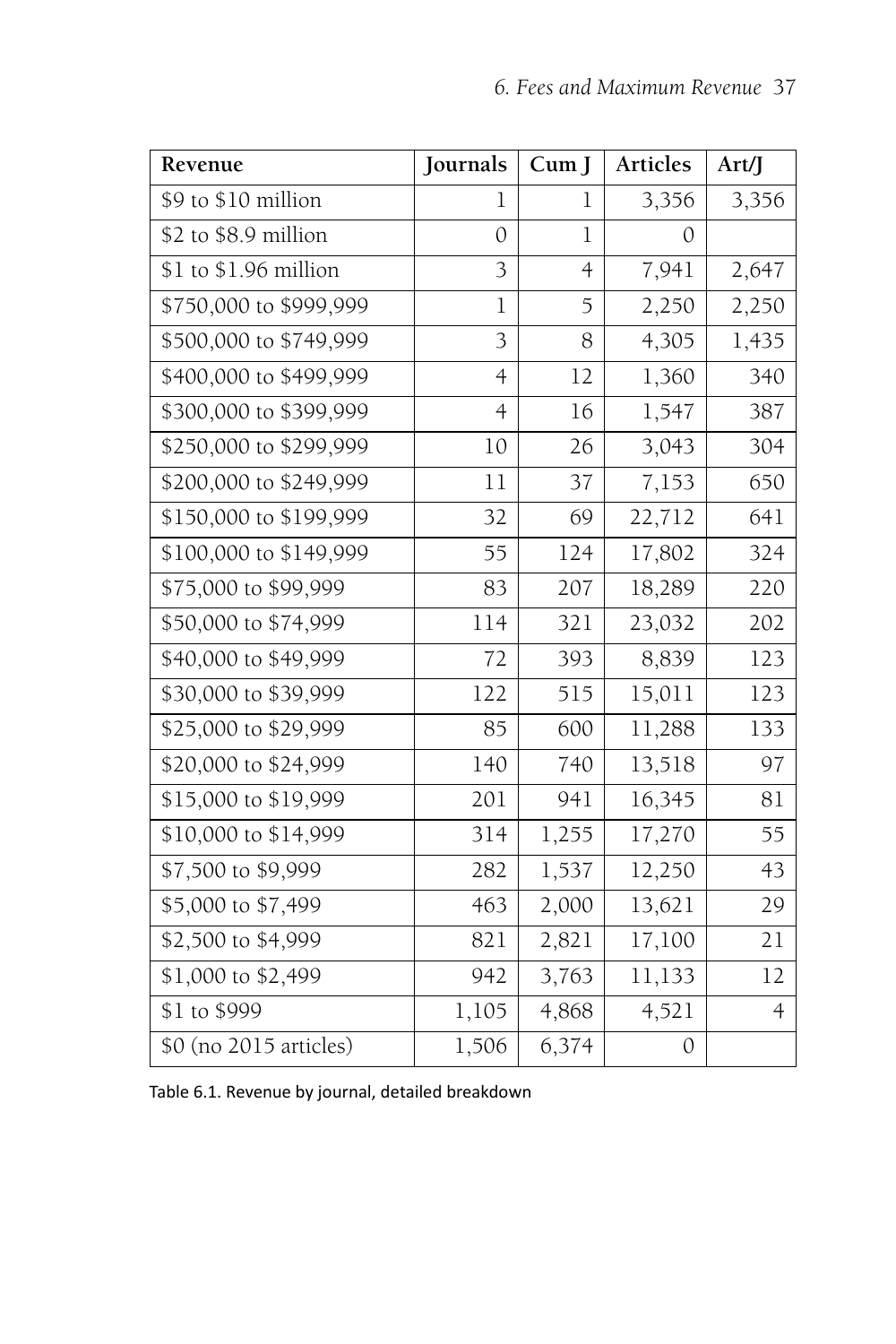| Revenue | Journals | Cum J | Articles | Art/J |
|---|---|---|---|---|
| $9 to $10 million | 1 | 1 | 3,356 | 3,356 |
| $2 to $8.9 million | 0 | 1 | 0 | |
| $1 to $1.96 million | 3 | 4 | 7,941 | 2,647 |
| $750,000 to $999,999 | 1 | 5 | 2,250 | 2,250 |
| $500,000 to $749,999 | 3 | 8 | 4,305 | 1,435 |
| $400,000 to $499,999 | 4 | 12 | 1,360 | 340 |
| $300,000 to $399,999 | 4 | 16 | 1,547 | 387 |
| $250,000 to $299,999 | 10 | 26 | 3,043 | 304 |
| $200,000 to $249,999 | 11 | 37 | 7,153 | 650 |
| $150,000 to $199,999 | 32 | 69 | 22,712 | 641 |
| $100,000 to $149,999 | 55 | 124 | 17,802 | 324 |
| $75,000 to $99,999 | 83 | 207 | 18,289 | 220 |
| $50,000 to $74,999 | 114 | 321 | 23,032 | 202 |
| $40,000 to $49,999 | 72 | 393 | 8,839 | 123 |
| $30,000 to $39,999 | 122 | 515 | 15,011 | 123 |
| $25,000 to $29,999 | 85 | 600 | 11,288 | 133 |
| $20,000 to $24,999 | 140 | 740 | 13,518 | 97 |
| $15,000 to $19,999 | 201 | 941 | 16,345 | 81 |
| $10,000 to $14,999 | 314 | 1,255 | 17,270 | 55 |
| $7,500 to $9,999 | 282 | 1,537 | 12,250 | 43 |
| $5,000 to $7,499 | 463 | 2,000 | 13,621 | 29 |
| $2,500 to $4,999 | 821 | 2,821 | 17,100 | 21 |
| $1,000 to $2,499 | 942 | 3,763 | 11,133 | 12 |
| $1 to $999 | 1,105 | 4,868 | 4,521 | 4 |
| $0 (no 2015 articles) | 1,506 | 6,374 | 0 | |

Table 6.1. Revenue by journal, detailed breakdown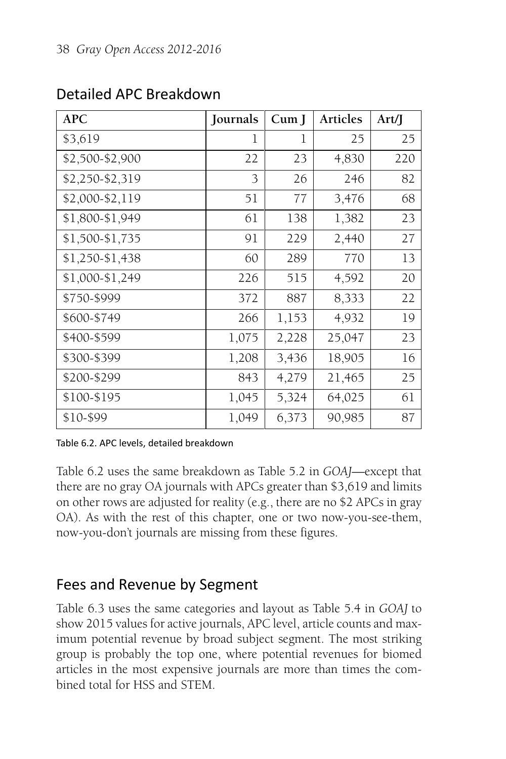## Detailed APC Breakdown

| APC | Journals | Cum J | Articles | Art/J |
|---|---|---|---|---|
| $3,619 | 1 | 1 | 25 | 25 |
| $2,500-$2,900 | 22 | 23 | 4,830 | 220 |
| $2,250-$2,319 | 3 | 26 | 246 | 82 |
| $2,000-$2,119 | 51 | 77 | 3,476 | 68 |
| $1,800-$1,949 | 61 | 138 | 1,382 | 23 |
| $1,500-$1,735 | 91 | 229 | 2,440 | 27 |
| $1,250-$1,438 | 60 | 289 | 770 | 13 |
| $1,000-$1,249 | 226 | 515 | 4,592 | 20 |
| $750-$999 | 372 | 887 | 8,333 | 22 |
| $600-$749 | 266 | 1,153 | 4,932 | 19 |
| $400-$599 | 1,075 | 2,228 | 25,047 | 23 |
| $300-$399 | 1,208 | 3,436 | 18,905 | 16 |
| $200-$299 | 843 | 4,279 | 21,465 | 25 |
| $100-$195 | 1,045 | 5,324 | 64,025 | 61 |
| $10-$99 | 1,049 | 6,373 | 90,985 | 87 |

Table 6.2. APC levels, detailed breakdown

Table 6.2 uses the same breakdown as Table 5.2 in *GOAJ*—except that there are no gray OA journals with APCs greater than $3,619 and limits on other rows are adjusted for reality (e.g., there are no $2 APCs in gray OA). As with the rest of this chapter, one or two now-you-see-them, now-you-don't journals are missing from these figures.

## Fees and Revenue by Segment

Table 6.3 uses the same categories and layout as Table 5.4 in *GOAJ* to show 2015 values for active journals, APC level, article counts and maximum potential revenue by broad subject segment. The most striking group is probably the top one, where potential revenues for biomed articles in the most expensive journals are more than times the combined total for HSS and STEM.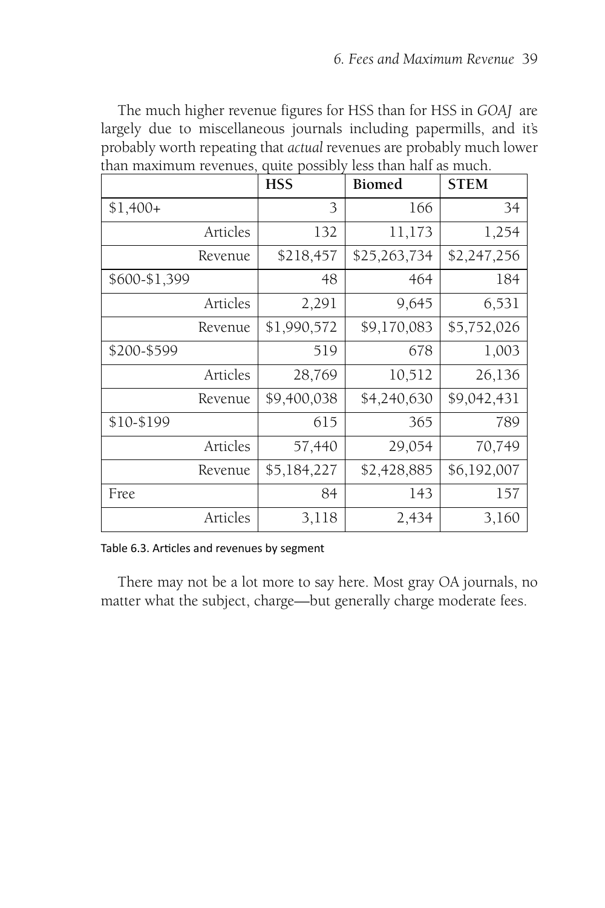The much higher revenue figures for HSS than for HSS in *GOAJ* are largely due to miscellaneous journals including papermills, and it's probably worth repeating that *actual* revenues are probably much lower than maximum revenues, quite possibly less than half as much.

| | **HSS** | **Biomed** | **STEM** |
|---|---|---|---|
| $1,400+ | 3 | 166 | 34 |
| Articles | 132 | 11,173 | 1,254 |
| Revenue | $218,457 | $25,263,734 | $2,247,256 |
| $600-$1,399 | 48 | 464 | 184 |
| Articles | 2,291 | 9,645 | 6,531 |
| Revenue | $1,990,572 | $9,170,083 | $5,752,026 |
| $200-$599 | 519 | 678 | 1,003 |
| Articles | 28,769 | 10,512 | 26,136 |
| Revenue | $9,400,038 | $4,240,630 | $9,042,431 |
| $10-$199 | 615 | 365 | 789 |
| Articles | 57,440 | 29,054 | 70,749 |
| Revenue | $5,184,227 | $2,428,885 | $6,192,007 |
| Free | 84 | 143 | 157 |
| Articles | 3,118 | 2,434 | 3,160 |

Table 6.3. Articles and revenues by segment

There may not be a lot more to say here. Most gray OA journals, no matter what the subject, charge—but generally charge moderate fees.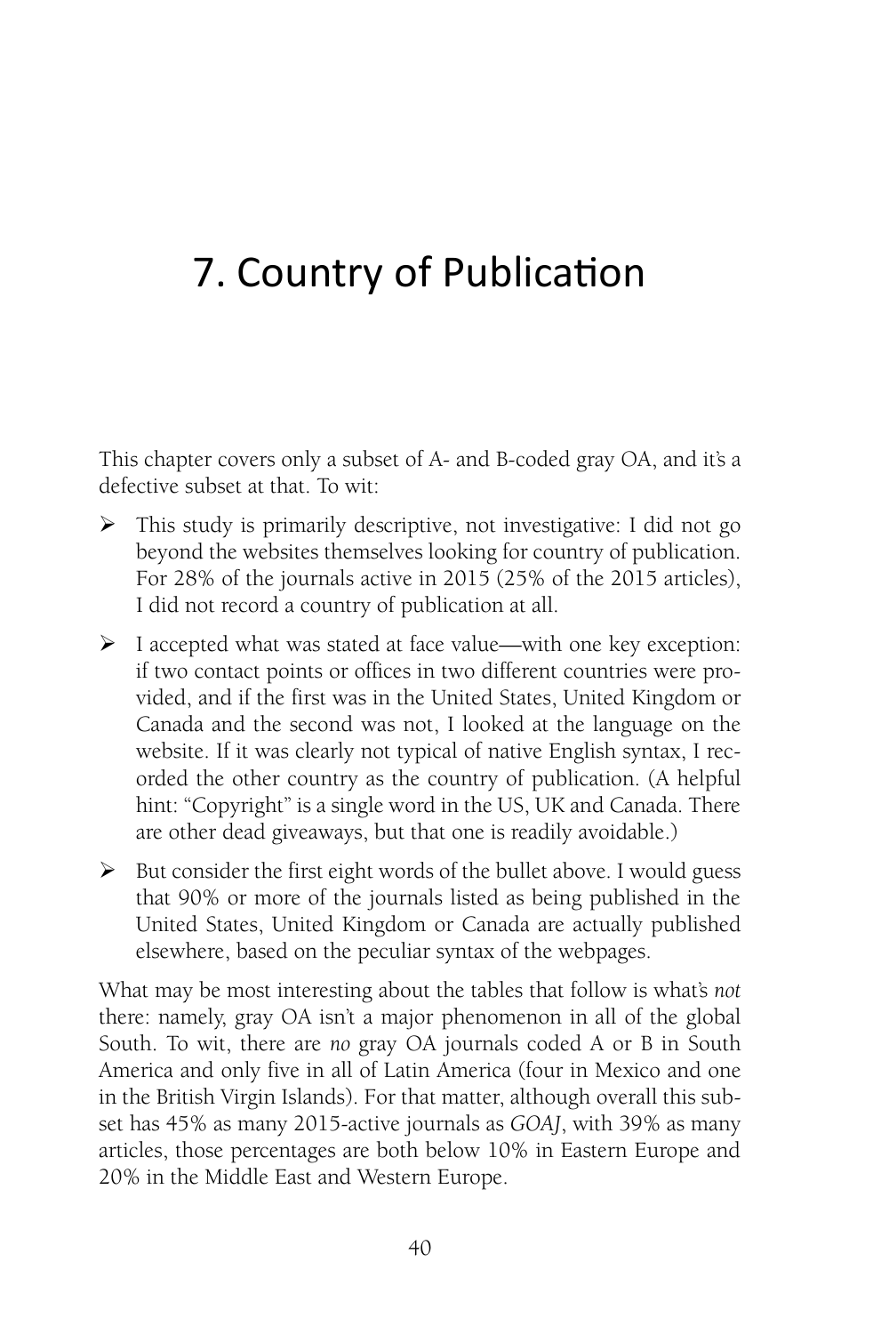# 7. Country of Publication

This chapter covers only a subset of A- and B-coded gray OA, and it's a defective subset at that. To wit:

- This study is primarily descriptive, not investigative: I did not go beyond the websites themselves looking for country of publication. For 28% of the journals active in 2015 (25% of the 2015 articles), I did not record a country of publication at all.
- I accepted what was stated at face value—with one key exception: if two contact points or offices in two different countries were provided, and if the first was in the United States, United Kingdom or Canada and the second was not, I looked at the language on the website. If it was clearly not typical of native English syntax, I recorded the other country as the country of publication. (A helpful hint: "Copyright" is a single word in the US, UK and Canada. There are other dead giveaways, but that one is readily avoidable.)
- But consider the first eight words of the bullet above. I would guess that 90% or more of the journals listed as being published in the United States, United Kingdom or Canada are actually published elsewhere, based on the peculiar syntax of the webpages.

What may be most interesting about the tables that follow is what's *not* there: namely, gray OA isn't a major phenomenon in all of the global South. To wit, there are *no* gray OA journals coded A or B in South America and only five in all of Latin America (four in Mexico and one in the British Virgin Islands). For that matter, although overall this subset has 45% as many 2015-active journals as *GOAJ*, with 39% as many articles, those percentages are both below 10% in Eastern Europe and 20% in the Middle East and Western Europe.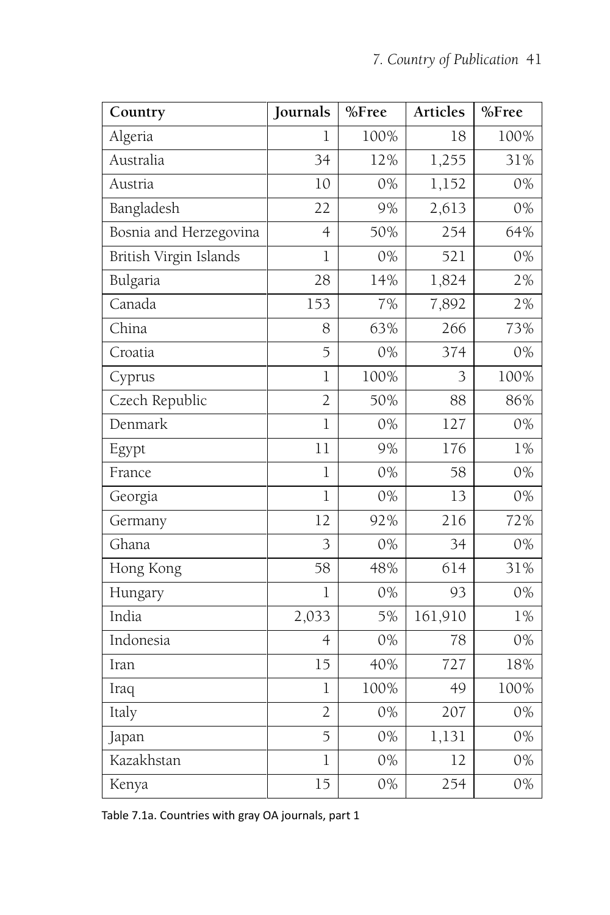| Country | Journals | %Free | Articles | %Free |
|---|---|---|---|---|
| Algeria | 1 | 100% | 18 | 100% |
| Australia | 34 | 12% | 1,255 | 31% |
| Austria | 10 | 0% | 1,152 | 0% |
| Bangladesh | 22 | 9% | 2,613 | 0% |
| Bosnia and Herzegovina | 4 | 50% | 254 | 64% |
| British Virgin Islands | 1 | 0% | 521 | 0% |
| Bulgaria | 28 | 14% | 1,824 | 2% |
| Canada | 153 | 7% | 7,892 | 2% |
| China | 8 | 63% | 266 | 73% |
| Croatia | 5 | 0% | 374 | 0% |
| Cyprus | 1 | 100% | 3 | 100% |
| Czech Republic | 2 | 50% | 88 | 86% |
| Denmark | 1 | 0% | 127 | 0% |
| Egypt | 11 | 9% | 176 | 1% |
| France | 1 | 0% | 58 | 0% |
| Georgia | 1 | 0% | 13 | 0% |
| Germany | 12 | 92% | 216 | 72% |
| Ghana | 3 | 0% | 34 | 0% |
| Hong Kong | 58 | 48% | 614 | 31% |
| Hungary | 1 | 0% | 93 | 0% |
| India | 2,033 | 5% | 161,910 | 1% |
| Indonesia | 4 | 0% | 78 | 0% |
| Iran | 15 | 40% | 727 | 18% |
| Iraq | 1 | 100% | 49 | 100% |
| Italy | 2 | 0% | 207 | 0% |
| Japan | 5 | 0% | 1,131 | 0% |
| Kazakhstan | 1 | 0% | 12 | 0% |
| Kenya | 15 | 0% | 254 | 0% |

Table 7.1a. Countries with gray OA journals, part 1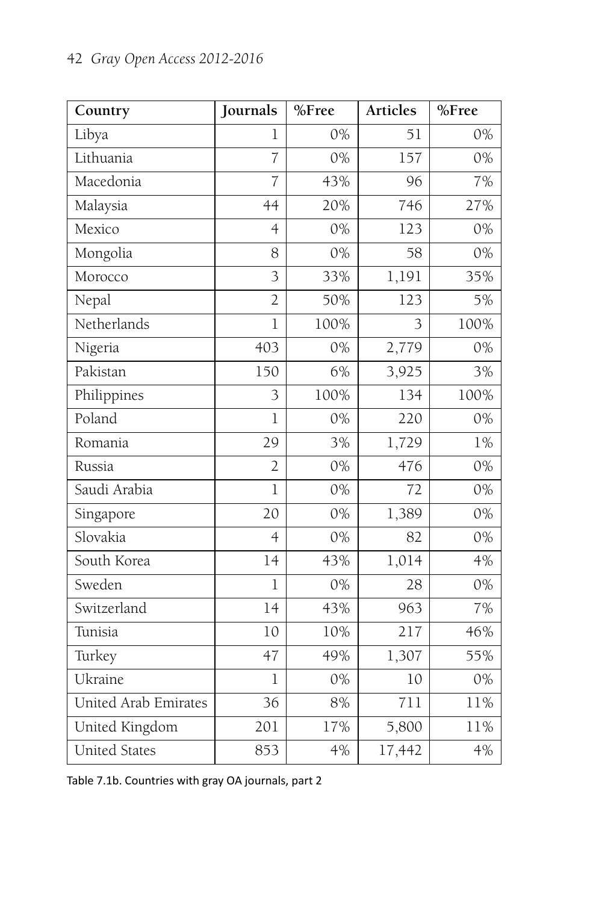| Country | Journals | %Free | Articles | %Free |
|---|---|---|---|---|
| Libya | 1 | 0% | 51 | 0% |
| Lithuania | 7 | 0% | 157 | 0% |
| Macedonia | 7 | 43% | 96 | 7% |
| Malaysia | 44 | 20% | 746 | 27% |
| Mexico | 4 | 0% | 123 | 0% |
| Mongolia | 8 | 0% | 58 | 0% |
| Morocco | 3 | 33% | 1,191 | 35% |
| Nepal | 2 | 50% | 123 | 5% |
| Netherlands | 1 | 100% | 3 | 100% |
| Nigeria | 403 | 0% | 2,779 | 0% |
| Pakistan | 150 | 6% | 3,925 | 3% |
| Philippines | 3 | 100% | 134 | 100% |
| Poland | 1 | 0% | 220 | 0% |
| Romania | 29 | 3% | 1,729 | 1% |
| Russia | 2 | 0% | 476 | 0% |
| Saudi Arabia | 1 | 0% | 72 | 0% |
| Singapore | 20 | 0% | 1,389 | 0% |
| Slovakia | 4 | 0% | 82 | 0% |
| South Korea | 14 | 43% | 1,014 | 4% |
| Sweden | 1 | 0% | 28 | 0% |
| Switzerland | 14 | 43% | 963 | 7% |
| Tunisia | 10 | 10% | 217 | 46% |
| Turkey | 47 | 49% | 1,307 | 55% |
| Ukraine | 1 | 0% | 10 | 0% |
| United Arab Emirates | 36 | 8% | 711 | 11% |
| United Kingdom | 201 | 17% | 5,800 | 11% |
| United States | 853 | 4% | 17,442 | 4% |

Table 7.1b. Countries with gray OA journals, part 2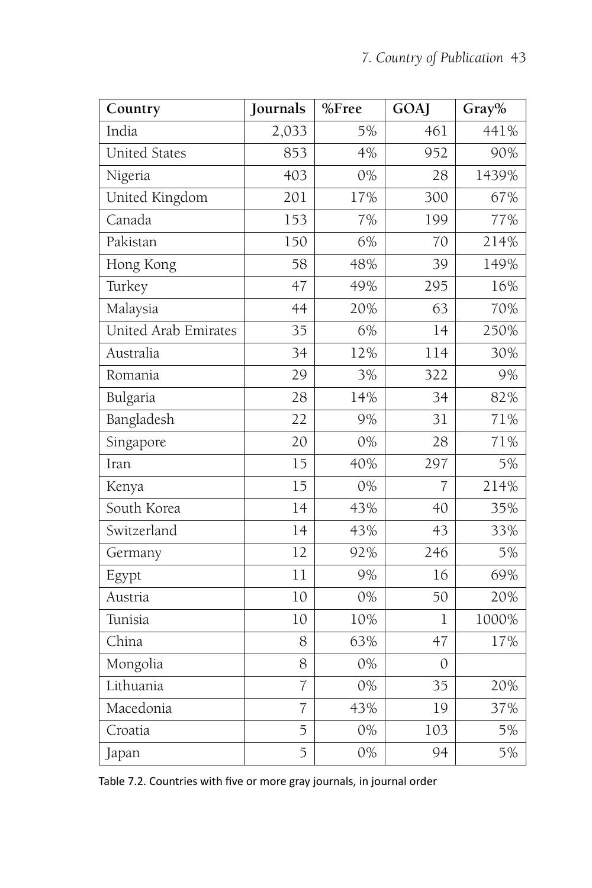| Country | Journals | %Free | GOAJ | Gray% |
|---|---|---|---|---|
| India | 2,033 | 5% | 461 | 441% |
| United States | 853 | 4% | 952 | 90% |
| Nigeria | 403 | 0% | 28 | 1439% |
| United Kingdom | 201 | 17% | 300 | 67% |
| Canada | 153 | 7% | 199 | 77% |
| Pakistan | 150 | 6% | 70 | 214% |
| Hong Kong | 58 | 48% | 39 | 149% |
| Turkey | 47 | 49% | 295 | 16% |
| Malaysia | 44 | 20% | 63 | 70% |
| United Arab Emirates | 35 | 6% | 14 | 250% |
| Australia | 34 | 12% | 114 | 30% |
| Romania | 29 | 3% | 322 | 9% |
| Bulgaria | 28 | 14% | 34 | 82% |
| Bangladesh | 22 | 9% | 31 | 71% |
| Singapore | 20 | 0% | 28 | 71% |
| Iran | 15 | 40% | 297 | 5% |
| Kenya | 15 | 0% | 7 | 214% |
| South Korea | 14 | 43% | 40 | 35% |
| Switzerland | 14 | 43% | 43 | 33% |
| Germany | 12 | 92% | 246 | 5% |
| Egypt | 11 | 9% | 16 | 69% |
| Austria | 10 | 0% | 50 | 20% |
| Tunisia | 10 | 10% | 1 | 1000% |
| China | 8 | 63% | 47 | 17% |
| Mongolia | 8 | 0% | 0 | |
| Lithuania | 7 | 0% | 35 | 20% |
| Macedonia | 7 | 43% | 19 | 37% |
| Croatia | 5 | 0% | 103 | 5% |
| Japan | 5 | 0% | 94 | 5% |

Table 7.2. Countries with five or more gray journals, in journal order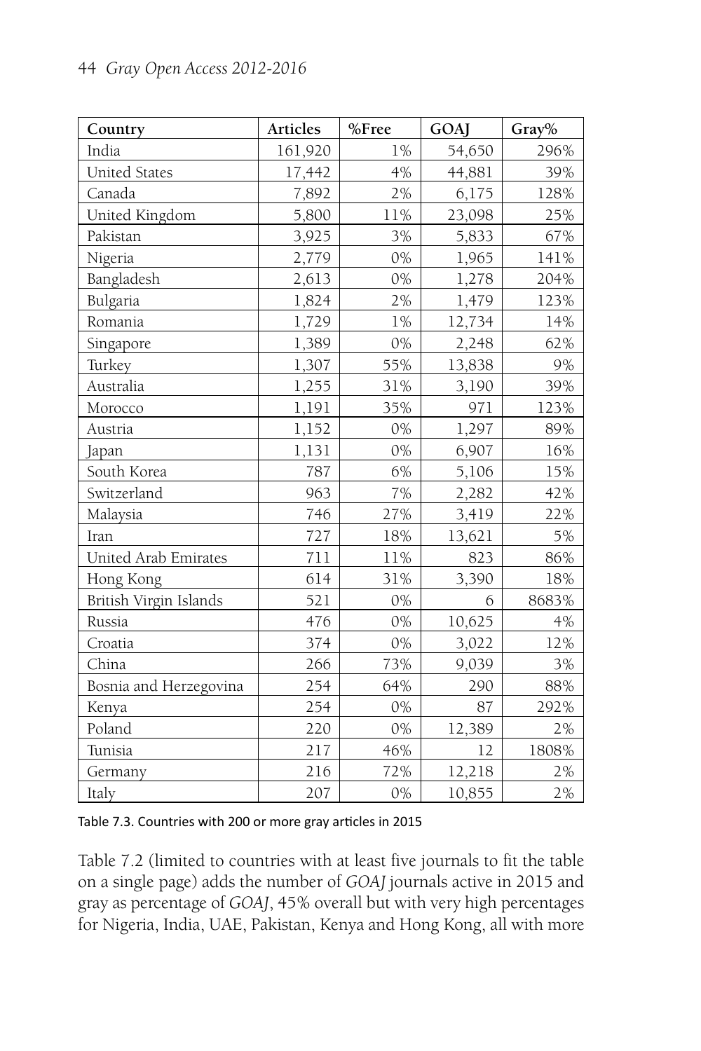| Country | Articles | %Free | GOAJ | Gray% |
|---|---|---|---|---|
| India | 161,920 | 1% | 54,650 | 296% |
| United States | 17,442 | 4% | 44,881 | 39% |
| Canada | 7,892 | 2% | 6,175 | 128% |
| United Kingdom | 5,800 | 11% | 23,098 | 25% |
| Pakistan | 3,925 | 3% | 5,833 | 67% |
| Nigeria | 2,779 | 0% | 1,965 | 141% |
| Bangladesh | 2,613 | 0% | 1,278 | 204% |
| Bulgaria | 1,824 | 2% | 1,479 | 123% |
| Romania | 1,729 | 1% | 12,734 | 14% |
| Singapore | 1,389 | 0% | 2,248 | 62% |
| Turkey | 1,307 | 55% | 13,838 | 9% |
| Australia | 1,255 | 31% | 3,190 | 39% |
| Morocco | 1,191 | 35% | 971 | 123% |
| Austria | 1,152 | 0% | 1,297 | 89% |
| Japan | 1,131 | 0% | 6,907 | 16% |
| South Korea | 787 | 6% | 5,106 | 15% |
| Switzerland | 963 | 7% | 2,282 | 42% |
| Malaysia | 746 | 27% | 3,419 | 22% |
| Iran | 727 | 18% | 13,621 | 5% |
| United Arab Emirates | 711 | 11% | 823 | 86% |
| Hong Kong | 614 | 31% | 3,390 | 18% |
| British Virgin Islands | 521 | 0% | 6 | 8683% |
| Russia | 476 | 0% | 10,625 | 4% |
| Croatia | 374 | 0% | 3,022 | 12% |
| China | 266 | 73% | 9,039 | 3% |
| Bosnia and Herzegovina | 254 | 64% | 290 | 88% |
| Kenya | 254 | 0% | 87 | 292% |
| Poland | 220 | 0% | 12,389 | 2% |
| Tunisia | 217 | 46% | 12 | 1808% |
| Germany | 216 | 72% | 12,218 | 2% |
| Italy | 207 | 0% | 10,855 | 2% |

Table 7.3. Countries with 200 or more gray articles in 2015

Table 7.2 (limited to countries with at least five journals to fit the table on a single page) adds the number of *GOAJ* journals active in 2015 and gray as percentage of *GOAJ*, 45% overall but with very high percentages for Nigeria, India, UAE, Pakistan, Kenya and Hong Kong, all with more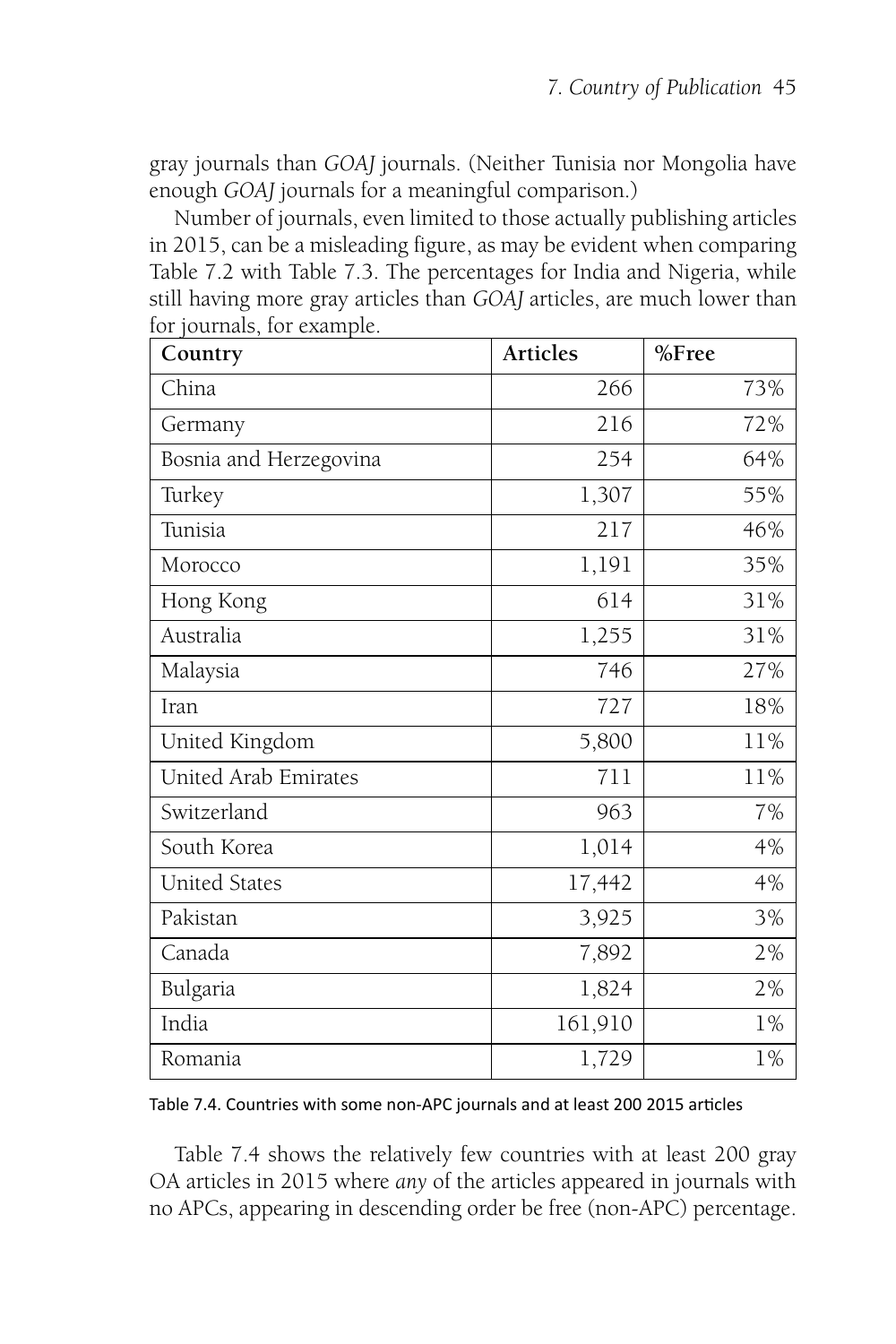gray journals than *GOAJ* journals. (Neither Tunisia nor Mongolia have enough *GOAJ* journals for a meaningful comparison.)

Number of journals, even limited to those actually publishing articles in 2015, can be a misleading figure, as may be evident when comparing Table 7.2 with Table 7.3. The percentages for India and Nigeria, while still having more gray articles than *GOAJ* articles, are much lower than for journals, for example.

| Country | Articles | %Free |
|---|---|---|
| China | 266 | 73% |
| Germany | 216 | 72% |
| Bosnia and Herzegovina | 254 | 64% |
| Turkey | 1,307 | 55% |
| Tunisia | 217 | 46% |
| Morocco | 1,191 | 35% |
| Hong Kong | 614 | 31% |
| Australia | 1,255 | 31% |
| Malaysia | 746 | 27% |
| Iran | 727 | 18% |
| United Kingdom | 5,800 | 11% |
| United Arab Emirates | 711 | 11% |
| Switzerland | 963 | 7% |
| South Korea | 1,014 | 4% |
| United States | 17,442 | 4% |
| Pakistan | 3,925 | 3% |
| Canada | 7,892 | 2% |
| Bulgaria | 1,824 | 2% |
| India | 161,910 | 1% |
| Romania | 1,729 | 1% |

Table 7.4. Countries with some non-APC journals and at least 200 2015 articles

Table 7.4 shows the relatively few countries with at least 200 gray OA articles in 2015 where *any* of the articles appeared in journals with no APCs, appearing in descending order be free (non-APC) percentage.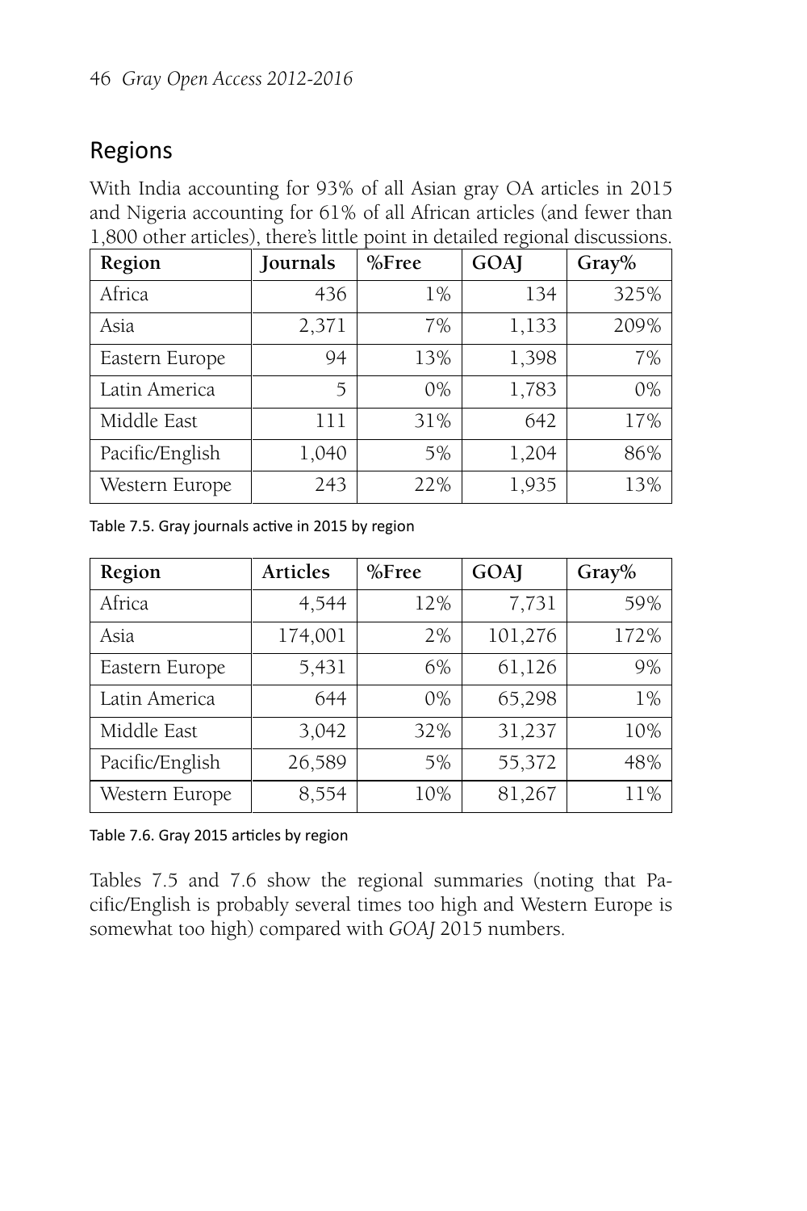## Regions

With India accounting for 93% of all Asian gray OA articles in 2015 and Nigeria accounting for 61% of all African articles (and fewer than 1,800 other articles), there's little point in detailed regional discussions.

| Region | Journals | %Free | GOAJ | Gray% |
|---|---|---|---|---|
| Africa | 436 | 1% | 134 | 325% |
| Asia | 2,371 | 7% | 1,133 | 209% |
| Eastern Europe | 94 | 13% | 1,398 | 7% |
| Latin America | 5 | 0% | 1,783 | 0% |
| Middle East | 111 | 31% | 642 | 17% |
| Pacific/English | 1,040 | 5% | 1,204 | 86% |
| Western Europe | 243 | 22% | 1,935 | 13% |

Table 7.5. Gray journals active in 2015 by region

| Region | Articles | %Free | GOAJ | Gray% |
|---|---|---|---|---|
| Africa | 4,544 | 12% | 7,731 | 59% |
| Asia | 174,001 | 2% | 101,276 | 172% |
| Eastern Europe | 5,431 | 6% | 61,126 | 9% |
| Latin America | 644 | 0% | 65,298 | 1% |
| Middle East | 3,042 | 32% | 31,237 | 10% |
| Pacific/English | 26,589 | 5% | 55,372 | 48% |
| Western Europe | 8,554 | 10% | 81,267 | 11% |

Table 7.6. Gray 2015 articles by region

Tables 7.5 and 7.6 show the regional summaries (noting that Pacific/English is probably several times too high and Western Europe is somewhat too high) compared with *GOAJ* 2015 numbers.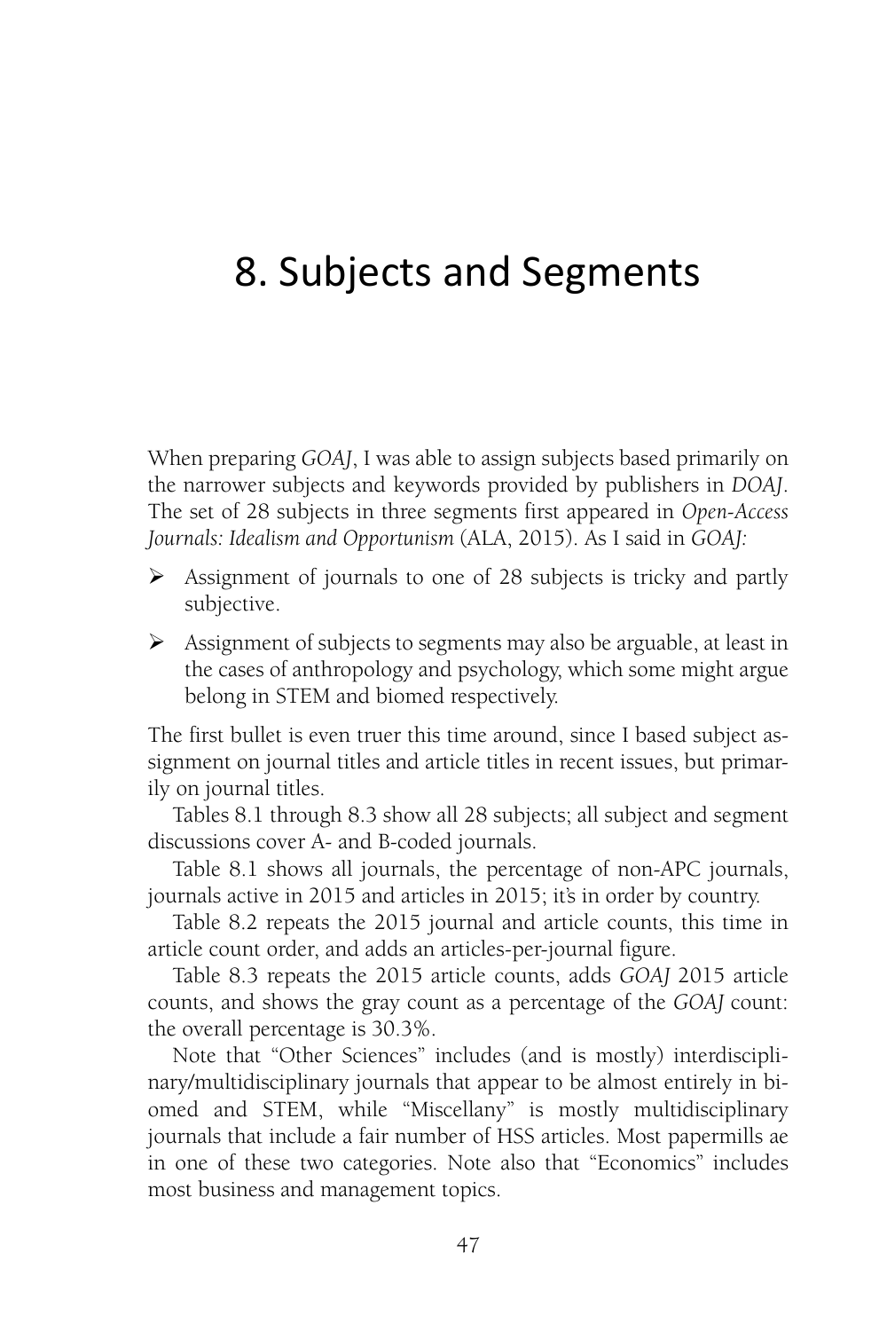# 8. Subjects and Segments

When preparing *GOAJ*, I was able to assign subjects based primarily on the narrower subjects and keywords provided by publishers in *DOAJ*. The set of 28 subjects in three segments first appeared in *Open-Access Journals: Idealism and Opportunism* (ALA, 2015). As I said in *GOAJ:*

- Assignment of journals to one of 28 subjects is tricky and partly subjective.
- Assignment of subjects to segments may also be arguable, at least in the cases of anthropology and psychology, which some might argue belong in STEM and biomed respectively.

The first bullet is even truer this time around, since I based subject assignment on journal titles and article titles in recent issues, but primarily on journal titles.

Tables 8.1 through 8.3 show all 28 subjects; all subject and segment discussions cover A- and B-coded journals.

Table 8.1 shows all journals, the percentage of non-APC journals, journals active in 2015 and articles in 2015; it's in order by country.

Table 8.2 repeats the 2015 journal and article counts, this time in article count order, and adds an articles-per-journal figure.

Table 8.3 repeats the 2015 article counts, adds *GOAJ* 2015 article counts, and shows the gray count as a percentage of the *GOAJ* count: the overall percentage is 30.3%.

Note that "Other Sciences" includes (and is mostly) interdisciplinary/multidisciplinary journals that appear to be almost entirely in biomed and STEM, while "Miscellany" is mostly multidisciplinary journals that include a fair number of HSS articles. Most papermills ae in one of these two categories. Note also that "Economics" includes most business and management topics.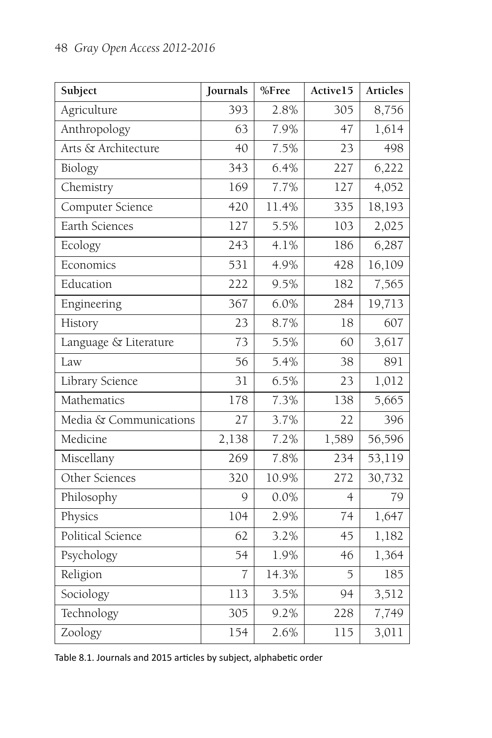| Subject | Journals | %Free | Active15 | Articles |
|---|---|---|---|---|
| Agriculture | 393 | 2.8% | 305 | 8,756 |
| Anthropology | 63 | 7.9% | 47 | 1,614 |
| Arts & Architecture | 40 | 7.5% | 23 | 498 |
| Biology | 343 | 6.4% | 227 | 6,222 |
| Chemistry | 169 | 7.7% | 127 | 4,052 |
| Computer Science | 420 | 11.4% | 335 | 18,193 |
| Earth Sciences | 127 | 5.5% | 103 | 2,025 |
| Ecology | 243 | 4.1% | 186 | 6,287 |
| Economics | 531 | 4.9% | 428 | 16,109 |
| Education | 222 | 9.5% | 182 | 7,565 |
| Engineering | 367 | 6.0% | 284 | 19,713 |
| History | 23 | 8.7% | 18 | 607 |
| Language & Literature | 73 | 5.5% | 60 | 3,617 |
| Law | 56 | 5.4% | 38 | 891 |
| Library Science | 31 | 6.5% | 23 | 1,012 |
| Mathematics | 178 | 7.3% | 138 | 5,665 |
| Media & Communications | 27 | 3.7% | 22 | 396 |
| Medicine | 2,138 | 7.2% | 1,589 | 56,596 |
| Miscellany | 269 | 7.8% | 234 | 53,119 |
| Other Sciences | 320 | 10.9% | 272 | 30,732 |
| Philosophy | 9 | 0.0% | 4 | 79 |
| Physics | 104 | 2.9% | 74 | 1,647 |
| Political Science | 62 | 3.2% | 45 | 1,182 |
| Psychology | 54 | 1.9% | 46 | 1,364 |
| Religion | 7 | 14.3% | 5 | 185 |
| Sociology | 113 | 3.5% | 94 | 3,512 |
| Technology | 305 | 9.2% | 228 | 7,749 |
| Zoology | 154 | 2.6% | 115 | 3,011 |

Table 8.1. Journals and 2015 articles by subject, alphabetic order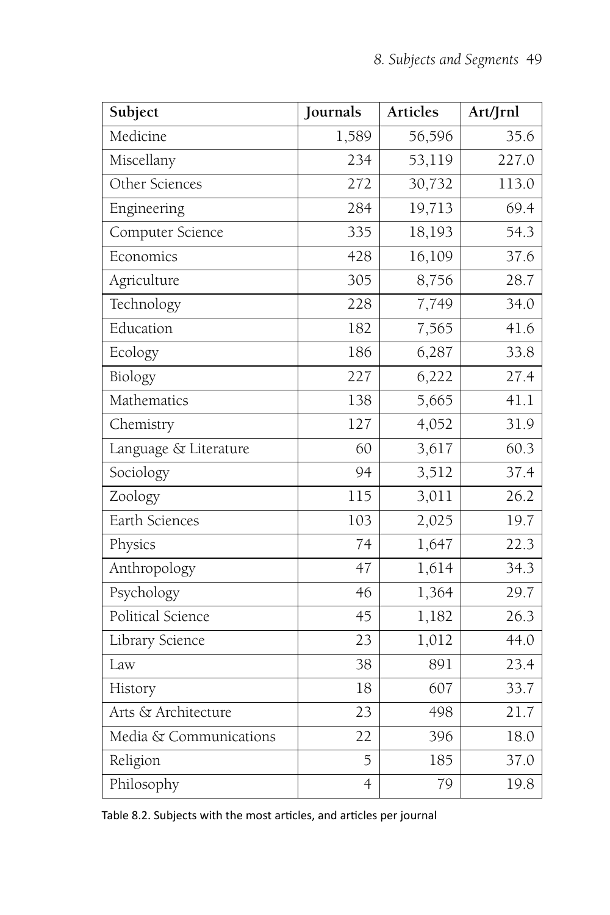| Subject | Journals | Articles | Art/Jrnl |
|---|---|---|---|
| Medicine | 1,589 | 56,596 | 35.6 |
| Miscellany | 234 | 53,119 | 227.0 |
| Other Sciences | 272 | 30,732 | 113.0 |
| Engineering | 284 | 19,713 | 69.4 |
| Computer Science | 335 | 18,193 | 54.3 |
| Economics | 428 | 16,109 | 37.6 |
| Agriculture | 305 | 8,756 | 28.7 |
| Technology | 228 | 7,749 | 34.0 |
| Education | 182 | 7,565 | 41.6 |
| Ecology | 186 | 6,287 | 33.8 |
| Biology | 227 | 6,222 | 27.4 |
| Mathematics | 138 | 5,665 | 41.1 |
| Chemistry | 127 | 4,052 | 31.9 |
| Language & Literature | 60 | 3,617 | 60.3 |
| Sociology | 94 | 3,512 | 37.4 |
| Zoology | 115 | 3,011 | 26.2 |
| Earth Sciences | 103 | 2,025 | 19.7 |
| Physics | 74 | 1,647 | 22.3 |
| Anthropology | 47 | 1,614 | 34.3 |
| Psychology | 46 | 1,364 | 29.7 |
| Political Science | 45 | 1,182 | 26.3 |
| Library Science | 23 | 1,012 | 44.0 |
| Law | 38 | 891 | 23.4 |
| History | 18 | 607 | 33.7 |
| Arts & Architecture | 23 | 498 | 21.7 |
| Media & Communications | 22 | 396 | 18.0 |
| Religion | 5 | 185 | 37.0 |
| Philosophy | 4 | 79 | 19.8 |

Table 8.2. Subjects with the most articles, and articles per journal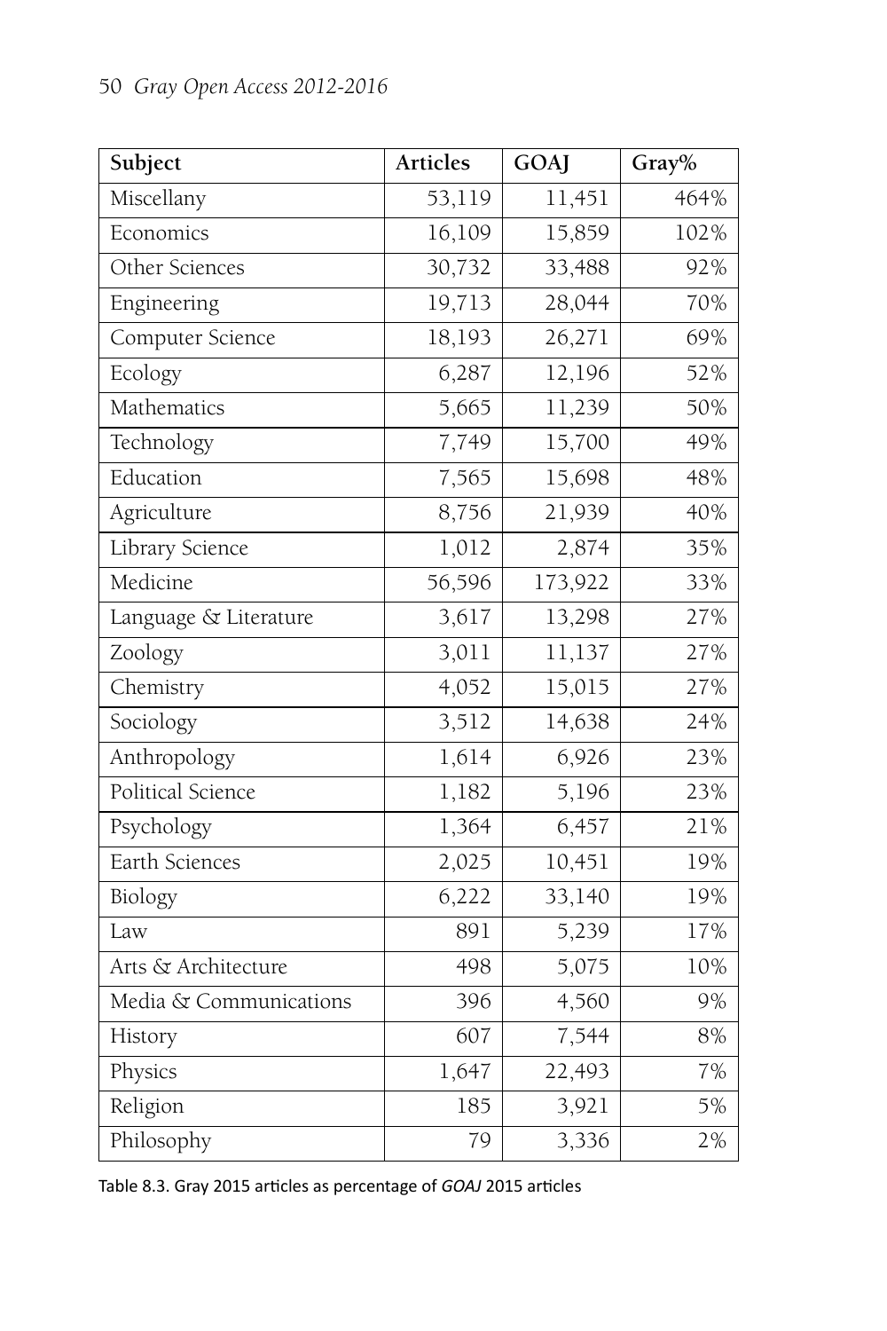| Subject | Articles | GOAJ | Gray% |
|---|---|---|---|
| Miscellany | 53,119 | 11,451 | 464% |
| Economics | 16,109 | 15,859 | 102% |
| Other Sciences | 30,732 | 33,488 | 92% |
| Engineering | 19,713 | 28,044 | 70% |
| Computer Science | 18,193 | 26,271 | 69% |
| Ecology | 6,287 | 12,196 | 52% |
| Mathematics | 5,665 | 11,239 | 50% |
| Technology | 7,749 | 15,700 | 49% |
| Education | 7,565 | 15,698 | 48% |
| Agriculture | 8,756 | 21,939 | 40% |
| Library Science | 1,012 | 2,874 | 35% |
| Medicine | 56,596 | 173,922 | 33% |
| Language & Literature | 3,617 | 13,298 | 27% |
| Zoology | 3,011 | 11,137 | 27% |
| Chemistry | 4,052 | 15,015 | 27% |
| Sociology | 3,512 | 14,638 | 24% |
| Anthropology | 1,614 | 6,926 | 23% |
| Political Science | 1,182 | 5,196 | 23% |
| Psychology | 1,364 | 6,457 | 21% |
| Earth Sciences | 2,025 | 10,451 | 19% |
| Biology | 6,222 | 33,140 | 19% |
| Law | 891 | 5,239 | 17% |
| Arts & Architecture | 498 | 5,075 | 10% |
| Media & Communications | 396 | 4,560 | 9% |
| History | 607 | 7,544 | 8% |
| Physics | 1,647 | 22,493 | 7% |
| Religion | 185 | 3,921 | 5% |
| Philosophy | 79 | 3,336 | 2% |

Table 8.3. Gray 2015 articles as percentage of *GOAJ* 2015 articles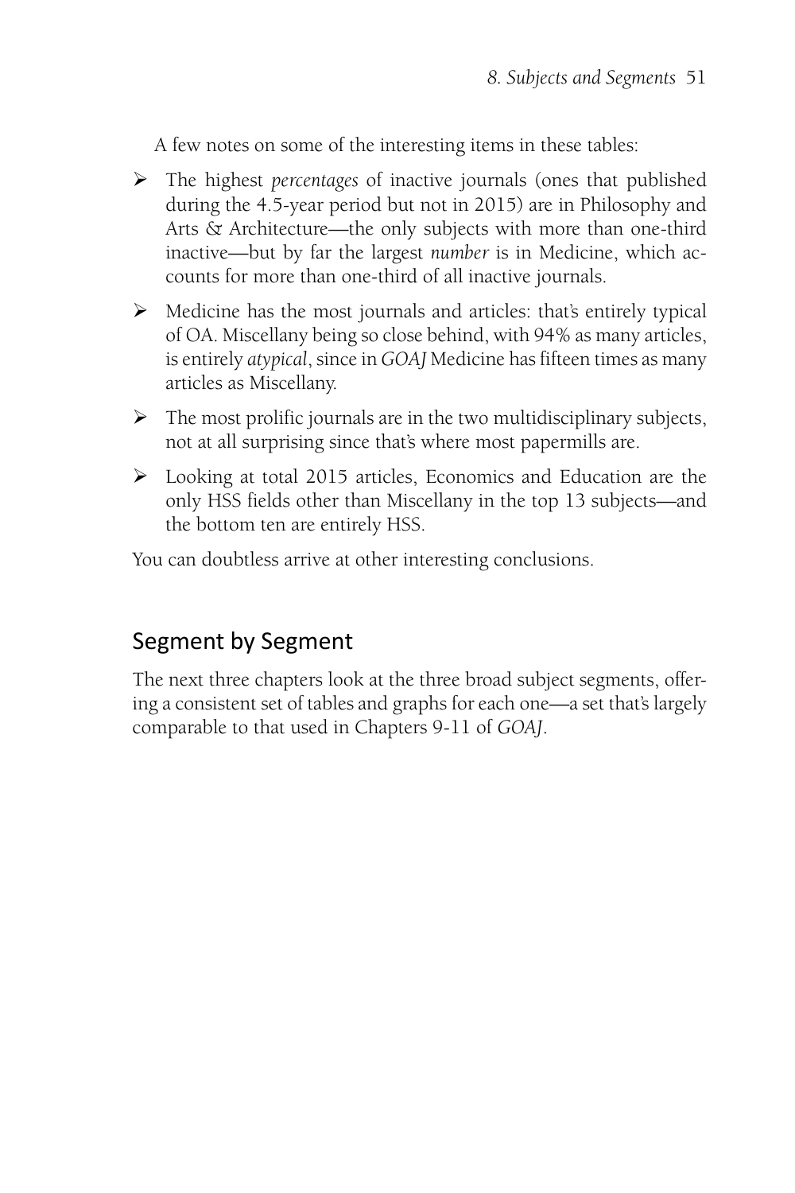A few notes on some of the interesting items in these tables:

- The highest *percentages* of inactive journals (ones that published during the 4.5-year period but not in 2015) are in Philosophy and Arts & Architecture—the only subjects with more than one-third inactive—but by far the largest *number* is in Medicine, which accounts for more than one-third of all inactive journals.
- Medicine has the most journals and articles: that's entirely typical of OA. Miscellany being so close behind, with 94% as many articles, is entirely *atypical*, since in *GOAJ* Medicine has fifteen times as many articles as Miscellany.
- The most prolific journals are in the two multidisciplinary subjects, not at all surprising since that's where most papermills are.
- Looking at total 2015 articles, Economics and Education are the only HSS fields other than Miscellany in the top 13 subjects—and the bottom ten are entirely HSS.

You can doubtless arrive at other interesting conclusions.

## Segment by Segment

The next three chapters look at the three broad subject segments, offering a consistent set of tables and graphs for each one—a set that's largely comparable to that used in Chapters 9-11 of *GOAJ*.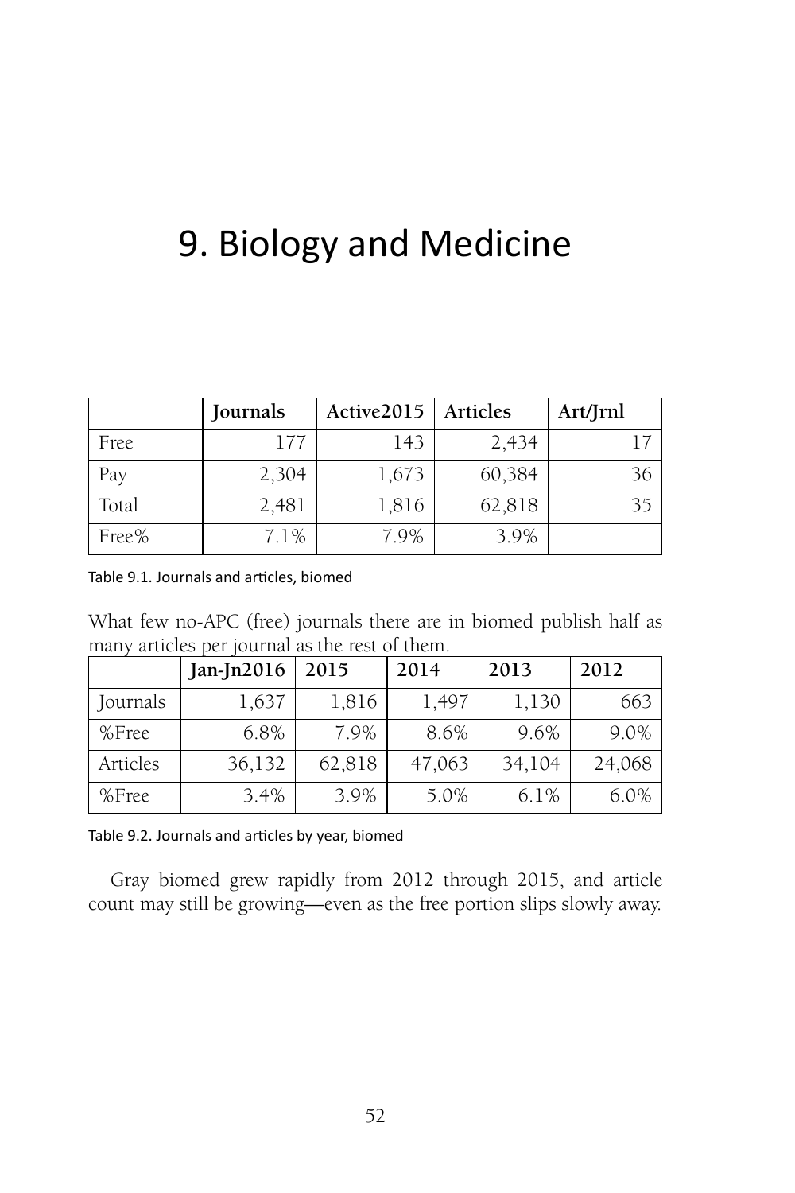# 9. Biology and Medicine

| | Journals | Active2015 | Articles | Art/Jrnl |
|---|---|---|---|---|
| Free | 177 | 143 | 2,434 | 17 |
| Pay | 2,304 | 1,673 | 60,384 | 36 |
| Total | 2,481 | 1,816 | 62,818 | 35 |
| Free% | 7.1% | 7.9% | 3.9% | |

Table 9.1. Journals and articles, biomed

What few no-APC (free) journals there are in biomed publish half as many articles per journal as the rest of them.

| | Jan-Jn2016 | 2015 | 2014 | 2013 | 2012 |
|---|---|---|---|---|---|
| Journals | 1,637 | 1,816 | 1,497 | 1,130 | 663 |
| %Free | 6.8% | 7.9% | 8.6% | 9.6% | 9.0% |
| Articles | 36,132 | 62,818 | 47,063 | 34,104 | 24,068 |
| %Free | 3.4% | 3.9% | 5.0% | 6.1% | 6.0% |

Table 9.2. Journals and articles by year, biomed

Gray biomed grew rapidly from 2012 through 2015, and article count may still be growing—even as the free portion slips slowly away.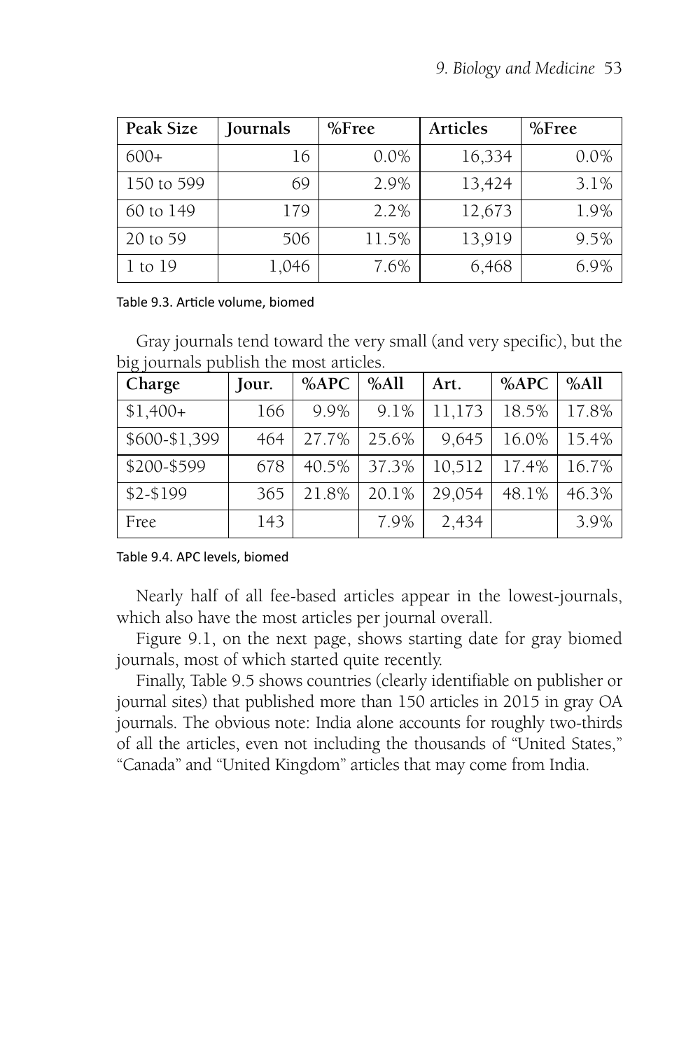| Peak Size | Journals | %Free | Articles | %Free |
|---|---|---|---|---|
| 600+ | 16 | 0.0% | 16,334 | 0.0% |
| 150 to 599 | 69 | 2.9% | 13,424 | 3.1% |
| 60 to 149 | 179 | 2.2% | 12,673 | 1.9% |
| 20 to 59 | 506 | 11.5% | 13,919 | 9.5% |
| 1 to 19 | 1,046 | 7.6% | 6,468 | 6.9% |

Table 9.3. Article volume, biomed

Gray journals tend toward the very small (and very specific), but the big journals publish the most articles.

| Charge | Jour. | %APC | %All | Art. | %APC | %All |
|---|---|---|---|---|---|---|
| $1,400+ | 166 | 9.9% | 9.1% | 11,173 | 18.5% | 17.8% |
| $600-$1,399 | 464 | 27.7% | 25.6% | 9,645 | 16.0% | 15.4% |
| $200-$599 | 678 | 40.5% | 37.3% | 10,512 | 17.4% | 16.7% |
| $2-$199 | 365 | 21.8% | 20.1% | 29,054 | 48.1% | 46.3% |
| Free | 143 | | 7.9% | 2,434 | | 3.9% |

Table 9.4. APC levels, biomed

Nearly half of all fee-based articles appear in the lowest-journals, which also have the most articles per journal overall.

Figure 9.1, on the next page, shows starting date for gray biomed journals, most of which started quite recently.

Finally, Table 9.5 shows countries (clearly identifiable on publisher or journal sites) that published more than 150 articles in 2015 in gray OA journals. The obvious note: India alone accounts for roughly two-thirds of all the articles, even not including the thousands of "United States," "Canada" and "United Kingdom" articles that may come from India.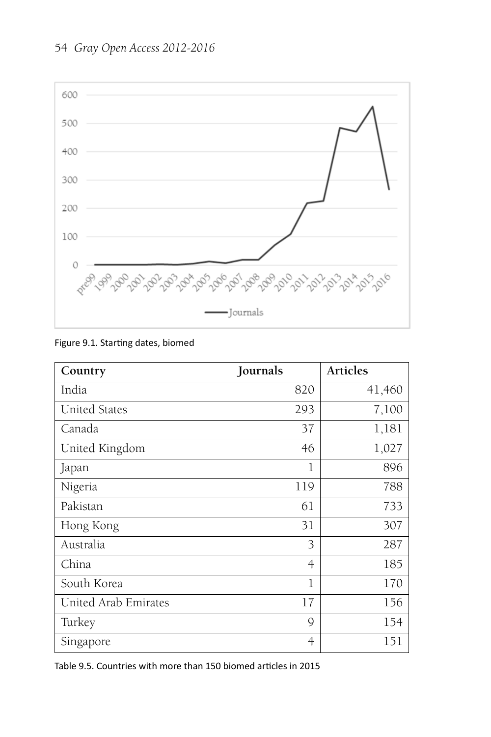Figure 9.1. Starting dates, biomed

| Country | Journals | Articles |
|---|---|---|
| India | 820 | 41,460 |
| United States | 293 | 7,100 |
| Canada | 37 | 1,181 |
| United Kingdom | 46 | 1,027 |
| Japan | 1 | 896 |
| Nigeria | 119 | 788 |
| Pakistan | 61 | 733 |
| Hong Kong | 31 | 307 |
| Australia | 3 | 287 |
| China | 4 | 185 |
| South Korea | 1 | 170 |
| United Arab Emirates | 17 | 156 |
| Turkey | 9 | 154 |
| Singapore | 4 | 151 |

Table 9.5. Countries with more than 150 biomed articles in 2015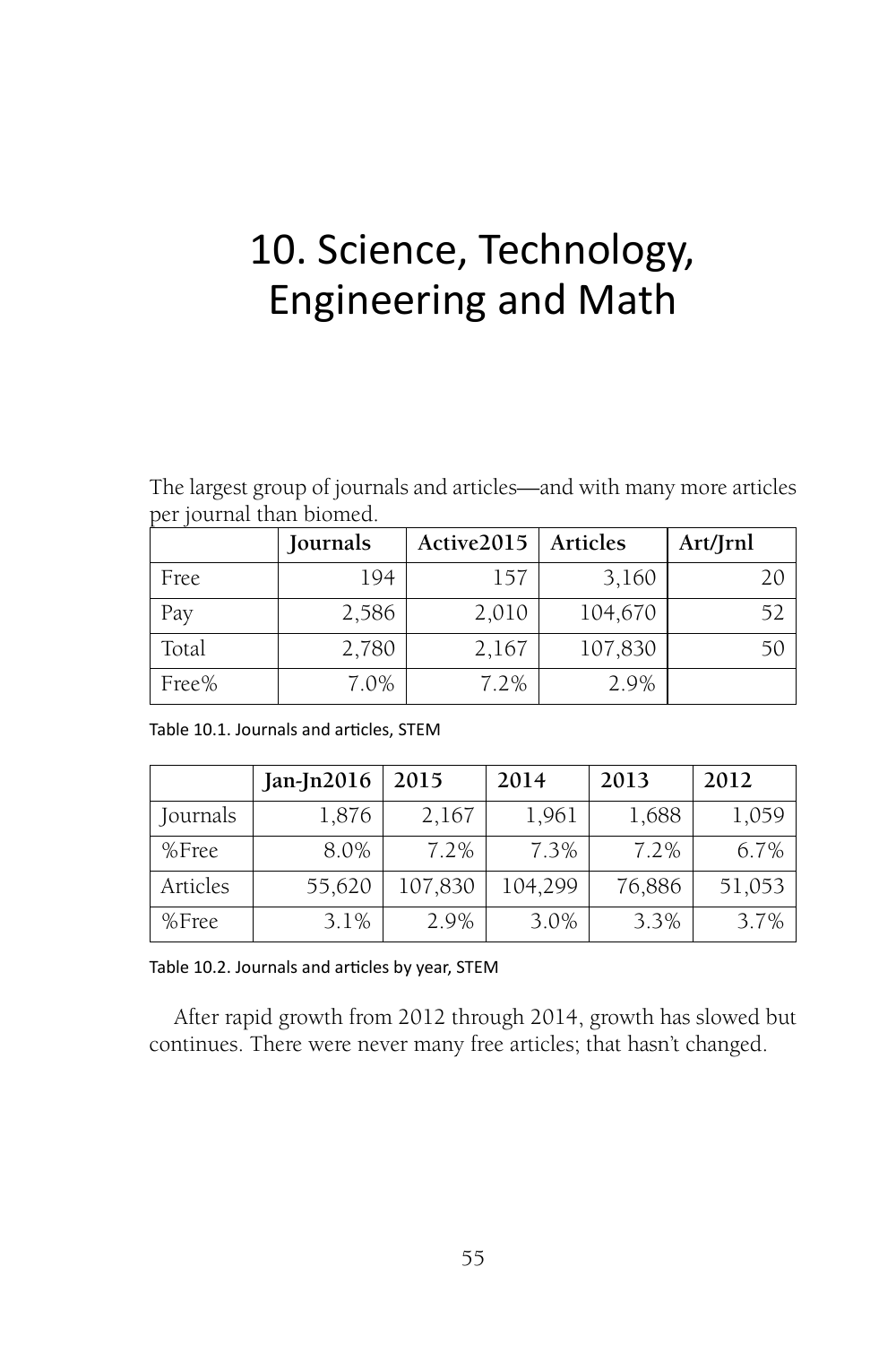# 10. Science, Technology, Engineering and Math

The largest group of journals and articles—and with many more articles per journal than biomed.

| | Journals | Active2015 | Articles | Art/Jrnl |
|---|---|---|---|---|
| Free | 194 | 157 | 3,160 | 20 |
| Pay | 2,586 | 2,010 | 104,670 | 52 |
| Total | 2,780 | 2,167 | 107,830 | 50 |
| Free% | 7.0% | 7.2% | 2.9% | |

Table 10.1. Journals and articles, STEM

| | Jan-Jn2016 | 2015 | 2014 | 2013 | 2012 |
|---|---|---|---|---|---|
| Journals | 1,876 | 2,167 | 1,961 | 1,688 | 1,059 |
| %Free | 8.0% | 7.2% | 7.3% | 7.2% | 6.7% |
| Articles | 55,620 | 107,830 | 104,299 | 76,886 | 51,053 |
| %Free | 3.1% | 2.9% | 3.0% | 3.3% | 3.7% |

Table 10.2. Journals and articles by year, STEM

After rapid growth from 2012 through 2014, growth has slowed but continues. There were never many free articles; that hasn't changed.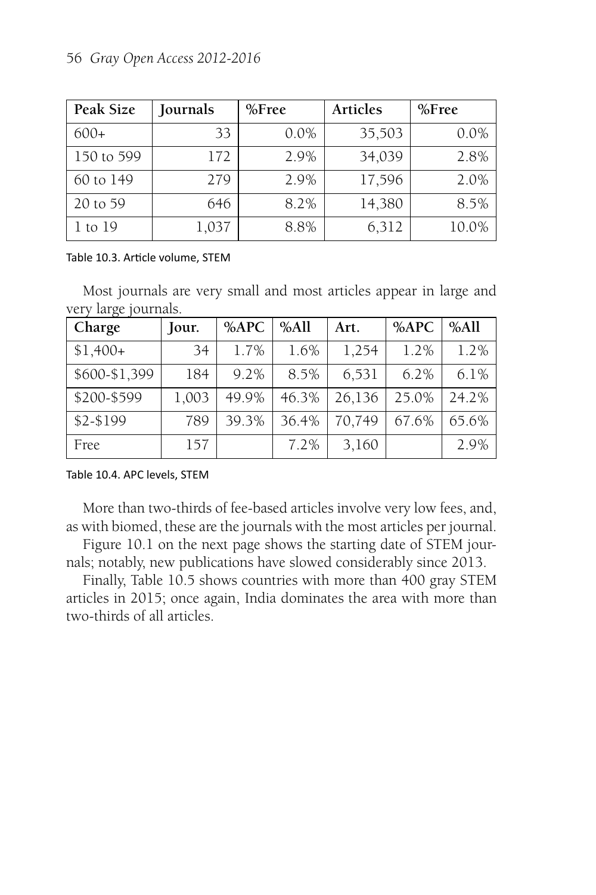| Peak Size | Journals | %Free | Articles | %Free |
|---|---|---|---|---|
| 600+ | 33 | 0.0% | 35,503 | 0.0% |
| 150 to 599 | 172 | 2.9% | 34,039 | 2.8% |
| 60 to 149 | 279 | 2.9% | 17,596 | 2.0% |
| 20 to 59 | 646 | 8.2% | 14,380 | 8.5% |
| 1 to 19 | 1,037 | 8.8% | 6,312 | 10.0% |

Table 10.3. Article volume, STEM

Most journals are very small and most articles appear in large and very large journals.

| Charge | Jour. | %APC | %All | Art. | %APC | %All |
|---|---|---|---|---|---|---|
| $1,400+ | 34 | 1.7% | 1.6% | 1,254 | 1.2% | 1.2% |
| $600-$1,399 | 184 | 9.2% | 8.5% | 6,531 | 6.2% | 6.1% |
| $200-$599 | 1,003 | 49.9% | 46.3% | 26,136 | 25.0% | 24.2% |
| $2-$199 | 789 | 39.3% | 36.4% | 70,749 | 67.6% | 65.6% |
| Free | 157 | | 7.2% | 3,160 | | 2.9% |

Table 10.4. APC levels, STEM

More than two-thirds of fee-based articles involve very low fees, and, as with biomed, these are the journals with the most articles per journal.

Figure 10.1 on the next page shows the starting date of STEM journals; notably, new publications have slowed considerably since 2013.

Finally, Table 10.5 shows countries with more than 400 gray STEM articles in 2015; once again, India dominates the area with more than two-thirds of all articles.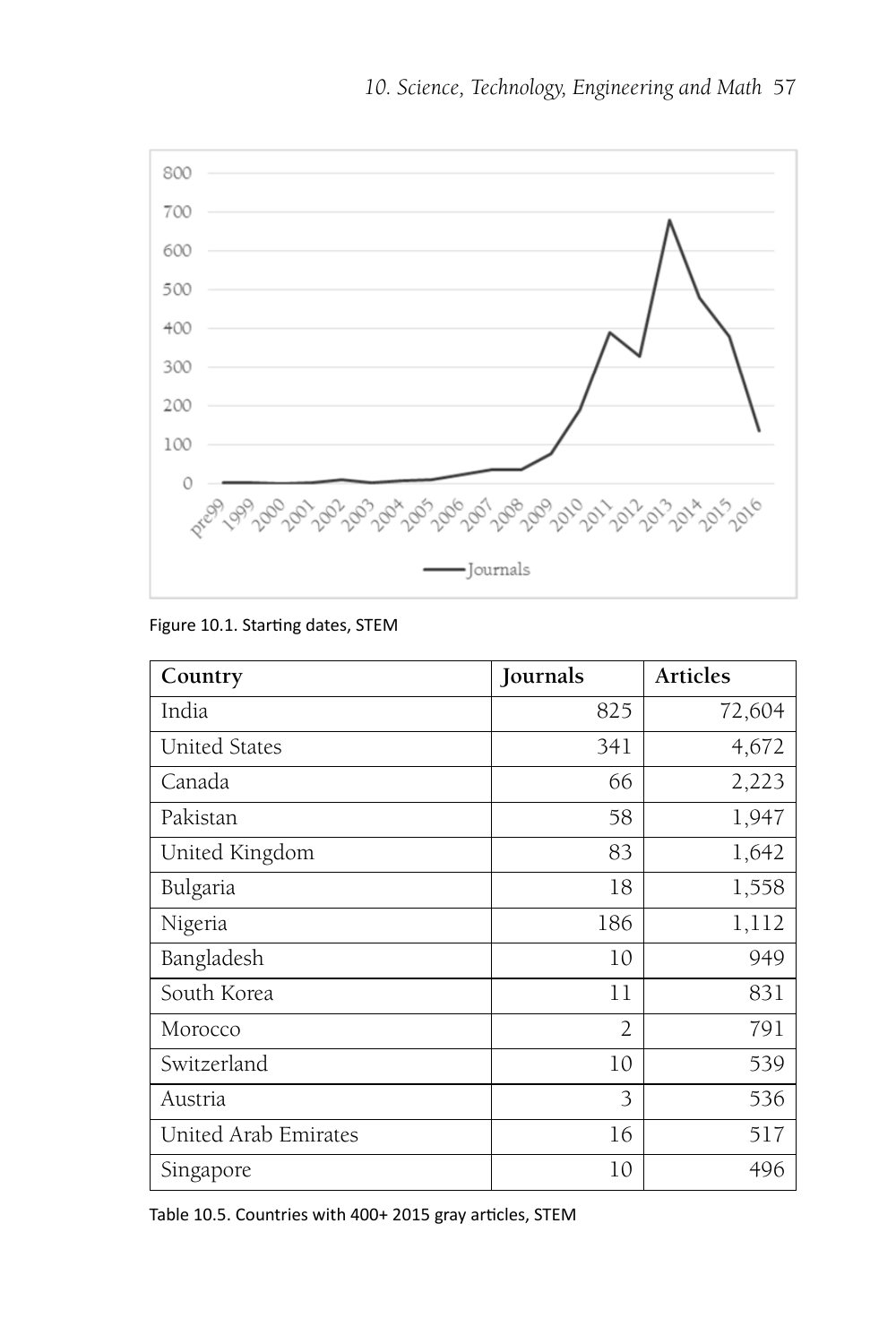Figure 10.1. Starting dates, STEM

| Country | Journals | Articles |
|---|---|---|
| India | 825 | 72,604 |
| United States | 341 | 4,672 |
| Canada | 66 | 2,223 |
| Pakistan | 58 | 1,947 |
| United Kingdom | 83 | 1,642 |
| Bulgaria | 18 | 1,558 |
| Nigeria | 186 | 1,112 |
| Bangladesh | 10 | 949 |
| South Korea | 11 | 831 |
| Morocco | 2 | 791 |
| Switzerland | 10 | 539 |
| Austria | 3 | 536 |
| United Arab Emirates | 16 | 517 |
| Singapore | 10 | 496 |

Table 10.5. Countries with 400+ 2015 gray articles, STEM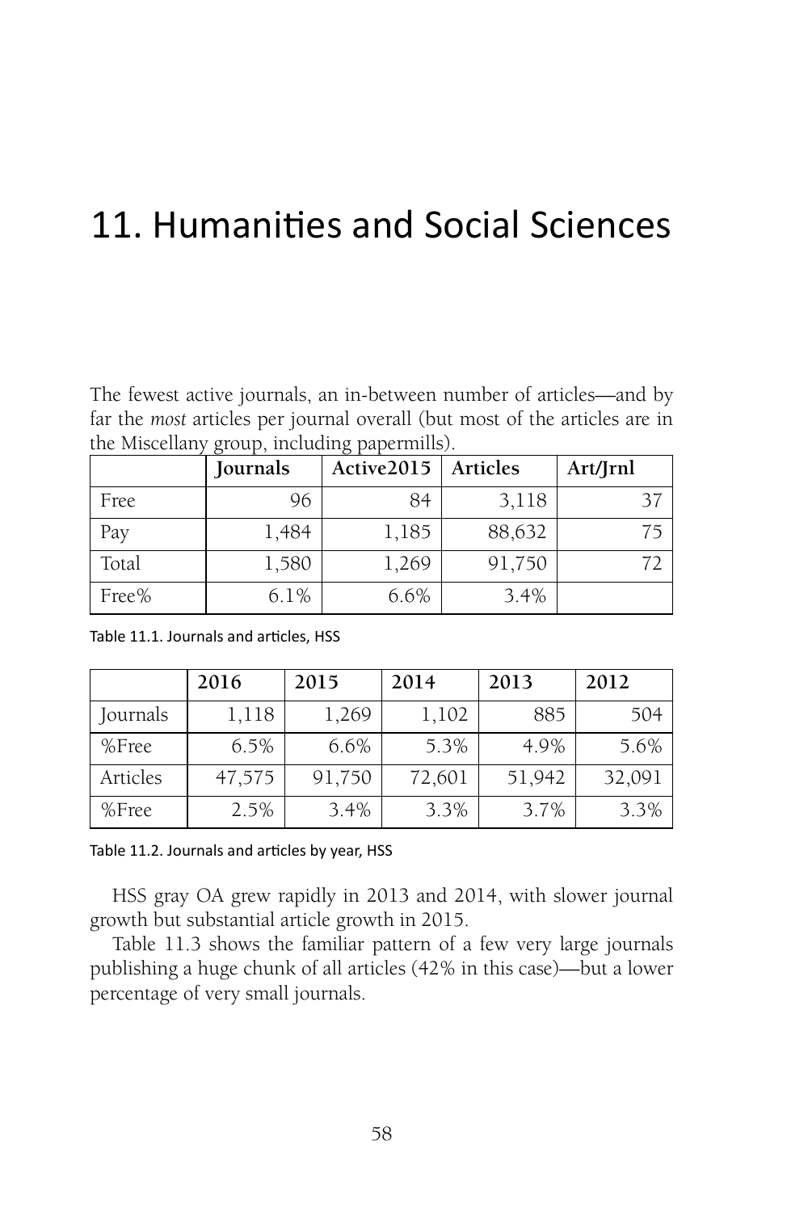# 11. Humanities and Social Sciences

The fewest active journals, an in-between number of articles—and by far the *most* articles per journal overall (but most of the articles are in the Miscellany group, including papermills).

| | **Journals** | **Active2015** | **Articles** | **Art/Jrnl** |
|---|---|---|---|---|
| Free | 96 | 84 | 3,118 | 37 |
| Pay | 1,484 | 1,185 | 88,632 | 75 |
| Total | 1,580 | 1,269 | 91,750 | 72 |
| Free% | 6.1% | 6.6% | 3.4% | |

Table 11.1. Journals and articles, HSS

| | **2016** | **2015** | **2014** | **2013** | **2012** |
|---|---|---|---|---|---|
| Journals | 1,118 | 1,269 | 1,102 | 885 | 504 |
| %Free | 6.5% | 6.6% | 5.3% | 4.9% | 5.6% |
| Articles | 47,575 | 91,750 | 72,601 | 51,942 | 32,091 |
| %Free | 2.5% | 3.4% | 3.3% | 3.7% | 3.3% |

Table 11.2. Journals and articles by year, HSS

HSS gray OA grew rapidly in 2013 and 2014, with slower journal growth but substantial article growth in 2015.

Table 11.3 shows the familiar pattern of a few very large journals publishing a huge chunk of all articles (42% in this case)—but a lower percentage of very small journals.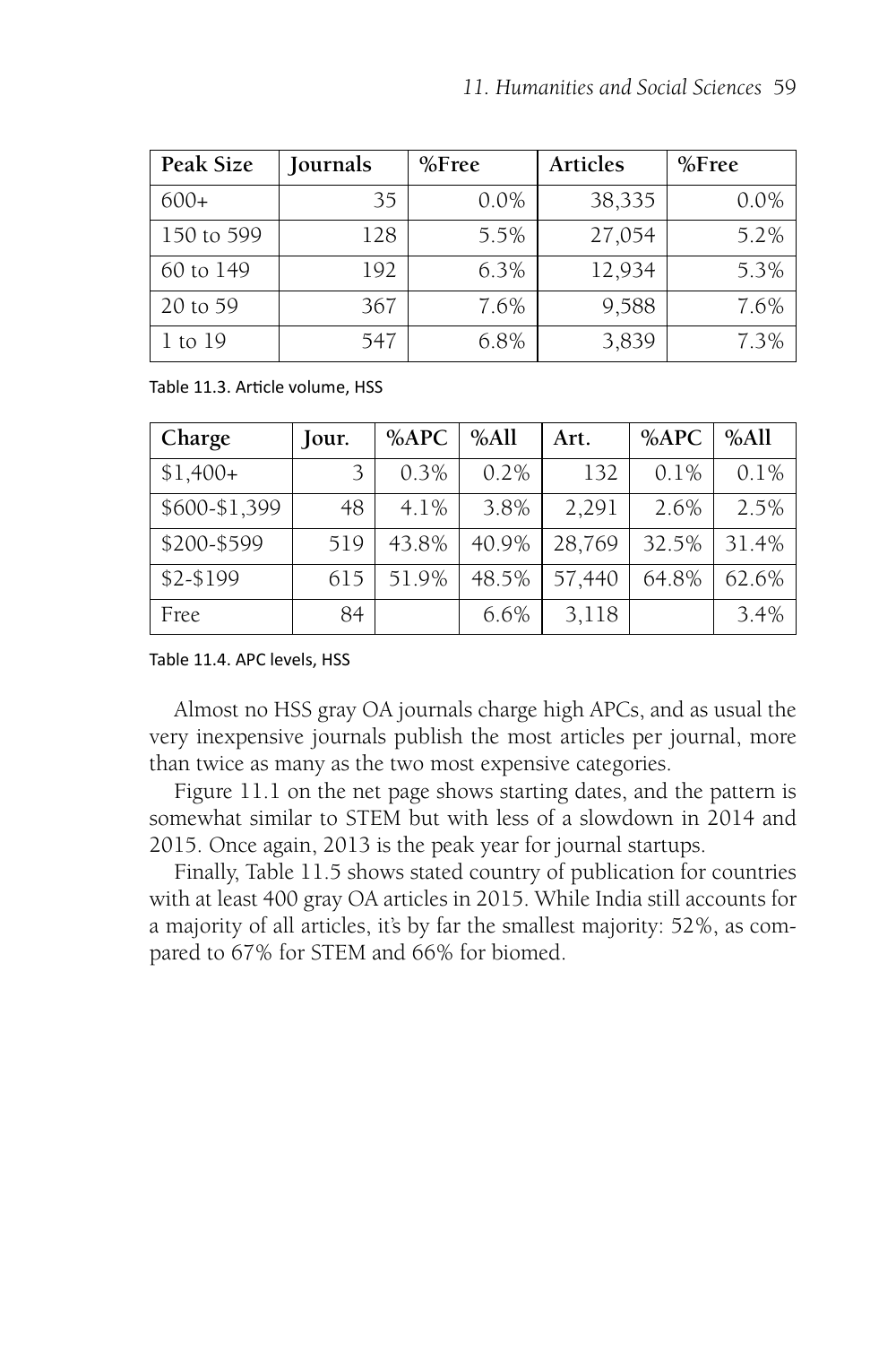| Peak Size | Journals | %Free | Articles | %Free |
|---|---|---|---|---|
| 600+ | 35 | 0.0% | 38,335 | 0.0% |
| 150 to 599 | 128 | 5.5% | 27,054 | 5.2% |
| 60 to 149 | 192 | 6.3% | 12,934 | 5.3% |
| 20 to 59 | 367 | 7.6% | 9,588 | 7.6% |
| 1 to 19 | 547 | 6.8% | 3,839 | 7.3% |

Table 11.3. Article volume, HSS

| Charge | Jour. | %APC | %All | Art. | %APC | %All |
|---|---|---|---|---|---|---|
| $1,400+ | 3 | 0.3% | 0.2% | 132 | 0.1% | 0.1% |
| $600-$1,399 | 48 | 4.1% | 3.8% | 2,291 | 2.6% | 2.5% |
| $200-$599 | 519 | 43.8% | 40.9% | 28,769 | 32.5% | 31.4% |
| $2-$199 | 615 | 51.9% | 48.5% | 57,440 | 64.8% | 62.6% |
| Free | 84 | | 6.6% | 3,118 | | 3.4% |

Table 11.4. APC levels, HSS

Almost no HSS gray OA journals charge high APCs, and as usual the very inexpensive journals publish the most articles per journal, more than twice as many as the two most expensive categories.

Figure 11.1 on the net page shows starting dates, and the pattern is somewhat similar to STEM but with less of a slowdown in 2014 and 2015. Once again, 2013 is the peak year for journal startups.

Finally, Table 11.5 shows stated country of publication for countries with at least 400 gray OA articles in 2015. While India still accounts for a majority of all articles, it's by far the smallest majority: 52%, as compared to 67% for STEM and 66% for biomed.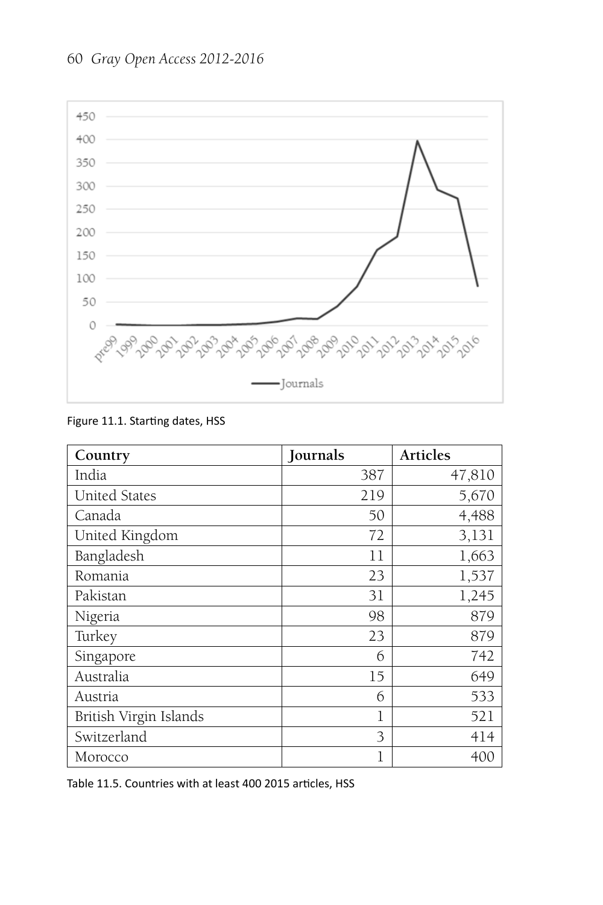Figure 11.1. Starting dates, HSS

| Country | Journals | Articles |
|---|---|---|
| India | 387 | 47,810 |
| United States | 219 | 5,670 |
| Canada | 50 | 4,488 |
| United Kingdom | 72 | 3,131 |
| Bangladesh | 11 | 1,663 |
| Romania | 23 | 1,537 |
| Pakistan | 31 | 1,245 |
| Nigeria | 98 | 879 |
| Turkey | 23 | 879 |
| Singapore | 6 | 742 |
| Australia | 15 | 649 |
| Austria | 6 | 533 |
| British Virgin Islands | 1 | 521 |
| Switzerland | 3 | 414 |
| Morocco | 1 | 400 |

Table 11.5. Countries with at least 400 2015 articles, HSS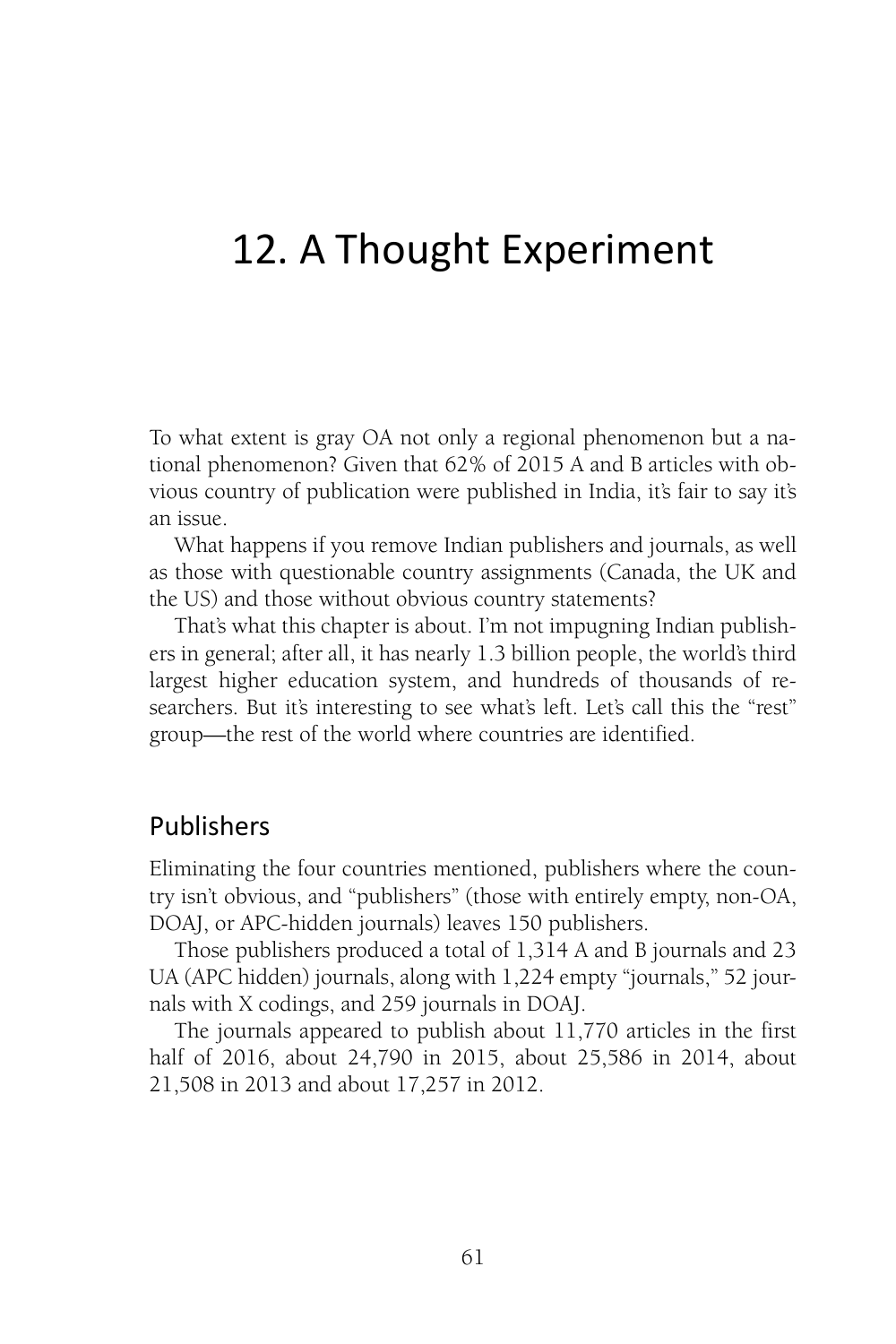# 12. A Thought Experiment

To what extent is gray OA not only a regional phenomenon but a national phenomenon? Given that 62% of 2015 A and B articles with obvious country of publication were published in India, it's fair to say it's an issue.

What happens if you remove Indian publishers and journals, as well as those with questionable country assignments (Canada, the UK and the US) and those without obvious country statements?

That's what this chapter is about. I'm not impugning Indian publishers in general; after all, it has nearly 1.3 billion people, the world's third largest higher education system, and hundreds of thousands of researchers. But it's interesting to see what's left. Let's call this the "rest" group—the rest of the world where countries are identified.

## Publishers

Eliminating the four countries mentioned, publishers where the country isn't obvious, and "publishers" (those with entirely empty, non-OA, DOAJ, or APC-hidden journals) leaves 150 publishers.

Those publishers produced a total of 1,314 A and B journals and 23 UA (APC hidden) journals, along with 1,224 empty "journals," 52 journals with X codings, and 259 journals in DOAJ.

The journals appeared to publish about 11,770 articles in the first half of 2016, about 24,790 in 2015, about 25,586 in 2014, about 21,508 in 2013 and about 17,257 in 2012.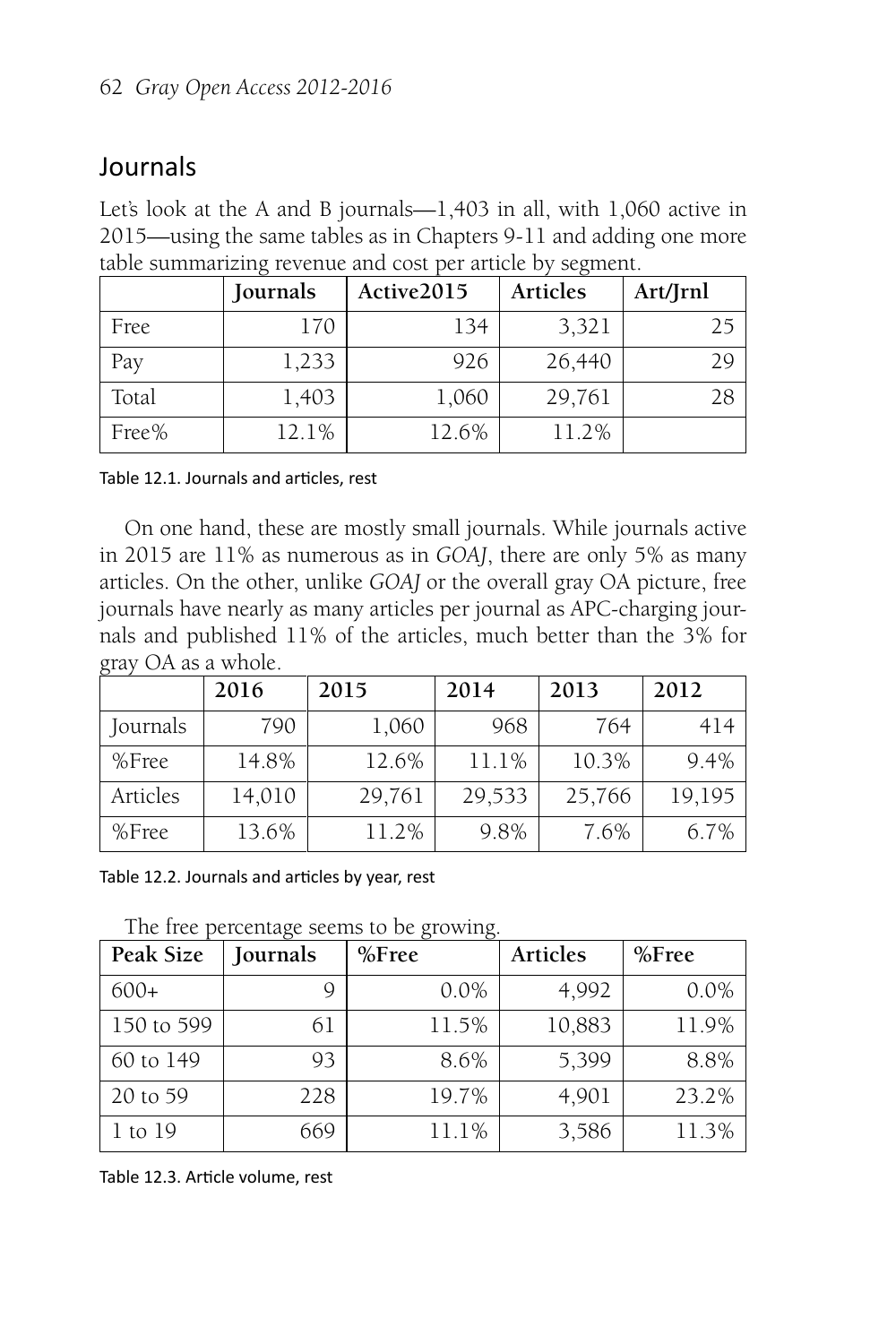## Journals

Let's look at the A and B journals—1,403 in all, with 1,060 active in 2015—using the same tables as in Chapters 9-11 and adding one more table summarizing revenue and cost per article by segment.

| | Journals | Active2015 | Articles | Art/Jrnl |
|---|---|---|---|---|
| Free | 170 | 134 | 3,321 | 25 |
| Pay | 1,233 | 926 | 26,440 | 29 |
| Total | 1,403 | 1,060 | 29,761 | 28 |
| Free% | 12.1% | 12.6% | 11.2% | |

Table 12.1. Journals and articles, rest

On one hand, these are mostly small journals. While journals active in 2015 are 11% as numerous as in *GOAJ*, there are only 5% as many articles. On the other, unlike *GOAJ* or the overall gray OA picture, free journals have nearly as many articles per journal as APC-charging journals and published 11% of the articles, much better than the 3% for gray OA as a whole.

| | 2016 | 2015 | 2014 | 2013 | 2012 |
|---|---|---|---|---|---|
| Journals | 790 | 1,060 | 968 | 764 | 414 |
| %Free | 14.8% | 12.6% | 11.1% | 10.3% | 9.4% |
| Articles | 14,010 | 29,761 | 29,533 | 25,766 | 19,195 |
| %Free | 13.6% | 11.2% | 9.8% | 7.6% | 6.7% |

Table 12.2. Journals and articles by year, rest

The free percentage seems to be growing.

| Peak Size | Journals | %Free | Articles | %Free |
|---|---|---|---|---|
| 600+ | 9 | 0.0% | 4,992 | 0.0% |
| 150 to 599 | 61 | 11.5% | 10,883 | 11.9% |
| 60 to 149 | 93 | 8.6% | 5,399 | 8.8% |
| 20 to 59 | 228 | 19.7% | 4,901 | 23.2% |
| 1 to 19 | 669 | 11.1% | 3,586 | 11.3% |

Table 12.3. Article volume, rest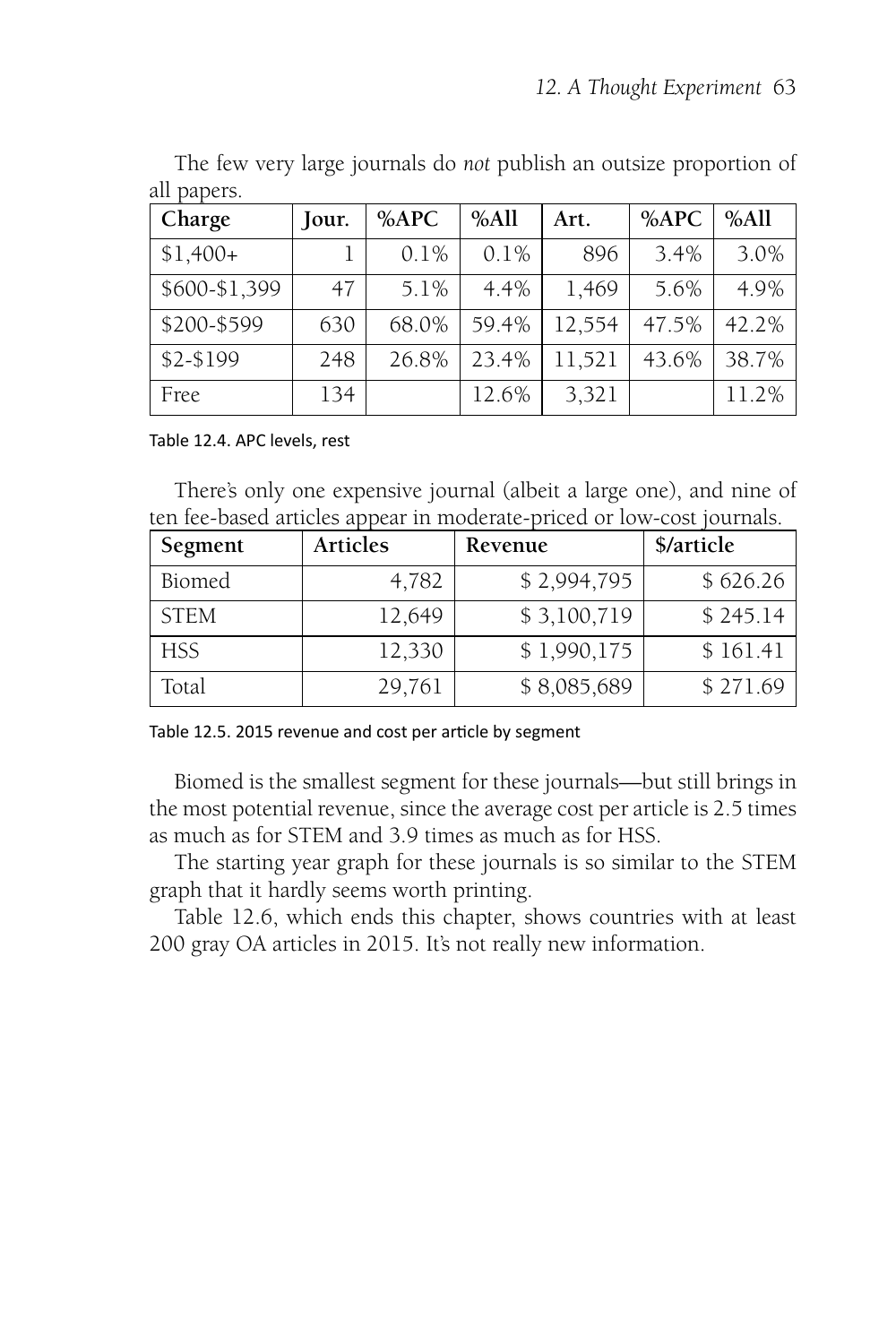The few very large journals do *not* publish an outsize proportion of all papers.

| Charge | Jour. | %APC | %All | Art. | %APC | %All |
|---|---|---|---|---|---|---|
| $1,400+ | 1 | 0.1% | 0.1% | 896 | 3.4% | 3.0% |
| $600-$1,399 | 47 | 5.1% | 4.4% | 1,469 | 5.6% | 4.9% |
| $200-$599 | 630 | 68.0% | 59.4% | 12,554 | 47.5% | 42.2% |
| $2-$199 | 248 | 26.8% | 23.4% | 11,521 | 43.6% | 38.7% |
| Free | 134 | | 12.6% | 3,321 | | 11.2% |

Table 12.4. APC levels, rest

There's only one expensive journal (albeit a large one), and nine of ten fee-based articles appear in moderate-priced or low-cost journals.

| Segment | Articles | Revenue | $/article |
|---|---|---|---|
| Biomed | 4,782 | $ 2,994,795 | $ 626.26 |
| STEM | 12,649 | $ 3,100,719 | $ 245.14 |
| HSS | 12,330 | $ 1,990,175 | $ 161.41 |
| Total | 29,761 | $ 8,085,689 | $ 271.69 |

Table 12.5. 2015 revenue and cost per article by segment

Biomed is the smallest segment for these journals—but still brings in the most potential revenue, since the average cost per article is 2.5 times as much as for STEM and 3.9 times as much as for HSS.

The starting year graph for these journals is so similar to the STEM graph that it hardly seems worth printing.

Table 12.6, which ends this chapter, shows countries with at least 200 gray OA articles in 2015. It's not really new information.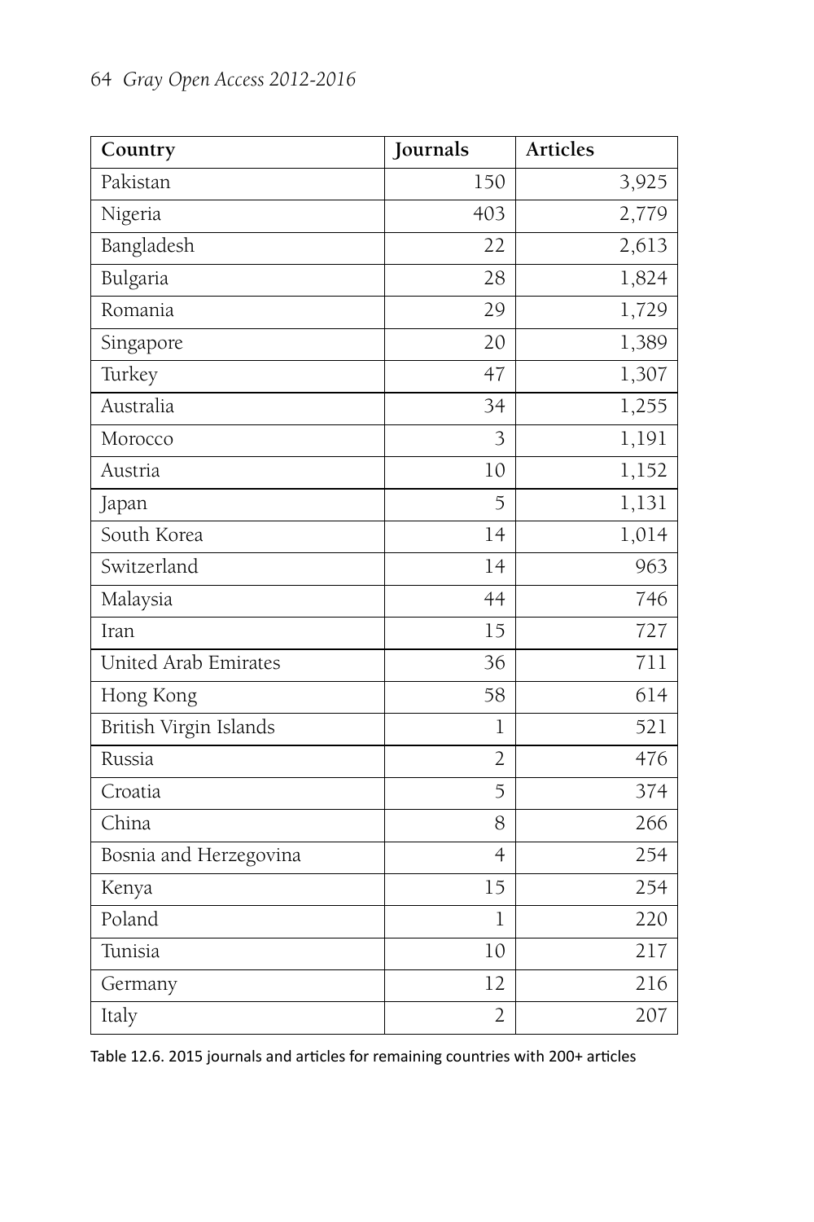| Country | Journals | Articles |
|---|---|---|
| Pakistan | 150 | 3,925 |
| Nigeria | 403 | 2,779 |
| Bangladesh | 22 | 2,613 |
| Bulgaria | 28 | 1,824 |
| Romania | 29 | 1,729 |
| Singapore | 20 | 1,389 |
| Turkey | 47 | 1,307 |
| Australia | 34 | 1,255 |
| Morocco | 3 | 1,191 |
| Austria | 10 | 1,152 |
| Japan | 5 | 1,131 |
| South Korea | 14 | 1,014 |
| Switzerland | 14 | 963 |
| Malaysia | 44 | 746 |
| Iran | 15 | 727 |
| United Arab Emirates | 36 | 711 |
| Hong Kong | 58 | 614 |
| British Virgin Islands | 1 | 521 |
| Russia | 2 | 476 |
| Croatia | 5 | 374 |
| China | 8 | 266 |
| Bosnia and Herzegovina | 4 | 254 |
| Kenya | 15 | 254 |
| Poland | 1 | 220 |
| Tunisia | 10 | 217 |
| Germany | 12 | 216 |
| Italy | 2 | 207 |

Table 12.6. 2015 journals and articles for remaining countries with 200+ articles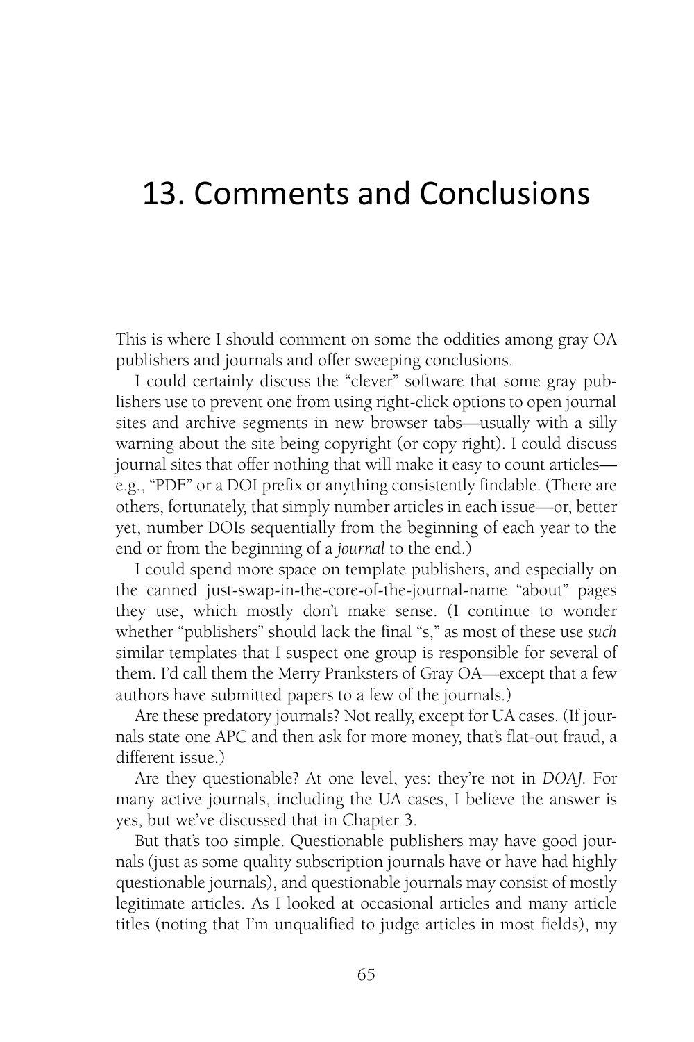# 13. Comments and Conclusions

This is where I should comment on some the oddities among gray OA publishers and journals and offer sweeping conclusions.

I could certainly discuss the "clever" software that some gray publishers use to prevent one from using right-click options to open journal sites and archive segments in new browser tabs—usually with a silly warning about the site being copyright (or copy right). I could discuss journal sites that offer nothing that will make it easy to count articles—e.g., "PDF" or a DOI prefix or anything consistently findable. (There are others, fortunately, that simply number articles in each issue—or, better yet, number DOIs sequentially from the beginning of each year to the end or from the beginning of a *journal* to the end.)

I could spend more space on template publishers, and especially on the canned just-swap-in-the-core-of-the-journal-name "about" pages they use, which mostly don't make sense. (I continue to wonder whether "publishers" should lack the final "s," as most of these use *such* similar templates that I suspect one group is responsible for several of them. I'd call them the Merry Pranksters of Gray OA—except that a few authors have submitted papers to a few of the journals.)

Are these predatory journals? Not really, except for UA cases. (If journals state one APC and then ask for more money, that's flat-out fraud, a different issue.)

Are they questionable? At one level, yes: they're not in *DOAJ*. For many active journals, including the UA cases, I believe the answer is yes, but we've discussed that in Chapter 3.

But that's too simple. Questionable publishers may have good journals (just as some quality subscription journals have or have had highly questionable journals), and questionable journals may consist of mostly legitimate articles. As I looked at occasional articles and many article titles (noting that I'm unqualified to judge articles in most fields), my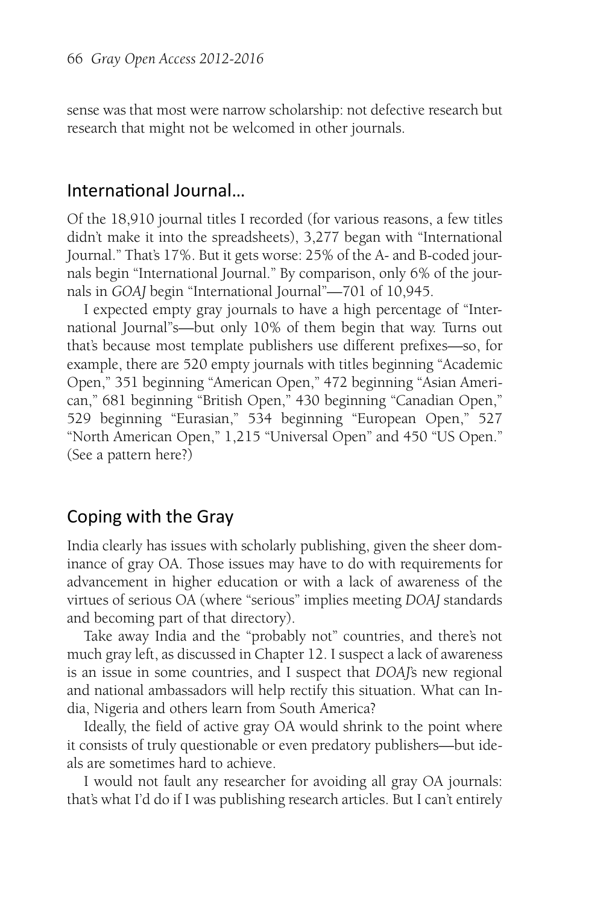sense was that most were narrow scholarship: not defective research but research that might not be welcomed in other journals.

## International Journal…

Of the 18,910 journal titles I recorded (for various reasons, a few titles didn't make it into the spreadsheets), 3,277 began with "International Journal." That's 17%. But it gets worse: 25% of the A- and B-coded journals begin "International Journal." By comparison, only 6% of the journals in *GOAJ* begin "International Journal"—701 of 10,945.

I expected empty gray journals to have a high percentage of "International Journal"s—but only 10% of them begin that way. Turns out that's because most template publishers use different prefixes—so, for example, there are 520 empty journals with titles beginning "Academic Open," 351 beginning "American Open," 472 beginning "Asian American," 681 beginning "British Open," 430 beginning "Canadian Open," 529 beginning "Eurasian," 534 beginning "European Open," 527 "North American Open," 1,215 "Universal Open" and 450 "US Open." (See a pattern here?)

## Coping with the Gray

India clearly has issues with scholarly publishing, given the sheer dominance of gray OA. Those issues may have to do with requirements for advancement in higher education or with a lack of awareness of the virtues of serious OA (where "serious" implies meeting *DOAJ* standards and becoming part of that directory).

Take away India and the "probably not" countries, and there's not much gray left, as discussed in Chapter 12. I suspect a lack of awareness is an issue in some countries, and I suspect that *DOAJ*'s new regional and national ambassadors will help rectify this situation. What can India, Nigeria and others learn from South America?

Ideally, the field of active gray OA would shrink to the point where it consists of truly questionable or even predatory publishers—but ideals are sometimes hard to achieve.

I would not fault any researcher for avoiding all gray OA journals: that's what I'd do if I was publishing research articles. But I can't entirely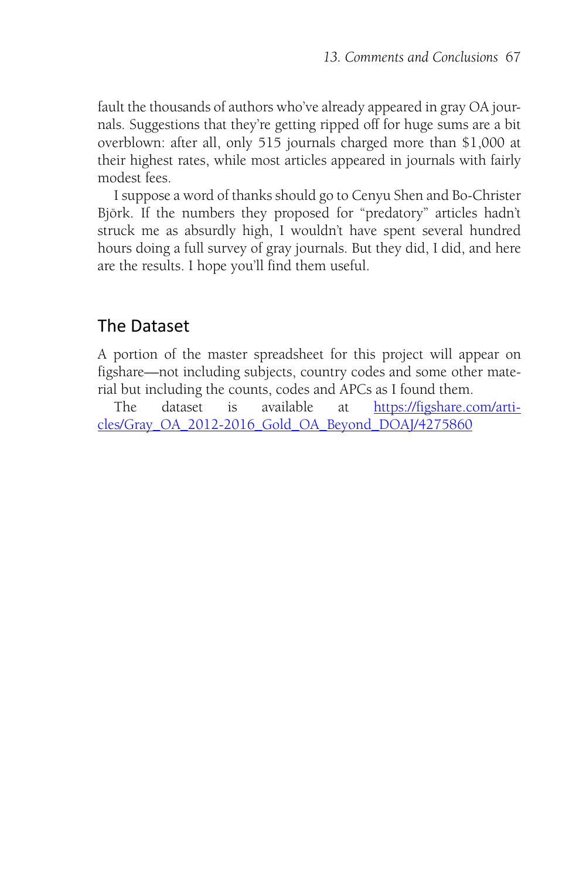fault the thousands of authors who've already appeared in gray OA journals. Suggestions that they're getting ripped off for huge sums are a bit overblown: after all, only 515 journals charged more than $1,000 at their highest rates, while most articles appeared in journals with fairly modest fees.

I suppose a word of thanks should go to Cenyu Shen and Bo-Christer Björk. If the numbers they proposed for "predatory" articles hadn't struck me as absurdly high, I wouldn't have spent several hundred hours doing a full survey of gray journals. But they did, I did, and here are the results. I hope you'll find them useful.

## The Dataset

A portion of the master spreadsheet for this project will appear on figshare—not including subjects, country codes and some other material but including the counts, codes and APCs as I found them.

The dataset is available at [https://figshare.com/articles/Gray_OA_2012-2016_Gold_OA_Beyond_DOAJ/4275860](https://figshare.com/articles/Gray_OA_2012-2016_Gold_OA_Beyond_DOAJ/4275860)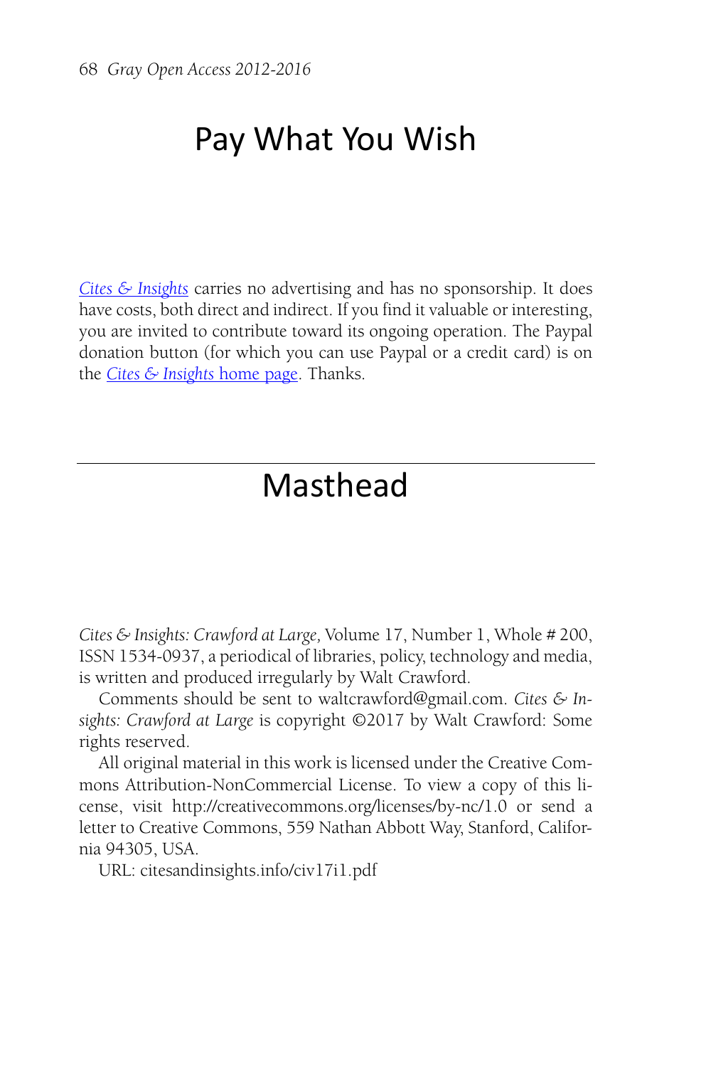# Pay What You Wish

*Cites & Insights* carries no advertising and has no sponsorship. It does have costs, both direct and indirect. If you find it valuable or interesting, you are invited to contribute toward its ongoing operation. The Paypal donation button (for which you can use Paypal or a credit card) is on the *Cites & Insights* home page. Thanks.

# Masthead

*Cites & Insights: Crawford at Large,* Volume 17, Number 1, Whole # 200, ISSN 1534-0937, a periodical of libraries, policy, technology and media, is written and produced irregularly by Walt Crawford.

Comments should be sent to waltcrawford@gmail.com. *Cites & Insights: Crawford at Large* is copyright ©2017 by Walt Crawford: Some rights reserved.

All original material in this work is licensed under the Creative Commons Attribution-NonCommercial License. To view a copy of this license, visit http://creativecommons.org/licenses/by-nc/1.0 or send a letter to Creative Commons, 559 Nathan Abbott Way, Stanford, California 94305, USA.

URL: citesandinsights.info/civ17i1.pdf